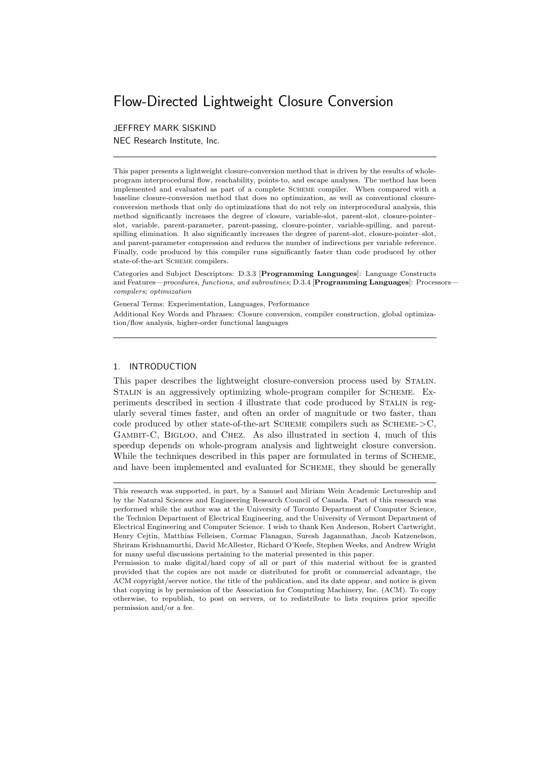# Flow-Directed Lightweight Closure Conversion

JEFFREY MARK SISKIND

NEC Research Institute, Inc.

---

This paper presents a lightweight closure-conversion method that is driven by the results of whole-program interprocedural flow, reachability, points-to, and escape analyses. The method has been implemented and evaluated as part of a complete SCHEME compiler. When compared with a baseline closure-conversion method that does no optimization, as well as conventional closure-conversion methods that only do optimizations that do not rely on interprocedural analysis, this method significantly increases the degree of closure, variable-slot, parent-slot, closure-pointer–slot, variable, parent-parameter, parent-passing, closure-pointer, variable-spilling, and parent-spilling elimination. It also significantly increases the degree of parent-slot, closure-pointer–slot, and parent-parameter compression and reduces the number of indirections per variable reference. Finally, code produced by this compiler runs significantly faster than code produced by other state-of-the-art SCHEME compilers.

Categories and Subject Descriptors: D.3.3 [**Programming Languages**]: Language Constructs and Features—*procedures, functions, and subroutines*; D.3.4 [**Programming Languages**]: Processors—*compilers*; *optimization*

General Terms: Experimentation, Languages, Performance

Additional Key Words and Phrases: Closure conversion, compiler construction, global optimization/flow analysis, higher-order functional languages

---

## 1. INTRODUCTION

This paper describes the lightweight closure-conversion process used by STALIN. STALIN is an aggressively optimizing whole-program compiler for SCHEME. Experiments described in section 4 illustrate that code produced by STALIN is regularly several times faster, and often an order of magnitude or two faster, than code produced by other state-of-the-art SCHEME compilers such as SCHEME->C, GAMBIT-C, BIGLOO, and CHEZ. As also illustrated in section 4, much of this speedup depends on whole-program analysis and lightweight closure conversion. While the techniques described in this paper are formulated in terms of SCHEME, and have been implemented and evaluated for SCHEME, they should be generally

---

This research was supported, in part, by a Samuel and Miriam Wein Academic Lectureship and by the Natural Sciences and Engineering Research Council of Canada. Part of this research was performed while the author was at the University of Toronto Department of Computer Science, the Technion Department of Electrical Engineering, and the University of Vermont Department of Electrical Engineering and Computer Science. I wish to thank Ken Anderson, Robert Cartwright, Henry Cejtin, Matthias Felleisen, Cormac Flanagan, Suresh Jagannathan, Jacob Katzenelson, Shriram Krishnamurthi, David McAllester, Richard O'Keefe, Stephen Weeks, and Andrew Wright for many useful discussions pertaining to the material presented in this paper.

Permission to make digital/hard copy of all or part of this material without fee is granted provided that the copies are not made or distributed for profit or commercial advantage, the ACM copyright/server notice, the title of the publication, and its date appear, and notice is given that copying is by permission of the Association for Computing Machinery, Inc. (ACM). To copy otherwise, to republish, to post on servers, or to redistribute to lists requires prior specific permission and/or a fee.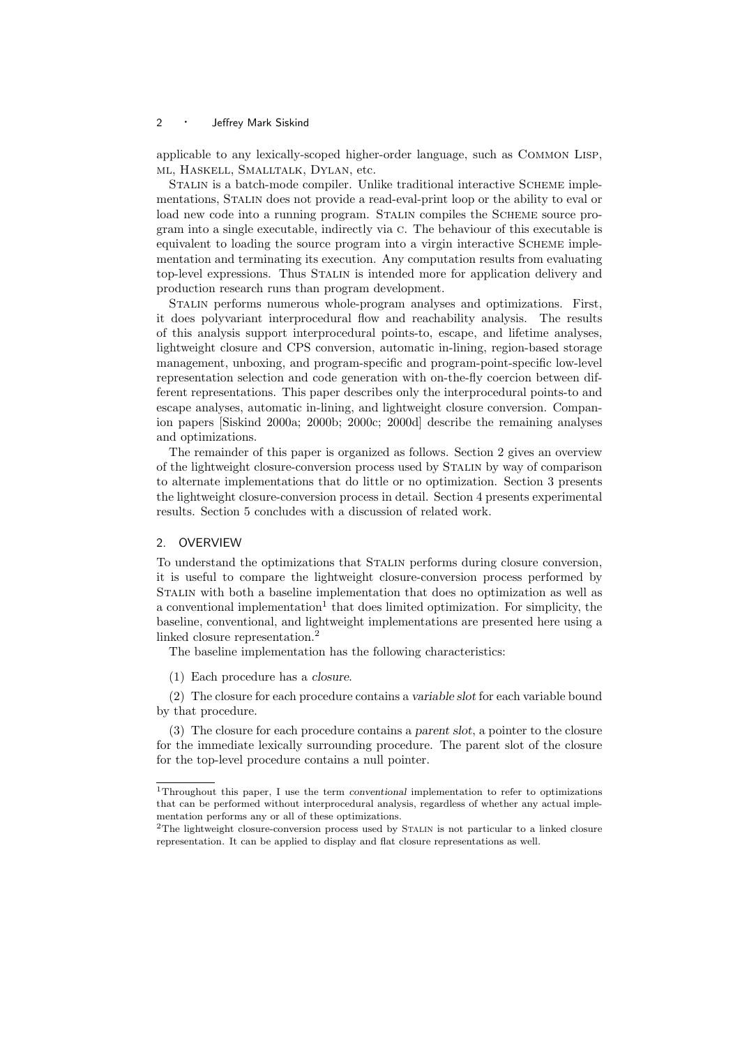applicable to any lexically-scoped higher-order language, such as Common Lisp, ml, Haskell, Smalltalk, Dylan, etc.

Stalin is a batch-mode compiler. Unlike traditional interactive Scheme implementations, Stalin does not provide a read-eval-print loop or the ability to eval or load new code into a running program. Stalin compiles the Scheme source program into a single executable, indirectly via c. The behaviour of this executable is equivalent to loading the source program into a virgin interactive Scheme implementation and terminating its execution. Any computation results from evaluating top-level expressions. Thus Stalin is intended more for application delivery and production research runs than program development.

Stalin performs numerous whole-program analyses and optimizations. First, it does polyvariant interprocedural flow and reachability analysis. The results of this analysis support interprocedural points-to, escape, and lifetime analyses, lightweight closure and CPS conversion, automatic in-lining, region-based storage management, unboxing, and program-specific and program-point-specific low-level representation selection and code generation with on-the-fly coercion between different representations. This paper describes only the interprocedural points-to and escape analyses, automatic in-lining, and lightweight closure conversion. Companion papers [Siskind 2000a; 2000b; 2000c; 2000d] describe the remaining analyses and optimizations.

The remainder of this paper is organized as follows. Section 2 gives an overview of the lightweight closure-conversion process used by Stalin by way of comparison to alternate implementations that do little or no optimization. Section 3 presents the lightweight closure-conversion process in detail. Section 4 presents experimental results. Section 5 concludes with a discussion of related work.

## 2. OVERVIEW

To understand the optimizations that Stalin performs during closure conversion, it is useful to compare the lightweight closure-conversion process performed by Stalin with both a baseline implementation that does no optimization as well as a conventional implementation[1] that does limited optimization. For simplicity, the baseline, conventional, and lightweight implementations are presented here using a linked closure representation.[2]

The baseline implementation has the following characteristics:

(1) Each procedure has a *closure*.

(2) The closure for each procedure contains a *variable slot* for each variable bound by that procedure.

(3) The closure for each procedure contains a *parent slot*, a pointer to the closure for the immediate lexically surrounding procedure. The parent slot of the closure for the top-level procedure contains a null pointer.

---

[1] Throughout this paper, I use the term *conventional* implementation to refer to optimizations that can be performed without interprocedural analysis, regardless of whether any actual implementation performs any or all of these optimizations.

[2] The lightweight closure-conversion process used by Stalin is not particular to a linked closure representation. It can be applied to display and flat closure representations as well.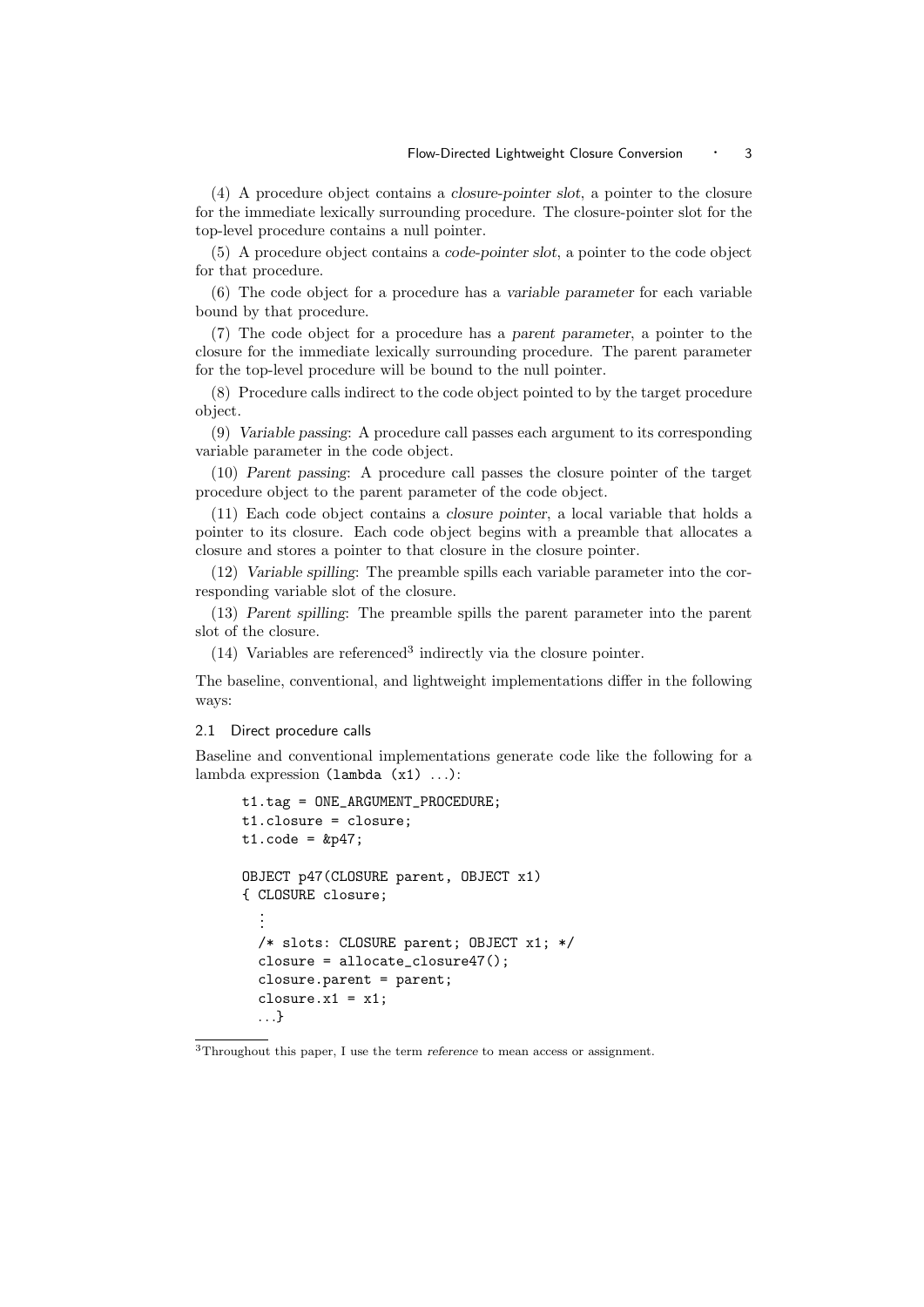(4) A procedure object contains a *closure-pointer slot*, a pointer to the closure for the immediate lexically surrounding procedure. The closure-pointer slot for the top-level procedure contains a null pointer.

(5) A procedure object contains a *code-pointer slot*, a pointer to the code object for that procedure.

(6) The code object for a procedure has a *variable parameter* for each variable bound by that procedure.

(7) The code object for a procedure has a *parent parameter*, a pointer to the closure for the immediate lexically surrounding procedure. The parent parameter for the top-level procedure will be bound to the null pointer.

(8) Procedure calls indirect to the code object pointed to by the target procedure object.

(9) *Variable passing*: A procedure call passes each argument to its corresponding variable parameter in the code object.

(10) *Parent passing*: A procedure call passes the closure pointer of the target procedure object to the parent parameter of the code object.

(11) Each code object contains a *closure pointer*, a local variable that holds a pointer to its closure. Each code object begins with a preamble that allocates a closure and stores a pointer to that closure in the closure pointer.

(12) *Variable spilling*: The preamble spills each variable parameter into the corresponding variable slot of the closure.

(13) *Parent spilling*: The preamble spills the parent parameter into the parent slot of the closure.

(14) Variables are referenced[3] indirectly via the closure pointer.

The baseline, conventional, and lightweight implementations differ in the following ways:

### 2.1 Direct procedure calls

Baseline and conventional implementations generate code like the following for a lambda expression `(lambda (x1) ...)`:

```
t1.tag = ONE_ARGUMENT_PROCEDURE;
t1.closure = closure;
t1.code = &p47;

OBJECT p47(CLOSURE parent, OBJECT x1)
{ CLOSURE closure;
  ⋮
  /* slots: CLOSURE parent; OBJECT x1; */
  closure = allocate_closure47();
  closure.parent = parent;
  closure.x1 = x1;
  ...}
```

[3] Throughout this paper, I use the term *reference* to mean access or assignment.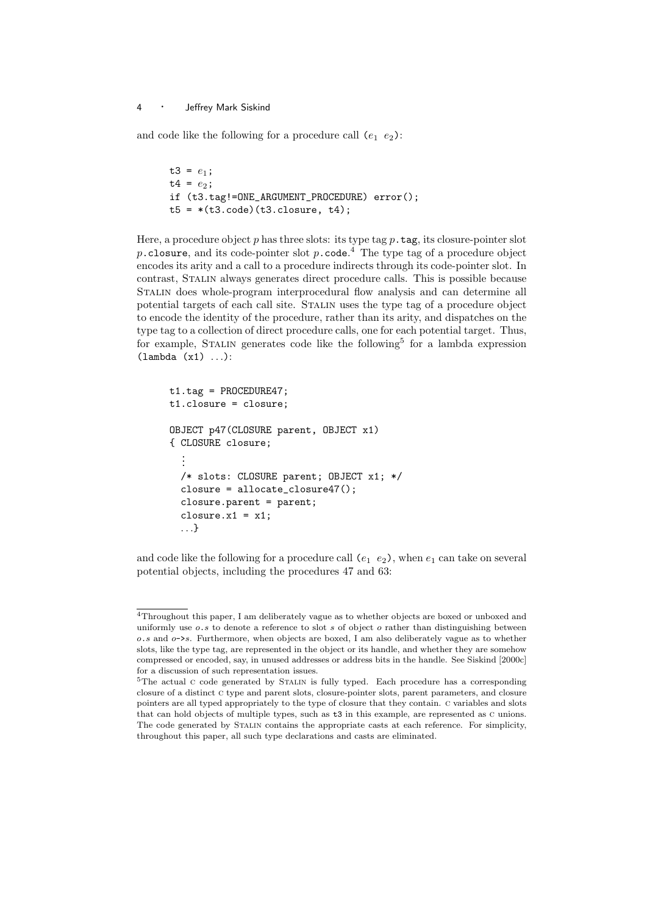and code like the following for a procedure call ($e_1$ $e_2$):

```
t3 = e1;
t4 = e2;
if (t3.tag!=ONE_ARGUMENT_PROCEDURE) error();
t5 = *(t3.code)(t3.closure, t4);
```

Here, a procedure object $p$ has three slots: its type tag $p$.tag, its closure-pointer slot $p$.closure, and its code-pointer slot $p$.code.[4] The type tag of a procedure object encodes its arity and a call to a procedure indirects through its code-pointer slot. In contrast, Stalin always generates direct procedure calls. This is possible because Stalin does whole-program interprocedural flow analysis and can determine all potential targets of each call site. Stalin uses the type tag of a procedure object to encode the identity of the procedure, rather than its arity, and dispatches on the type tag to a collection of direct procedure calls, one for each potential target. Thus, for example, Stalin generates code like the following[5] for a lambda expression (lambda (x1) ...):

```
t1.tag = PROCEDURE47;
t1.closure = closure;

OBJECT p47(CLOSURE parent, OBJECT x1)
{ CLOSURE closure;
  ⋮
  /* slots: CLOSURE parent; OBJECT x1; */
  closure = allocate_closure47();
  closure.parent = parent;
  closure.x1 = x1;
  ...}
```

and code like the following for a procedure call ($e_1$ $e_2$), when $e_1$ can take on several potential objects, including the procedures 47 and 63:

---

[4] Throughout this paper, I am deliberately vague as to whether objects are boxed or unboxed and uniformly use $o.s$ to denote a reference to slot $s$ of object $o$ rather than distinguishing between $o.s$ and $o$->$s$. Furthermore, when objects are boxed, I am also deliberately vague as to whether slots, like the type tag, are represented in the object or its handle, and whether they are somehow compressed or encoded, say, in unused addresses or address bits in the handle. See Siskind [2000c] for a discussion of such representation issues.

[5] The actual C code generated by Stalin is fully typed. Each procedure has a corresponding closure of a distinct C type and parent slots, closure-pointer slots, parent parameters, and closure pointers are all typed appropriately to the type of closure that they contain. C variables and slots that can hold objects of multiple types, such as t3 in this example, are represented as C unions. The code generated by Stalin contains the appropriate casts at each reference. For simplicity, throughout this paper, all such type declarations and casts are eliminated.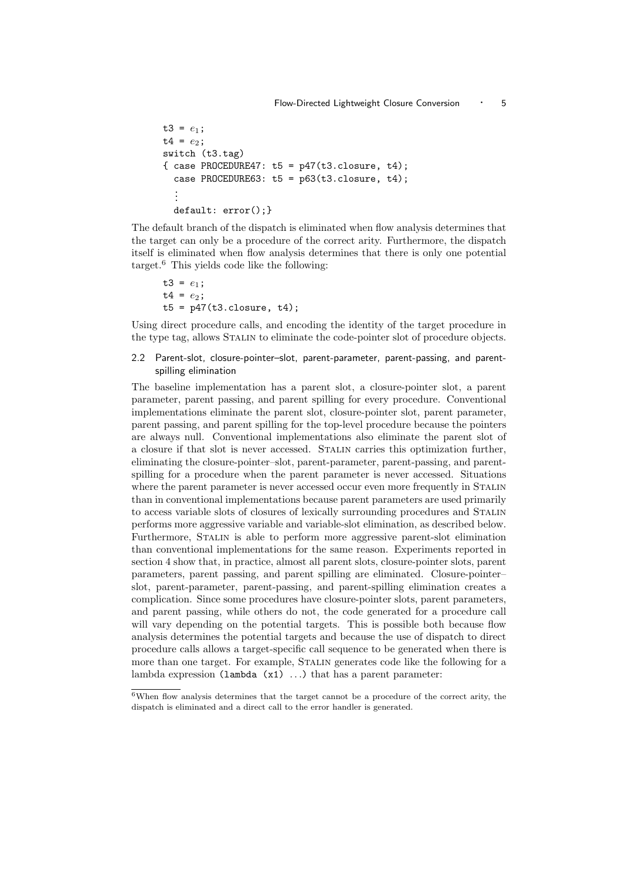```
t3 = e1;
t4 = e2;
switch (t3.tag)
{ case PROCEDURE47: t5 = p47(t3.closure, t4);
  case PROCEDURE63: t5 = p63(t3.closure, t4);
  ⋮
  default: error();}
```

The default branch of the dispatch is eliminated when flow analysis determines that the target can only be a procedure of the correct arity. Furthermore, the dispatch itself is eliminated when flow analysis determines that there is only one potential target.[6] This yields code like the following:

```
t3 = e1;
t4 = e2;
t5 = p47(t3.closure, t4);
```

Using direct procedure calls, and encoding the identity of the target procedure in the type tag, allows Stalin to eliminate the code-pointer slot of procedure objects.

## 2.2 Parent-slot, closure-pointer–slot, parent-parameter, parent-passing, and parent-spilling elimination

The baseline implementation has a parent slot, a closure-pointer slot, a parent parameter, parent passing, and parent spilling for every procedure. Conventional implementations eliminate the parent slot, closure-pointer slot, parent parameter, parent passing, and parent spilling for the top-level procedure because the pointers are always null. Conventional implementations also eliminate the parent slot of a closure if that slot is never accessed. Stalin carries this optimization further, eliminating the closure-pointer–slot, parent-parameter, parent-passing, and parent-spilling for a procedure when the parent parameter is never accessed. Situations where the parent parameter is never accessed occur even more frequently in Stalin than in conventional implementations because parent parameters are used primarily to access variable slots of closures of lexically surrounding procedures and Stalin performs more aggressive variable and variable-slot elimination, as described below. Furthermore, Stalin is able to perform more aggressive parent-slot elimination than conventional implementations for the same reason. Experiments reported in section 4 show that, in practice, almost all parent slots, closure-pointer slots, parent parameters, parent passing, and parent spilling are eliminated. Closure-pointer–slot, parent-parameter, parent-passing, and parent-spilling elimination creates a complication. Since some procedures have closure-pointer slots, parent parameters, and parent passing, while others do not, the code generated for a procedure call will vary depending on the potential targets. This is possible both because flow analysis determines the potential targets and because the use of dispatch to direct procedure calls allows a target-specific call sequence to be generated when there is more than one target. For example, Stalin generates code like the following for a lambda expression `(lambda (x1) ...)` that has a parent parameter:

---

[6] When flow analysis determines that the target cannot be a procedure of the correct arity, the dispatch is eliminated and a direct call to the error handler is generated.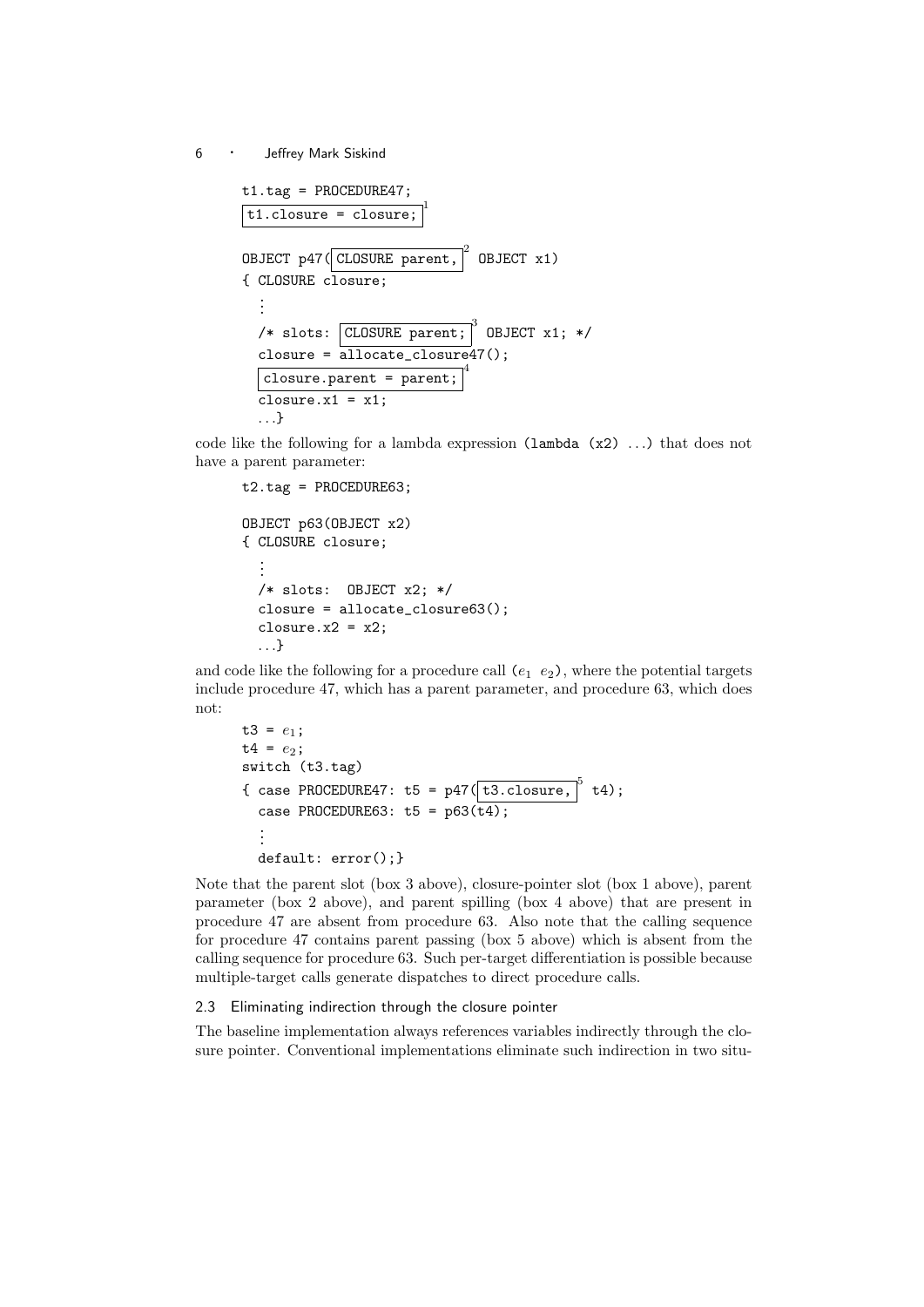```
t1.tag = PROCEDURE47;
t1.closure = closure;        [1]

OBJECT p47( CLOSURE parent, [2] OBJECT x1)
{ CLOSURE closure;
  ⋮
  /* slots: CLOSURE parent; [3] OBJECT x1; */
  closure = allocate_closure47();
  closure.parent = parent;   [4]
  closure.x1 = x1;
  ...}
```

code like the following for a lambda expression (lambda (x2) ...) that does not have a parent parameter:

```
t2.tag = PROCEDURE63;

OBJECT p63(OBJECT x2)
{ CLOSURE closure;
  ⋮
  /* slots:  OBJECT x2; */
  closure = allocate_closure63();
  closure.x2 = x2;
  ...}
```

and code like the following for a procedure call ($e_1$ $e_2$), where the potential targets include procedure 47, which has a parent parameter, and procedure 63, which does not:

```
t3 = e1;
t4 = e2;
switch (t3.tag)
{ case PROCEDURE47: t5 = p47( t3.closure, [5] t4);
  case PROCEDURE63: t5 = p63(t4);
  ⋮
  default: error();}
```

Note that the parent slot (box 3 above), closure-pointer slot (box 1 above), parent parameter (box 2 above), and parent spilling (box 4 above) that are present in procedure 47 are absent from procedure 63. Also note that the calling sequence for procedure 47 contains parent passing (box 5 above) which is absent from the calling sequence for procedure 63. Such per-target differentiation is possible because multiple-target calls generate dispatches to direct procedure calls.

### 2.3 Eliminating indirection through the closure pointer

The baseline implementation always references variables indirectly through the closure pointer. Conventional implementations eliminate such indirection in two situ-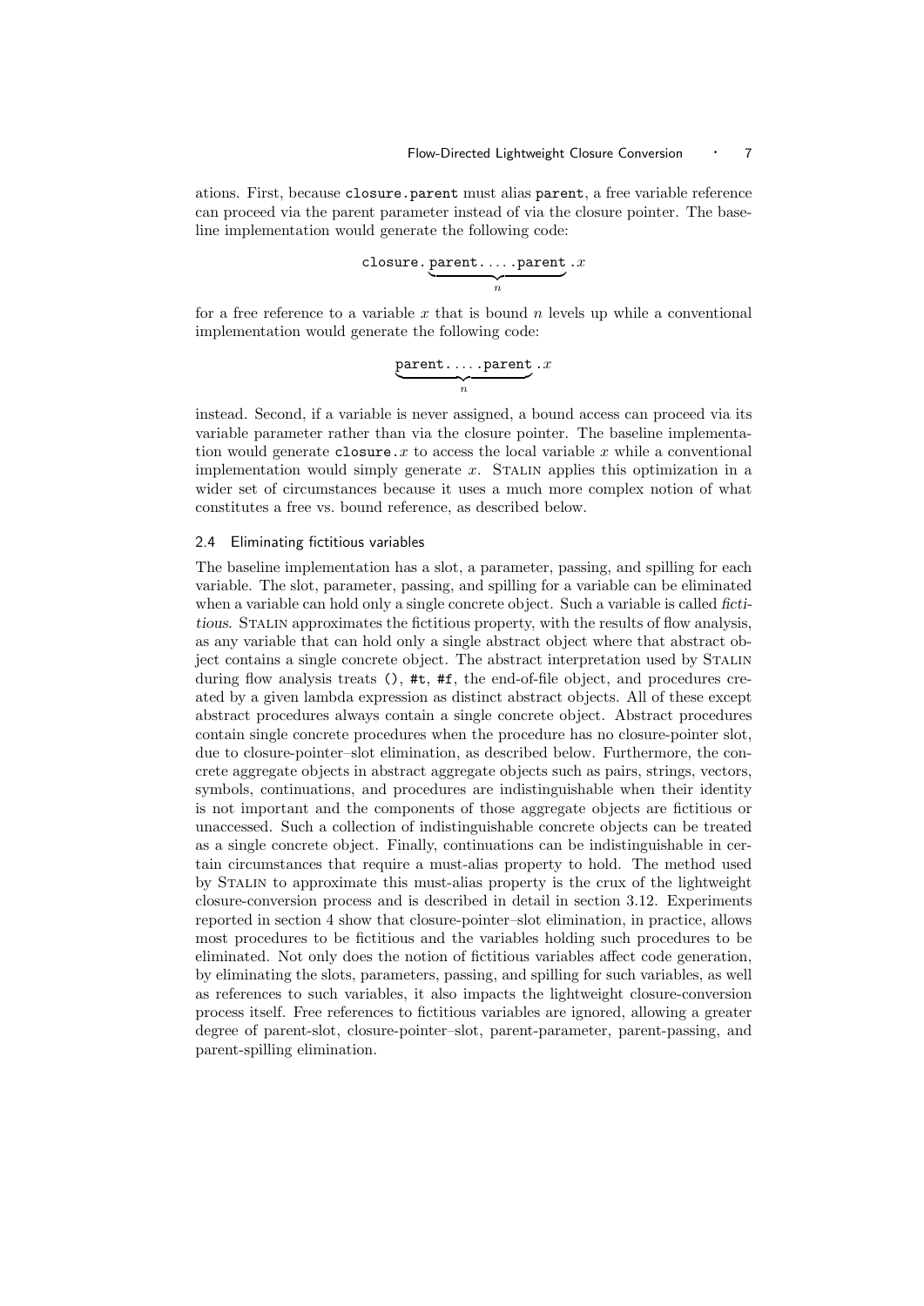ations. First, because closure.parent must alias parent, a free variable reference can proceed via the parent parameter instead of via the closure pointer. The baseline implementation would generate the following code:

$$\texttt{closure.}\underbrace{\texttt{parent.}\ldots\texttt{.parent}}_{n}.x$$

for a free reference to a variable $x$ that is bound $n$ levels up while a conventional implementation would generate the following code:

$$\underbrace{\texttt{parent.}\ldots\texttt{.parent}}_{n}.x$$

instead. Second, if a variable is never assigned, a bound access can proceed via its variable parameter rather than via the closure pointer. The baseline implementation would generate closure.$x$ to access the local variable $x$ while a conventional implementation would simply generate $x$. Stalin applies this optimization in a wider set of circumstances because it uses a much more complex notion of what constitutes a free vs. bound reference, as described below.

### 2.4 Eliminating fictitious variables

The baseline implementation has a slot, a parameter, passing, and spilling for each variable. The slot, parameter, passing, and spilling for a variable can be eliminated when a variable can hold only a single concrete object. Such a variable is called *fictitious*. Stalin approximates the fictitious property, with the results of flow analysis, as any variable that can hold only a single abstract object where that abstract object contains a single concrete object. The abstract interpretation used by Stalin during flow analysis treats `()`, `#t`, `#f`, the end-of-file object, and procedures created by a given lambda expression as distinct abstract objects. All of these except abstract procedures always contain a single concrete object. Abstract procedures contain single concrete procedures when the procedure has no closure-pointer slot, due to closure-pointer–slot elimination, as described below. Furthermore, the concrete aggregate objects in abstract aggregate objects such as pairs, strings, vectors, symbols, continuations, and procedures are indistinguishable when their identity is not important and the components of those aggregate objects are fictitious or unaccessed. Such a collection of indistinguishable concrete objects can be treated as a single concrete object. Finally, continuations can be indistinguishable in certain circumstances that require a must-alias property to hold. The method used by Stalin to approximate this must-alias property is the crux of the lightweight closure-conversion process and is described in detail in section 3.12. Experiments reported in section 4 show that closure-pointer–slot elimination, in practice, allows most procedures to be fictitious and the variables holding such procedures to be eliminated. Not only does the notion of fictitious variables affect code generation, by eliminating the slots, parameters, passing, and spilling for such variables, as well as references to such variables, it also impacts the lightweight closure-conversion process itself. Free references to fictitious variables are ignored, allowing a greater degree of parent-slot, closure-pointer–slot, parent-parameter, parent-passing, and parent-spilling elimination.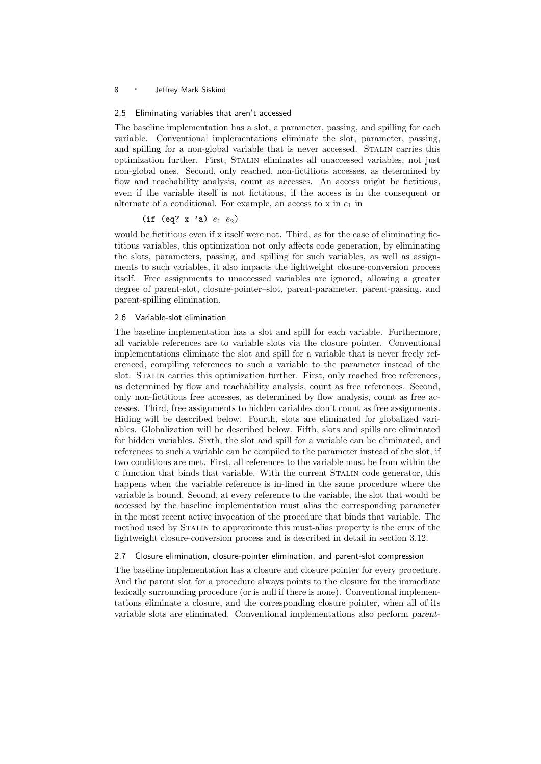### 2.5 Eliminating variables that aren't accessed

The baseline implementation has a slot, a parameter, passing, and spilling for each variable. Conventional implementations eliminate the slot, parameter, passing, and spilling for a non-global variable that is never accessed. STALIN carries this optimization further. First, STALIN eliminates all unaccessed variables, not just non-global ones. Second, only reached, non-fictitious accesses, as determined by flow and reachability analysis, count as accesses. An access might be fictitious, even if the variable itself is not fictitious, if the access is in the consequent or alternate of a conditional. For example, an access to `x` in $e_1$ in

```
(if (eq? x 'a) e1 e2)
```

would be fictitious even if `x` itself were not. Third, as for the case of eliminating fictitious variables, this optimization not only affects code generation, by eliminating the slots, parameters, passing, and spilling for such variables, as well as assignments to such variables, it also impacts the lightweight closure-conversion process itself. Free assignments to unaccessed variables are ignored, allowing a greater degree of parent-slot, closure-pointer–slot, parent-parameter, parent-passing, and parent-spilling elimination.

### 2.6 Variable-slot elimination

The baseline implementation has a slot and spill for each variable. Furthermore, all variable references are to variable slots via the closure pointer. Conventional implementations eliminate the slot and spill for a variable that is never freely referenced, compiling references to such a variable to the parameter instead of the slot. STALIN carries this optimization further. First, only reached free references, as determined by flow and reachability analysis, count as free references. Second, only non-fictitious free accesses, as determined by flow analysis, count as free accesses. Third, free assignments to hidden variables don't count as free assignments. Hiding will be described below. Fourth, slots are eliminated for globalized variables. Globalization will be described below. Fifth, slots and spills are eliminated for hidden variables. Sixth, the slot and spill for a variable can be eliminated, and references to such a variable can be compiled to the parameter instead of the slot, if two conditions are met. First, all references to the variable must be from within the C function that binds that variable. With the current STALIN code generator, this happens when the variable reference is in-lined in the same procedure where the variable is bound. Second, at every reference to the variable, the slot that would be accessed by the baseline implementation must alias the corresponding parameter in the most recent active invocation of the procedure that binds that variable. The method used by STALIN to approximate this must-alias property is the crux of the lightweight closure-conversion process and is described in detail in section 3.12.

### 2.7 Closure elimination, closure-pointer elimination, and parent-slot compression

The baseline implementation has a closure and closure pointer for every procedure. And the parent slot for a procedure always points to the closure for the immediate lexically surrounding procedure (or is null if there is none). Conventional implementations eliminate a closure, and the corresponding closure pointer, when all of its variable slots are eliminated. Conventional implementations also perform *parent-*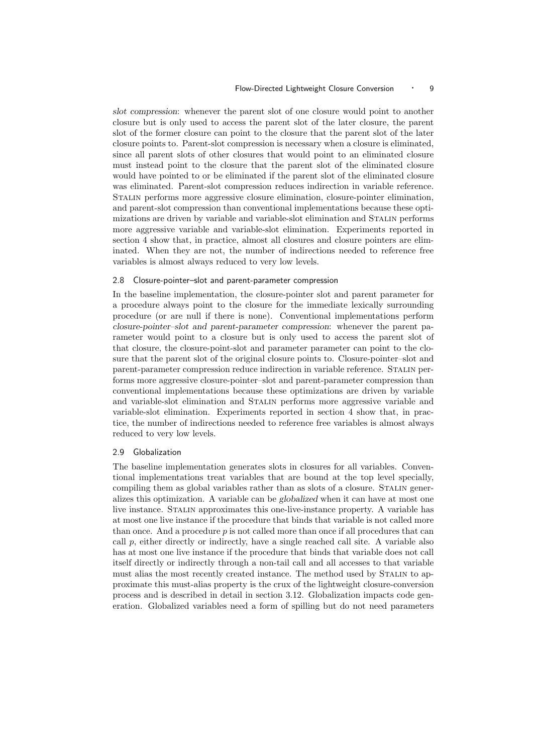*slot compression*: whenever the parent slot of one closure would point to another closure but is only used to access the parent slot of the later closure, the parent slot of the former closure can point to the closure that the parent slot of the later closure points to. Parent-slot compression is necessary when a closure is eliminated, since all parent slots of other closures that would point to an eliminated closure must instead point to the closure that the parent slot of the eliminated closure would have pointed to or be eliminated if the parent slot of the eliminated closure was eliminated. Parent-slot compression reduces indirection in variable reference. Stalin performs more aggressive closure elimination, closure-pointer elimination, and parent-slot compression than conventional implementations because these optimizations are driven by variable and variable-slot elimination and Stalin performs more aggressive variable and variable-slot elimination. Experiments reported in section 4 show that, in practice, almost all closures and closure pointers are eliminated. When they are not, the number of indirections needed to reference free variables is almost always reduced to very low levels.

### 2.8 Closure-pointer–slot and parent-parameter compression

In the baseline implementation, the closure-pointer slot and parent parameter for a procedure always point to the closure for the immediate lexically surrounding procedure (or are null if there is none). Conventional implementations perform *closure-pointer–slot and parent-parameter compression*: whenever the parent parameter would point to a closure but is only used to access the parent slot of that closure, the closure-point-slot and parameter parameter can point to the closure that the parent slot of the original closure points to. Closure-pointer–slot and parent-parameter compression reduce indirection in variable reference. Stalin performs more aggressive closure-pointer–slot and parent-parameter compression than conventional implementations because these optimizations are driven by variable and variable-slot elimination and Stalin performs more aggressive variable and variable-slot elimination. Experiments reported in section 4 show that, in practice, the number of indirections needed to reference free variables is almost always reduced to very low levels.

### 2.9 Globalization

The baseline implementation generates slots in closures for all variables. Conventional implementations treat variables that are bound at the top level specially, compiling them as global variables rather than as slots of a closure. Stalin generalizes this optimization. A variable can be *globalized* when it can have at most one live instance. Stalin approximates this one-live-instance property. A variable has at most one live instance if the procedure that binds that variable is not called more than once. And a procedure $p$ is not called more than once if all procedures that can call $p$, either directly or indirectly, have a single reached call site. A variable also has at most one live instance if the procedure that binds that variable does not call itself directly or indirectly through a non-tail call and all accesses to that variable must alias the most recently created instance. The method used by Stalin to approximate this must-alias property is the crux of the lightweight closure-conversion process and is described in detail in section 3.12. Globalization impacts code generation. Globalized variables need a form of spilling but do not need parameters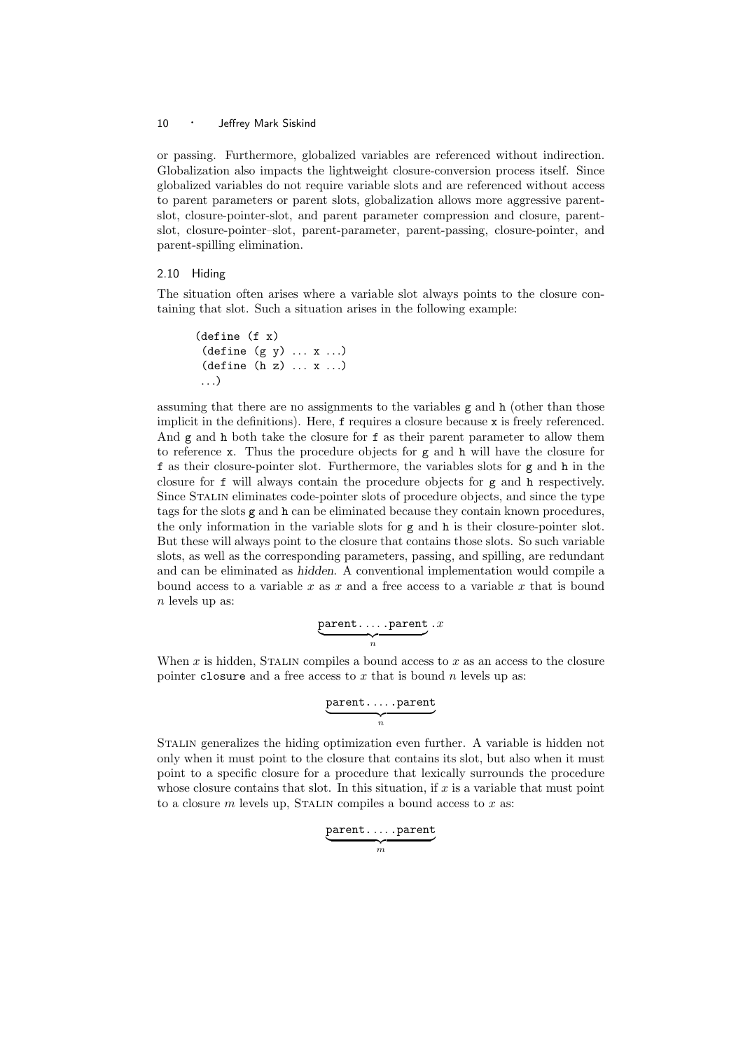or passing. Furthermore, globalized variables are referenced without indirection. Globalization also impacts the lightweight closure-conversion process itself. Since globalized variables do not require variable slots and are referenced without access to parent parameters or parent slots, globalization allows more aggressive parent-slot, closure-pointer-slot, and parent parameter compression and closure, parent-slot, closure-pointer–slot, parent-parameter, parent-passing, closure-pointer, and parent-spilling elimination.

### 2.10 Hiding

The situation often arises where a variable slot always points to the closure containing that slot. Such a situation arises in the following example:

```
(define (f x)
 (define (g y) ... x ...)
 (define (h z) ... x ...)
 ...)
```

assuming that there are no assignments to the variables `g` and `h` (other than those implicit in the definitions). Here, `f` requires a closure because `x` is freely referenced. And `g` and `h` both take the closure for `f` as their parent parameter to allow them to reference `x`. Thus the procedure objects for `g` and `h` will have the closure for `f` as their closure-pointer slot. Furthermore, the variables slots for `g` and `h` in the closure for `f` will always contain the procedure objects for `g` and `h` respectively. Since Stalin eliminates code-pointer slots of procedure objects, and since the type tags for the slots `g` and `h` can be eliminated because they contain known procedures, the only information in the variable slots for `g` and `h` is their closure-pointer slot. But these will always point to the closure that contains those slots. So such variable slots, as well as the corresponding parameters, passing, and spilling, are redundant and can be eliminated as *hidden*. A conventional implementation would compile a bound access to a variable $x$ as $x$ and a free access to a variable $x$ that is bound $n$ levels up as:

$$\underbrace{\texttt{parent.}\ldots\texttt{.parent}}_{n}.x$$

When $x$ is hidden, Stalin compiles a bound access to $x$ as an access to the closure pointer `closure` and a free access to $x$ that is bound $n$ levels up as:

$$\underbrace{\texttt{parent.}\ldots\texttt{.parent}}_{n}$$

Stalin generalizes the hiding optimization even further. A variable is hidden not only when it must point to the closure that contains its slot, but also when it must point to a specific closure for a procedure that lexically surrounds the procedure whose closure contains that slot. In this situation, if $x$ is a variable that must point to a closure $m$ levels up, Stalin compiles a bound access to $x$ as:

$$\underbrace{\texttt{parent.}\ldots\texttt{.parent}}_{m}$$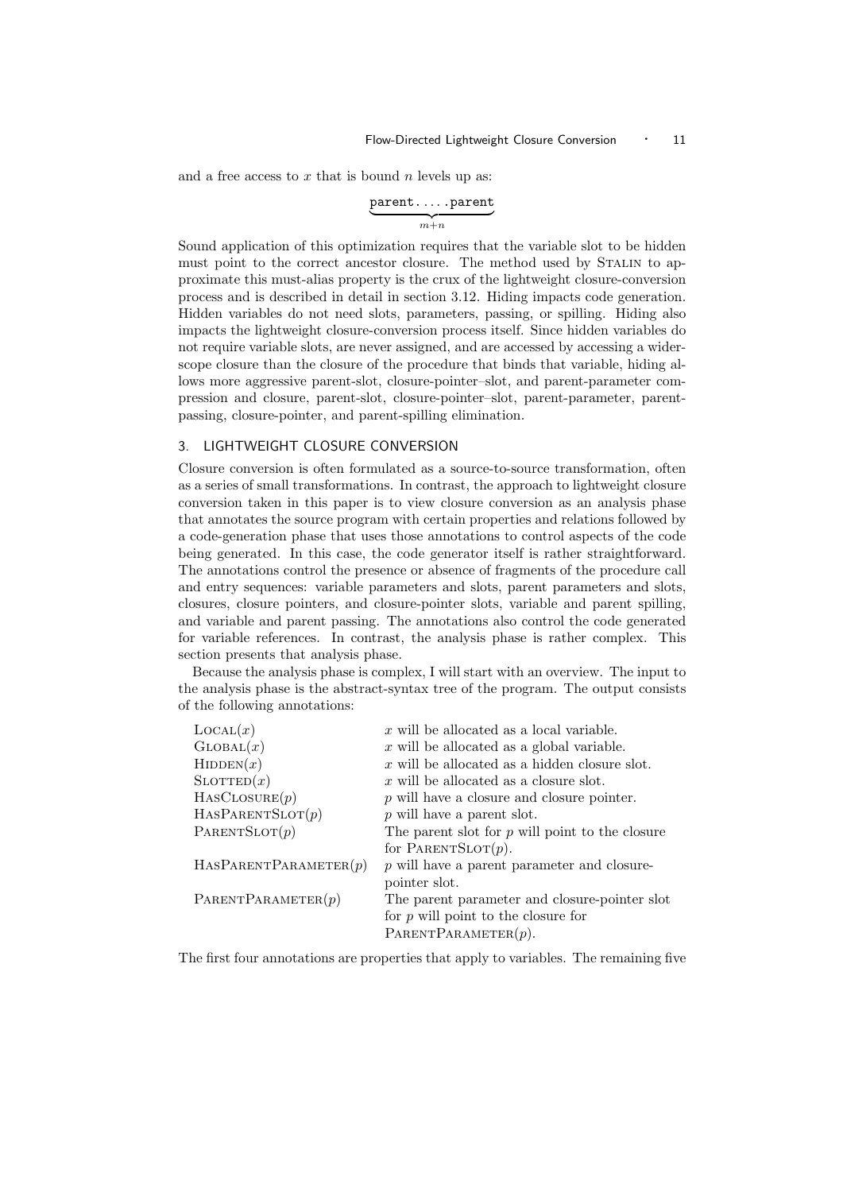and a free access to $x$ that is bound $n$ levels up as:

$$\underbrace{\texttt{parent}.\ldots.\texttt{parent}}_{m+n}$$

Sound application of this optimization requires that the variable slot to be hidden must point to the correct ancestor closure. The method used by Stalin to approximate this must-alias property is the crux of the lightweight closure-conversion process and is described in detail in section 3.12. Hiding impacts code generation. Hidden variables do not need slots, parameters, passing, or spilling. Hiding also impacts the lightweight closure-conversion process itself. Since hidden variables do not require variable slots, are never assigned, and are accessed by accessing a wider-scope closure than the closure of the procedure that binds that variable, hiding allows more aggressive parent-slot, closure-pointer–slot, and parent-parameter compression and closure, parent-slot, closure-pointer–slot, parent-parameter, parent-passing, closure-pointer, and parent-spilling elimination.

## 3. LIGHTWEIGHT CLOSURE CONVERSION

Closure conversion is often formulated as a source-to-source transformation, often as a series of small transformations. In contrast, the approach to lightweight closure conversion taken in this paper is to view closure conversion as an analysis phase that annotates the source program with certain properties and relations followed by a code-generation phase that uses those annotations to control aspects of the code being generated. In this case, the code generator itself is rather straightforward. The annotations control the presence or absence of fragments of the procedure call and entry sequences: variable parameters and slots, parent parameters and slots, closures, closure pointers, and closure-pointer slots, variable and parent spilling, and variable and parent passing. The annotations also control the code generated for variable references. In contrast, the analysis phase is rather complex. This section presents that analysis phase.

Because the analysis phase is complex, I will start with an overview. The input to the analysis phase is the abstract-syntax tree of the program. The output consists of the following annotations:

| | |
|---|---|
| Local($x$) | $x$ will be allocated as a local variable. |
| Global($x$) | $x$ will be allocated as a global variable. |
| Hidden($x$) | $x$ will be allocated as a hidden closure slot. |
| Slotted($x$) | $x$ will be allocated as a closure slot. |
| HasClosure($p$) | $p$ will have a closure and closure pointer. |
| HasParentSlot($p$) | $p$ will have a parent slot. |
| ParentSlot($p$) | The parent slot for $p$ will point to the closure for ParentSlot($p$). |
| HasParentParameter($p$) | $p$ will have a parent parameter and closure-pointer slot. |
| ParentParameter($p$) | The parent parameter and closure-pointer slot for $p$ will point to the closure for ParentParameter($p$). |

The first four annotations are properties that apply to variables. The remaining five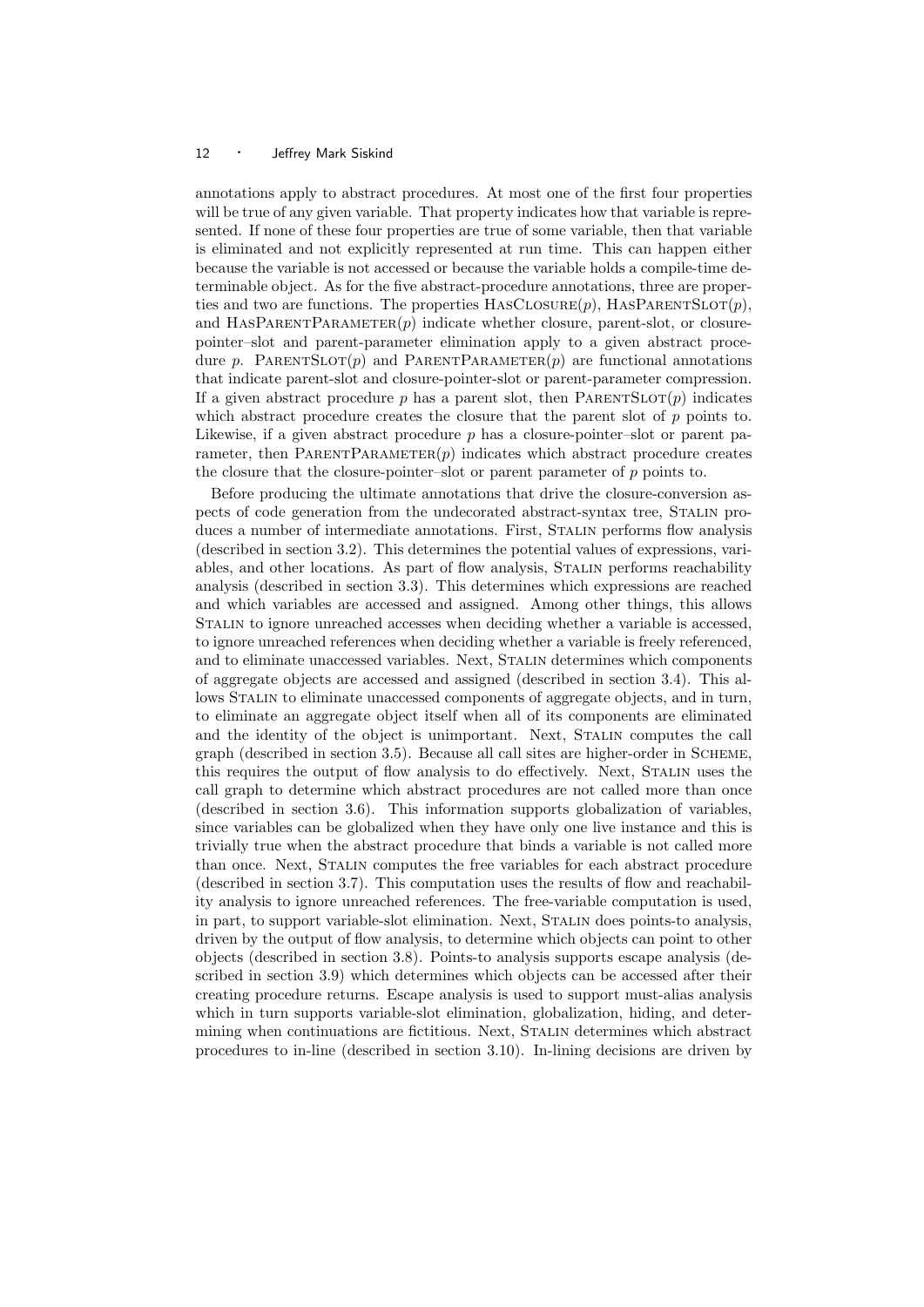annotations apply to abstract procedures. At most one of the first four properties will be true of any given variable. That property indicates how that variable is represented. If none of these four properties are true of some variable, then that variable is eliminated and not explicitly represented at run time. This can happen either because the variable is not accessed or because the variable holds a compile-time determinable object. As for the five abstract-procedure annotations, three are properties and two are functions. The properties HasClosure($p$), HasParentSlot($p$), and HasParentParameter($p$) indicate whether closure, parent-slot, or closure-pointer–slot and parent-parameter elimination apply to a given abstract procedure $p$. ParentSlot($p$) and ParentParameter($p$) are functional annotations that indicate parent-slot and closure-pointer-slot or parent-parameter compression. If a given abstract procedure $p$ has a parent slot, then ParentSlot($p$) indicates which abstract procedure creates the closure that the parent slot of $p$ points to. Likewise, if a given abstract procedure $p$ has a closure-pointer–slot or parent parameter, then ParentParameter($p$) indicates which abstract procedure creates the closure that the closure-pointer–slot or parent parameter of $p$ points to.

Before producing the ultimate annotations that drive the closure-conversion aspects of code generation from the undecorated abstract-syntax tree, Stalin produces a number of intermediate annotations. First, Stalin performs flow analysis (described in section 3.2). This determines the potential values of expressions, variables, and other locations. As part of flow analysis, Stalin performs reachability analysis (described in section 3.3). This determines which expressions are reached and which variables are accessed and assigned. Among other things, this allows Stalin to ignore unreached accesses when deciding whether a variable is accessed, to ignore unreached references when deciding whether a variable is freely referenced, and to eliminate unaccessed variables. Next, Stalin determines which components of aggregate objects are accessed and assigned (described in section 3.4). This allows Stalin to eliminate unaccessed components of aggregate objects, and in turn, to eliminate an aggregate object itself when all of its components are eliminated and the identity of the object is unimportant. Next, Stalin computes the call graph (described in section 3.5). Because all call sites are higher-order in Scheme, this requires the output of flow analysis to do effectively. Next, Stalin uses the call graph to determine which abstract procedures are not called more than once (described in section 3.6). This information supports globalization of variables, since variables can be globalized when they have only one live instance and this is trivially true when the abstract procedure that binds a variable is not called more than once. Next, Stalin computes the free variables for each abstract procedure (described in section 3.7). This computation uses the results of flow and reachability analysis to ignore unreached references. The free-variable computation is used, in part, to support variable-slot elimination. Next, Stalin does points-to analysis, driven by the output of flow analysis, to determine which objects can point to other objects (described in section 3.8). Points-to analysis supports escape analysis (described in section 3.9) which determines which objects can be accessed after their creating procedure returns. Escape analysis is used to support must-alias analysis which in turn supports variable-slot elimination, globalization, hiding, and determining when continuations are fictitious. Next, Stalin determines which abstract procedures to in-line (described in section 3.10). In-lining decisions are driven by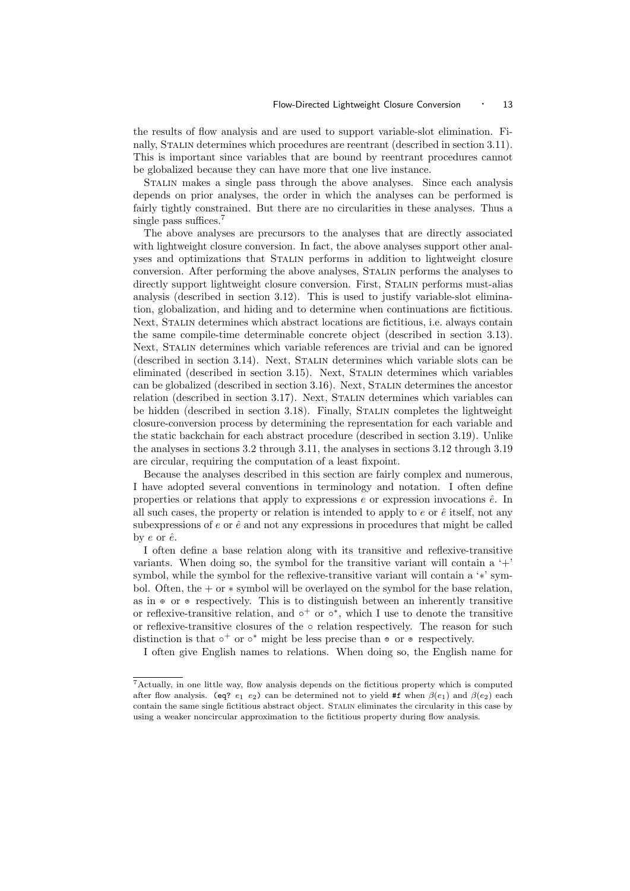the results of flow analysis and are used to support variable-slot elimination. Finally, Stalin determines which procedures are reentrant (described in section 3.11). This is important since variables that are bound by reentrant procedures cannot be globalized because they can have more that one live instance.

Stalin makes a single pass through the above analyses. Since each analysis depends on prior analyses, the order in which the analyses can be performed is fairly tightly constrained. But there are no circularities in these analyses. Thus a single pass suffices.[7]

The above analyses are precursors to the analyses that are directly associated with lightweight closure conversion. In fact, the above analyses support other analyses and optimizations that Stalin performs in addition to lightweight closure conversion. After performing the above analyses, Stalin performs the analyses to directly support lightweight closure conversion. First, Stalin performs must-alias analysis (described in section 3.12). This is used to justify variable-slot elimination, globalization, and hiding and to determine when continuations are fictitious. Next, Stalin determines which abstract locations are fictitious, i.e. always contain the same compile-time determinable concrete object (described in section 3.13). Next, Stalin determines which variable references are trivial and can be ignored (described in section 3.14). Next, Stalin determines which variable slots can be eliminated (described in section 3.15). Next, Stalin determines which variables can be globalized (described in section 3.16). Next, Stalin determines the ancestor relation (described in section 3.17). Next, Stalin determines which variables can be hidden (described in section 3.18). Finally, Stalin completes the lightweight closure-conversion process by determining the representation for each variable and the static backchain for each abstract procedure (described in section 3.19). Unlike the analyses in sections 3.2 through 3.11, the analyses in sections 3.12 through 3.19 are circular, requiring the computation of a least fixpoint.

Because the analyses described in this section are fairly complex and numerous, I have adopted several conventions in terminology and notation. I often define properties or relations that apply to expressions $e$ or expression invocations $\hat{e}$. In all such cases, the property or relation is intended to apply to $e$ or $\hat{e}$ itself, not any subexpressions of $e$ or $\hat{e}$ and not any expressions in procedures that might be called by $e$ or $\hat{e}$.

I often define a base relation along with its transitive and reflexive-transitive variants. When doing so, the symbol for the transitive variant will contain a '+' symbol, while the symbol for the reflexive-transitive variant will contain a '$*$' symbol. Often, the $+$ or $*$ symbol will be overlayed on the symbol for the base relation, as in $\oplus$ or $\circledast$ respectively. This is to distinguish between an inherently transitive or reflexive-transitive relation, and $\circ^+$ or $\circ^*$, which I use to denote the transitive or reflexive-transitive closures of the $\circ$ relation respectively. The reason for such distinction is that $\circ^+$ or $\circ^*$ might be less precise than $\oplus$ or $\circledast$ respectively.

I often give English names to relations. When doing so, the English name for

[7] Actually, in one little way, flow analysis depends on the fictitious property which is computed after flow analysis. `(eq?` $e_1$ $e_2$`)` can be determined not to yield `#f` when $\beta(e_1)$ and $\beta(e_2)$ each contain the same single fictitious abstract object. Stalin eliminates the circularity in this case by using a weaker noncircular approximation to the fictitious property during flow analysis.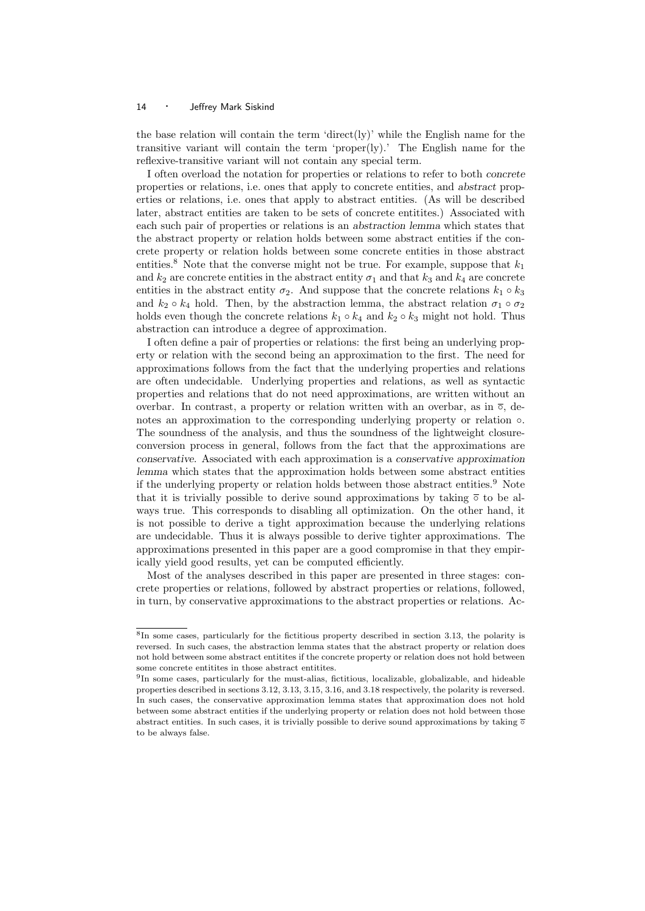the base relation will contain the term 'direct(ly)' while the English name for the transitive variant will contain the term 'proper(ly).' The English name for the reflexive-transitive variant will not contain any special term.

I often overload the notation for properties or relations to refer to both *concrete* properties or relations, i.e. ones that apply to concrete entities, and *abstract* properties or relations, i.e. ones that apply to abstract entities. (As will be described later, abstract entities are taken to be sets of concrete entitites.) Associated with each such pair of properties or relations is an *abstraction lemma* which states that the abstract property or relation holds between some abstract entities if the concrete property or relation holds between some concrete entities in those abstract entities.[8] Note that the converse might not be true. For example, suppose that $k_1$ and $k_2$ are concrete entities in the abstract entity $\sigma_1$ and that $k_3$ and $k_4$ are concrete entities in the abstract entity $\sigma_2$. And suppose that the concrete relations $k_1 \circ k_3$ and $k_2 \circ k_4$ hold. Then, by the abstraction lemma, the abstract relation $\sigma_1 \circ \sigma_2$ holds even though the concrete relations $k_1 \circ k_4$ and $k_2 \circ k_3$ might not hold. Thus abstraction can introduce a degree of approximation.

I often define a pair of properties or relations: the first being an underlying property or relation with the second being an approximation to the first. The need for approximations follows from the fact that the underlying properties and relations are often undecidable. Underlying properties and relations, as well as syntactic properties and relations that do not need approximations, are written without an overbar. In contrast, a property or relation written with an overbar, as in $\overline{\circ}$, denotes an approximation to the corresponding underlying property or relation $\circ$. The soundness of the analysis, and thus the soundness of the lightweight closure-conversion process in general, follows from the fact that the approximations are *conservative*. Associated with each approximation is a *conservative approximation lemma* which states that the approximation holds between some abstract entities if the underlying property or relation holds between those abstract entities.[9] Note that it is trivially possible to derive sound approximations by taking $\overline{\circ}$ to be always true. This corresponds to disabling all optimization. On the other hand, it is not possible to derive a tight approximation because the underlying relations are undecidable. Thus it is always possible to derive tighter approximations. The approximations presented in this paper are a good compromise in that they empirically yield good results, yet can be computed efficiently.

Most of the analyses described in this paper are presented in three stages: concrete properties or relations, followed by abstract properties or relations, followed, in turn, by conservative approximations to the abstract properties or relations. Ac-

[8] In some cases, particularly for the fictitious property described in section 3.13, the polarity is reversed. In such cases, the abstraction lemma states that the abstract property or relation does not hold between some abstract entitites if the concrete property or relation does not hold between some concrete entitites in those abstract entitites.

[9] In some cases, particularly for the must-alias, fictitious, localizable, globalizable, and hideable properties described in sections 3.12, 3.13, 3.15, 3.16, and 3.18 respectively, the polarity is reversed. In such cases, the conservative approximation lemma states that approximation does not hold between some abstract entities if the underlying property or relation does not hold between those abstract entities. In such cases, it is trivially possible to derive sound approximations by taking $\overline{\circ}$ to be always false.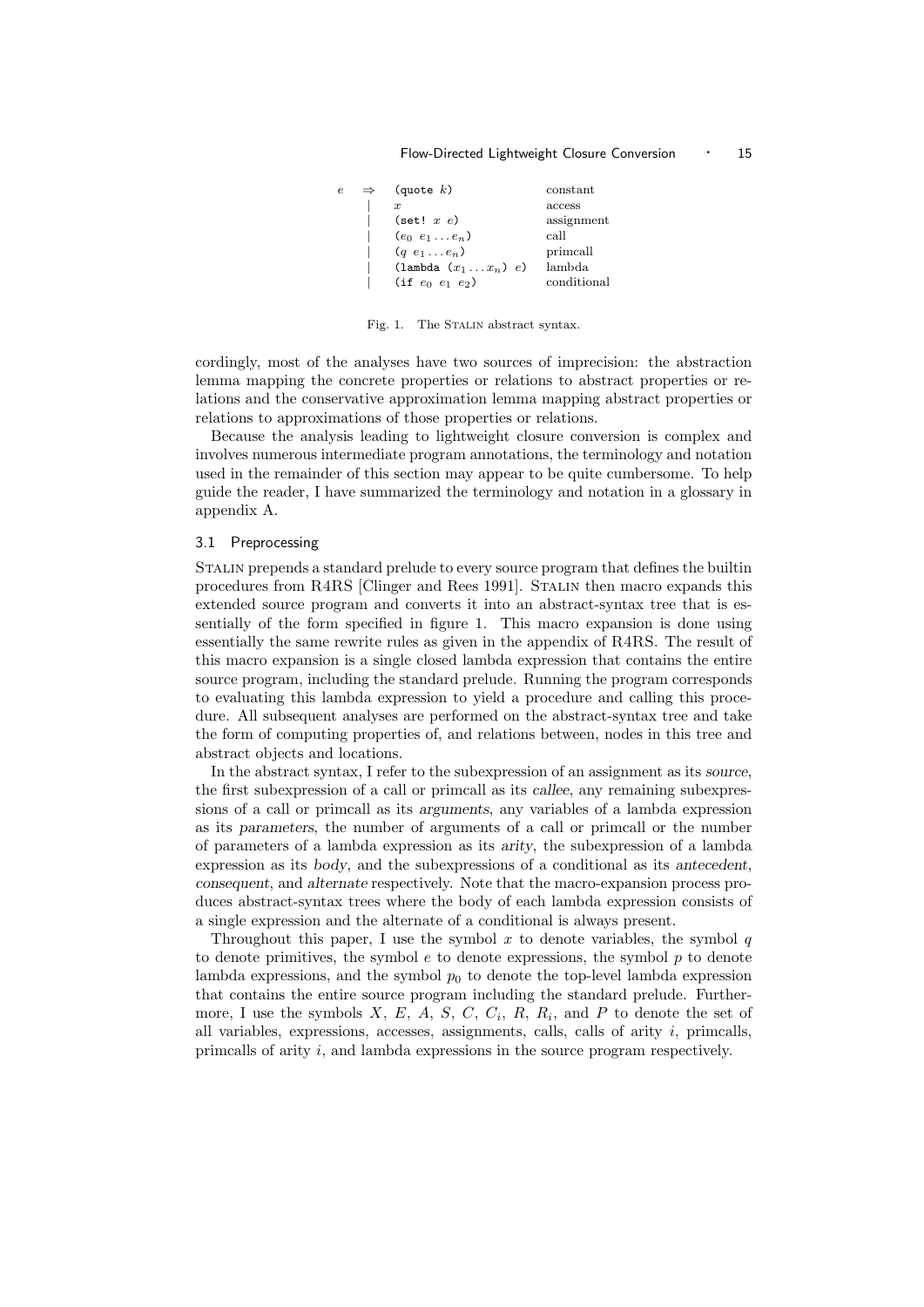$$
\begin{array}{lll}
e & \Rightarrow & \texttt{(quote } k\texttt{)} & \text{constant} \\
 & | & x & \text{access} \\
 & | & \texttt{(set! } x\ e\texttt{)} & \text{assignment} \\
 & | & (e_0\ e_1 \ldots e_n) & \text{call} \\
 & | & (q\ e_1 \ldots e_n) & \text{primcall} \\
 & | & \texttt{(lambda } (x_1 \ldots x_n)\ e\texttt{)} & \text{lambda} \\
 & | & \texttt{(if } e_0\ e_1\ e_2\texttt{)} & \text{conditional}
\end{array}
$$

Fig. 1. The STALIN abstract syntax.

cordingly, most of the analyses have two sources of imprecision: the abstraction lemma mapping the concrete properties or relations to abstract properties or relations and the conservative approximation lemma mapping abstract properties or relations to approximations of those properties or relations.

Because the analysis leading to lightweight closure conversion is complex and involves numerous intermediate program annotations, the terminology and notation used in the remainder of this section may appear to be quite cumbersome. To help guide the reader, I have summarized the terminology and notation in a glossary in appendix A.

### 3.1 Preprocessing

STALIN prepends a standard prelude to every source program that defines the builtin procedures from R4RS [Clinger and Rees 1991]. STALIN then macro expands this extended source program and converts it into an abstract-syntax tree that is essentially of the form specified in figure 1. This macro expansion is done using essentially the same rewrite rules as given in the appendix of R4RS. The result of this macro expansion is a single closed lambda expression that contains the entire source program, including the standard prelude. Running the program corresponds to evaluating this lambda expression to yield a procedure and calling this procedure. All subsequent analyses are performed on the abstract-syntax tree and take the form of computing properties of, and relations between, nodes in this tree and abstract objects and locations.

In the abstract syntax, I refer to the subexpression of an assignment as its *source*, the first subexpression of a call or primcall as its *callee*, any remaining subexpressions of a call or primcall as its *arguments*, any variables of a lambda expression as its *parameters*, the number of arguments of a call or primcall or the number of parameters of a lambda expression as its *arity*, the subexpression of a lambda expression as its *body*, and the subexpressions of a conditional as its *antecedent*, *consequent*, and *alternate* respectively. Note that the macro-expansion process produces abstract-syntax trees where the body of each lambda expression consists of a single expression and the alternate of a conditional is always present.

Throughout this paper, I use the symbol $x$ to denote variables, the symbol $q$ to denote primitives, the symbol $e$ to denote expressions, the symbol $p$ to denote lambda expressions, and the symbol $p_0$ to denote the top-level lambda expression that contains the entire source program including the standard prelude. Furthermore, I use the symbols $X$, $E$, $A$, $S$, $C$, $C_i$, $R$, $R_i$, and $P$ to denote the set of all variables, expressions, accesses, assignments, calls, calls of arity $i$, primcalls, primcalls of arity $i$, and lambda expressions in the source program respectively.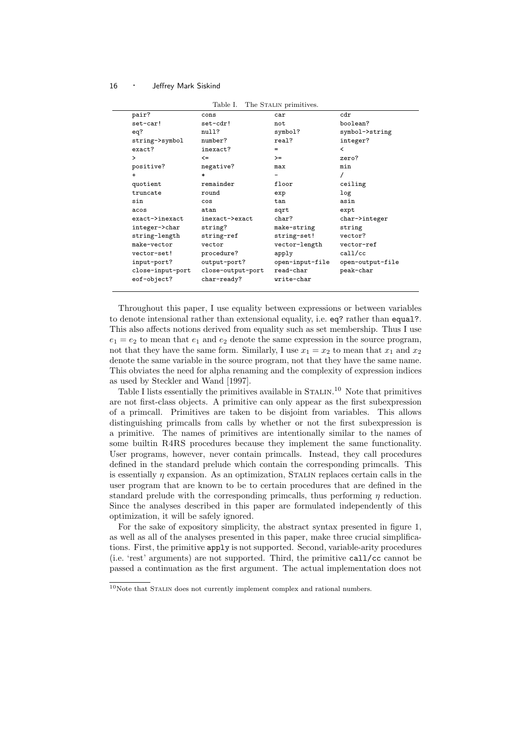Table I. The Stalin primitives.

| | | | |
|---|---|---|---|
| `pair?` | `cons` | `car` | `cdr` |
| `set-car!` | `set-cdr!` | `not` | `boolean?` |
| `eq?` | `null?` | `symbol?` | `symbol->string` |
| `string->symbol` | `number?` | `real?` | `integer?` |
| `exact?` | `inexact?` | `=` | `<` |
| `>` | `<=` | `>=` | `zero?` |
| `positive?` | `negative?` | `max` | `min` |
| `+` | `*` | `-` | `/` |
| `quotient` | `remainder` | `floor` | `ceiling` |
| `truncate` | `round` | `exp` | `log` |
| `sin` | `cos` | `tan` | `asin` |
| `acos` | `atan` | `sqrt` | `expt` |
| `exact->inexact` | `inexact->exact` | `char?` | `char->integer` |
| `integer->char` | `string?` | `make-string` | `string` |
| `string-length` | `string-ref` | `string-set!` | `vector?` |
| `make-vector` | `vector` | `vector-length` | `vector-ref` |
| `vector-set!` | `procedure?` | `apply` | `call/cc` |
| `input-port?` | `output-port?` | `open-input-file` | `open-output-file` |
| `close-input-port` | `close-output-port` | `read-char` | `peak-char` |
| `eof-object?` | `char-ready?` | `write-char` | |

Throughout this paper, I use equality between expressions or between variables to denote intensional rather than extensional equality, i.e. `eq?` rather than `equal?`. This also affects notions derived from equality such as set membership. Thus I use $e_1 = e_2$ to mean that $e_1$ and $e_2$ denote the same expression in the source program, not that they have the same form. Similarly, I use $x_1 = x_2$ to mean that $x_1$ and $x_2$ denote the same variable in the source program, not that they have the same name. This obviates the need for alpha renaming and the complexity of expression indices as used by Steckler and Wand [1997].

Table I lists essentially the primitives available in Stalin.[10] Note that primitives are not first-class objects. A primitive can only appear as the first subexpression of a primcall. Primitives are taken to be disjoint from variables. This allows distinguishing primcalls from calls by whether or not the first subexpression is a primitive. The names of primitives are intentionally similar to the names of some builtin R4RS procedures because they implement the same functionality. User programs, however, never contain primcalls. Instead, they call procedures defined in the standard prelude which contain the corresponding primcalls. This is essentially $\eta$ expansion. As an optimization, Stalin replaces certain calls in the user program that are known to be to certain procedures that are defined in the standard prelude with the corresponding primcalls, thus performing $\eta$ reduction. Since the analyses described in this paper are formulated independently of this optimization, it will be safely ignored.

For the sake of expository simplicity, the abstract syntax presented in figure 1, as well as all of the analyses presented in this paper, make three crucial simplifications. First, the primitive `apply` is not supported. Second, variable-arity procedures (i.e. 'rest' arguments) are not supported. Third, the primitive `call/cc` cannot be passed a continuation as the first argument. The actual implementation does not

[10] Note that Stalin does not currently implement complex and rational numbers.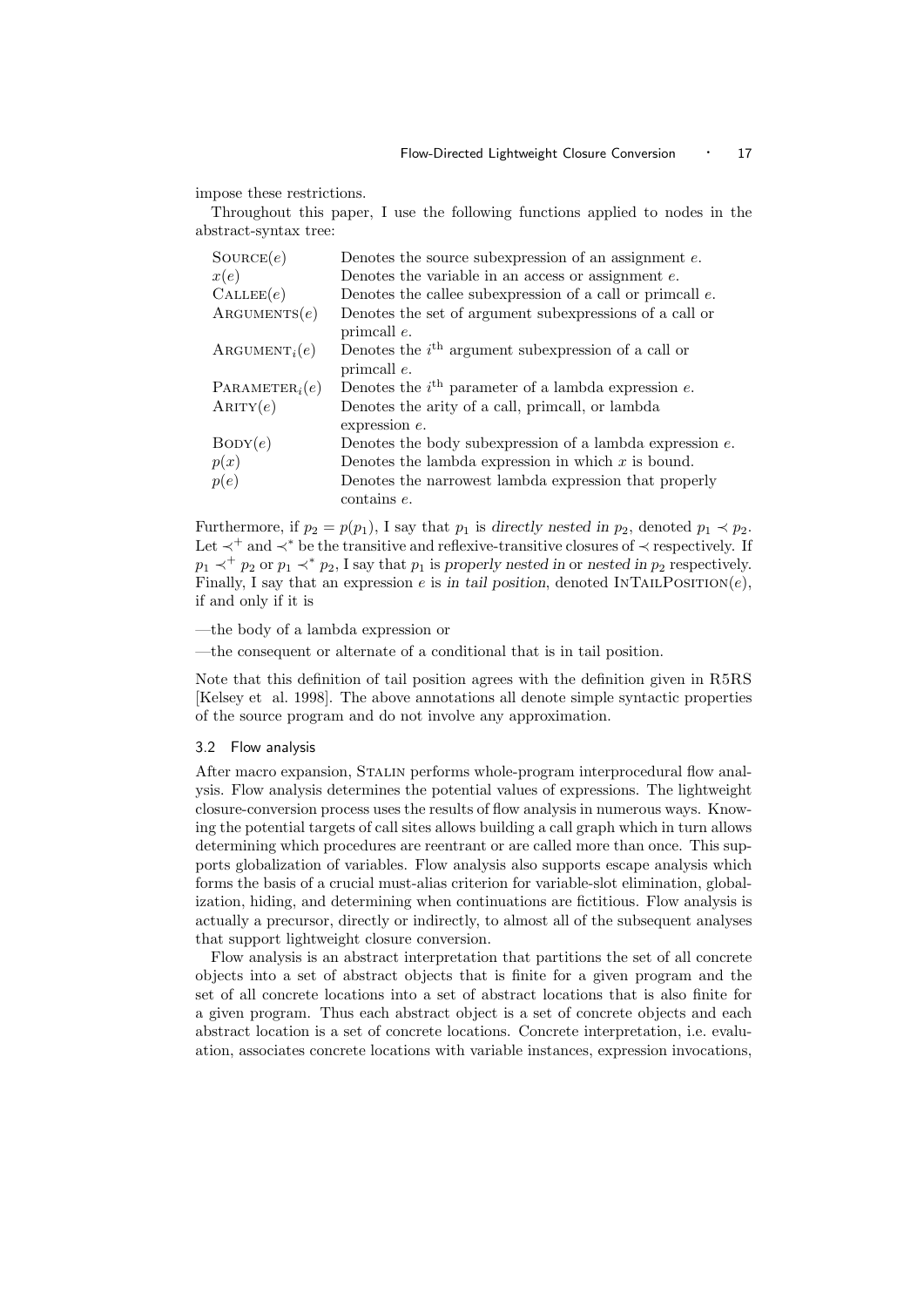impose these restrictions.

Throughout this paper, I use the following functions applied to nodes in the abstract-syntax tree:

| | |
|---|---|
| $\textsc{Source}(e)$ | Denotes the source subexpression of an assignment $e$. |
| $x(e)$ | Denotes the variable in an access or assignment $e$. |
| $\textsc{Callee}(e)$ | Denotes the callee subexpression of a call or primcall $e$. |
| $\textsc{Arguments}(e)$ | Denotes the set of argument subexpressions of a call or primcall $e$. |
| $\textsc{Argument}_i(e)$ | Denotes the $i^{\text{th}}$ argument subexpression of a call or primcall $e$. |
| $\textsc{Parameter}_i(e)$ | Denotes the $i^{\text{th}}$ parameter of a lambda expression $e$. |
| $\textsc{Arity}(e)$ | Denotes the arity of a call, primcall, or lambda expression $e$. |
| $\textsc{Body}(e)$ | Denotes the body subexpression of a lambda expression $e$. |
| $p(x)$ | Denotes the lambda expression in which $x$ is bound. |
| $p(e)$ | Denotes the narrowest lambda expression that properly contains $e$. |

Furthermore, if $p_2 = p(p_1)$, I say that $p_1$ is *directly nested in* $p_2$, denoted $p_1 \prec p_2$. Let $\prec^+$ and $\prec^*$ be the transitive and reflexive-transitive closures of $\prec$ respectively. If $p_1 \prec^+ p_2$ or $p_1 \prec^* p_2$, I say that $p_1$ is *properly nested in* or *nested in* $p_2$ respectively. Finally, I say that an expression $e$ is *in tail position*, denoted $\textsc{InTailPosition}(e)$, if and only if it is

—the body of a lambda expression or

—the consequent or alternate of a conditional that is in tail position.

Note that this definition of tail position agrees with the definition given in R5RS [Kelsey et al. 1998]. The above annotations all denote simple syntactic properties of the source program and do not involve any approximation.

### 3.2 Flow analysis

After macro expansion, Stalin performs whole-program interprocedural flow analysis. Flow analysis determines the potential values of expressions. The lightweight closure-conversion process uses the results of flow analysis in numerous ways. Knowing the potential targets of call sites allows building a call graph which in turn allows determining which procedures are reentrant or are called more than once. This supports globalization of variables. Flow analysis also supports escape analysis which forms the basis of a crucial must-alias criterion for variable-slot elimination, globalization, hiding, and determining when continuations are fictitious. Flow analysis is actually a precursor, directly or indirectly, to almost all of the subsequent analyses that support lightweight closure conversion.

Flow analysis is an abstract interpretation that partitions the set of all concrete objects into a set of abstract objects that is finite for a given program and the set of all concrete locations into a set of abstract locations that is also finite for a given program. Thus each abstract object is a set of concrete objects and each abstract location is a set of concrete locations. Concrete interpretation, i.e. evaluation, associates concrete locations with variable instances, expression invocations,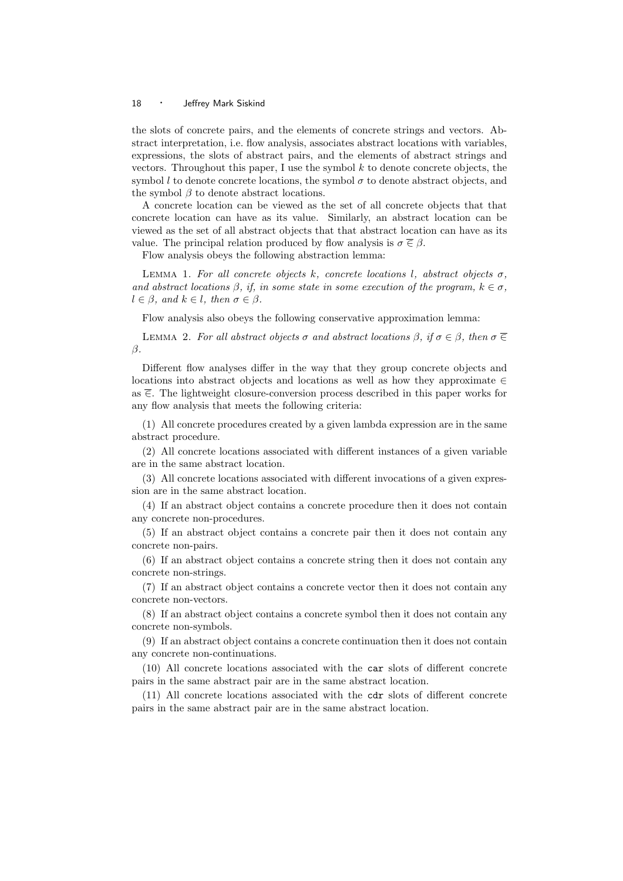the slots of concrete pairs, and the elements of concrete strings and vectors. Abstract interpretation, i.e. flow analysis, associates abstract locations with variables, expressions, the slots of abstract pairs, and the elements of abstract strings and vectors. Throughout this paper, I use the symbol $k$ to denote concrete objects, the symbol $l$ to denote concrete locations, the symbol $\sigma$ to denote abstract objects, and the symbol $\beta$ to denote abstract locations.

A concrete location can be viewed as the set of all concrete objects that that concrete location can have as its value. Similarly, an abstract location can be viewed as the set of all abstract objects that that abstract location can have as its value. The principal relation produced by flow analysis is $\sigma \mathrel{\overline{\in}} \beta$.

Flow analysis obeys the following abstraction lemma:

Lemma 1. *For all concrete objects $k$, concrete locations $l$, abstract objects $\sigma$, and abstract locations $\beta$, if, in some state in some execution of the program, $k \in \sigma$, $l \in \beta$, and $k \in l$, then $\sigma \in \beta$.*

Flow analysis also obeys the following conservative approximation lemma:

Lemma 2. *For all abstract objects $\sigma$ and abstract locations $\beta$, if $\sigma \in \beta$, then $\sigma \mathrel{\overline{\in}} \beta$.*

Different flow analyses differ in the way that they group concrete objects and locations into abstract objects and locations as well as how they approximate $\in$ as $\overline{\in}$. The lightweight closure-conversion process described in this paper works for any flow analysis that meets the following criteria:

(1) All concrete procedures created by a given lambda expression are in the same abstract procedure.

(2) All concrete locations associated with different instances of a given variable are in the same abstract location.

(3) All concrete locations associated with different invocations of a given expression are in the same abstract location.

(4) If an abstract object contains a concrete procedure then it does not contain any concrete non-procedures.

(5) If an abstract object contains a concrete pair then it does not contain any concrete non-pairs.

(6) If an abstract object contains a concrete string then it does not contain any concrete non-strings.

(7) If an abstract object contains a concrete vector then it does not contain any concrete non-vectors.

(8) If an abstract object contains a concrete symbol then it does not contain any concrete non-symbols.

(9) If an abstract object contains a concrete continuation then it does not contain any concrete non-continuations.

(10) All concrete locations associated with the `car` slots of different concrete pairs in the same abstract pair are in the same abstract location.

(11) All concrete locations associated with the `cdr` slots of different concrete pairs in the same abstract pair are in the same abstract location.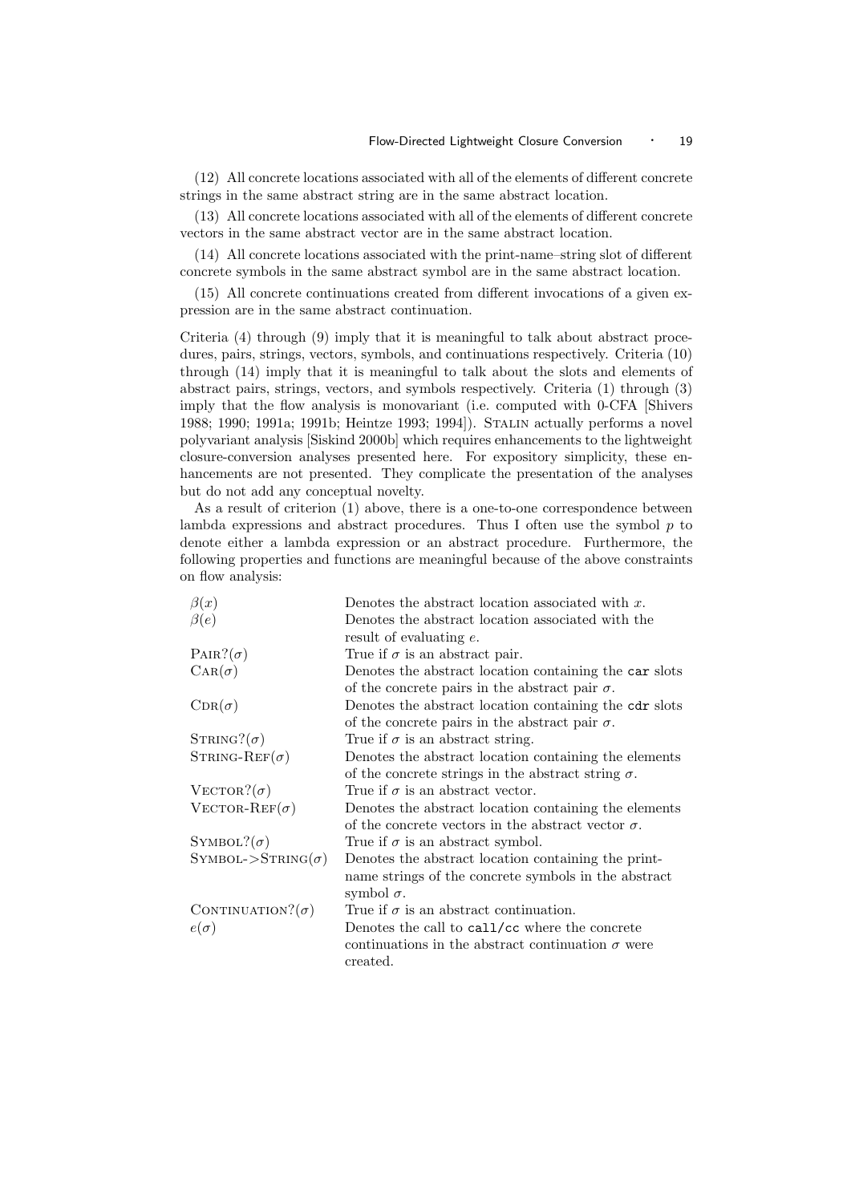(12) All concrete locations associated with all of the elements of different concrete strings in the same abstract string are in the same abstract location.

(13) All concrete locations associated with all of the elements of different concrete vectors in the same abstract vector are in the same abstract location.

(14) All concrete locations associated with the print-name–string slot of different concrete symbols in the same abstract symbol are in the same abstract location.

(15) All concrete continuations created from different invocations of a given expression are in the same abstract continuation.

Criteria (4) through (9) imply that it is meaningful to talk about abstract procedures, pairs, strings, vectors, symbols, and continuations respectively. Criteria (10) through (14) imply that it is meaningful to talk about the slots and elements of abstract pairs, strings, vectors, and symbols respectively. Criteria (1) through (3) imply that the flow analysis is monovariant (i.e. computed with 0-CFA [Shivers 1988; 1990; 1991a; 1991b; Heintze 1993; 1994]). Stalin actually performs a novel polyvariant analysis [Siskind 2000b] which requires enhancements to the lightweight closure-conversion analyses presented here. For expository simplicity, these enhancements are not presented. They complicate the presentation of the analyses but do not add any conceptual novelty.

As a result of criterion (1) above, there is a one-to-one correspondence between lambda expressions and abstract procedures. Thus I often use the symbol $p$ to denote either a lambda expression or an abstract procedure. Furthermore, the following properties and functions are meaningful because of the above constraints on flow analysis:

| | |
|---|---|
| $\beta(x)$ | Denotes the abstract location associated with $x$. |
| $\beta(e)$ | Denotes the abstract location associated with the result of evaluating $e$. |
| $\text{PAIR?}(\sigma)$ | True if $\sigma$ is an abstract pair. |
| $\text{CAR}(\sigma)$ | Denotes the abstract location containing the `car` slots of the concrete pairs in the abstract pair $\sigma$. |
| $\text{CDR}(\sigma)$ | Denotes the abstract location containing the `cdr` slots of the concrete pairs in the abstract pair $\sigma$. |
| $\text{STRING?}(\sigma)$ | True if $\sigma$ is an abstract string. |
| $\text{STRING-REF}(\sigma)$ | Denotes the abstract location containing the elements of the concrete strings in the abstract string $\sigma$. |
| $\text{VECTOR?}(\sigma)$ | True if $\sigma$ is an abstract vector. |
| $\text{VECTOR-REF}(\sigma)$ | Denotes the abstract location containing the elements of the concrete vectors in the abstract vector $\sigma$. |
| $\text{SYMBOL?}(\sigma)$ | True if $\sigma$ is an abstract symbol. |
| $\text{SYMBOL->STRING}(\sigma)$ | Denotes the abstract location containing the print-name strings of the concrete symbols in the abstract symbol $\sigma$. |
| $\text{CONTINUATION?}(\sigma)$ | True if $\sigma$ is an abstract continuation. |
| $e(\sigma)$ | Denotes the call to `call/cc` where the concrete continuations in the abstract continuation $\sigma$ were created. |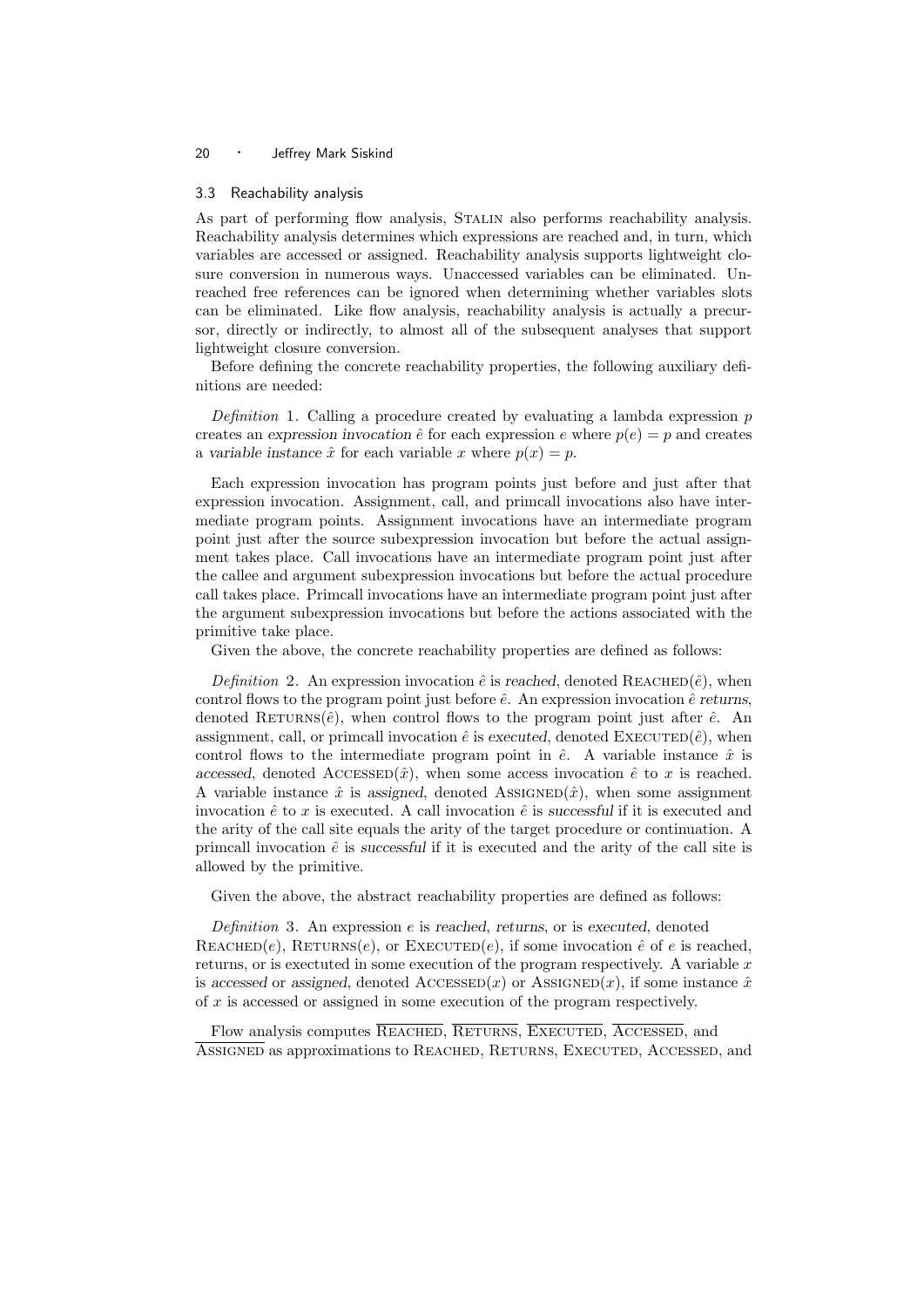### 3.3 Reachability analysis

As part of performing flow analysis, Stalin also performs reachability analysis. Reachability analysis determines which expressions are reached and, in turn, which variables are accessed or assigned. Reachability analysis supports lightweight closure conversion in numerous ways. Unaccessed variables can be eliminated. Unreached free references can be ignored when determining whether variables slots can be eliminated. Like flow analysis, reachability analysis is actually a precursor, directly or indirectly, to almost all of the subsequent analyses that support lightweight closure conversion.

Before defining the concrete reachability properties, the following auxiliary definitions are needed:

*Definition* 1. Calling a procedure created by evaluating a lambda expression $p$ creates an *expression invocation* $\hat{e}$ for each expression $e$ where $p(e) = p$ and creates a *variable instance* $\hat{x}$ for each variable $x$ where $p(x) = p$.

Each expression invocation has program points just before and just after that expression invocation. Assignment, call, and primcall invocations also have intermediate program points. Assignment invocations have an intermediate program point just after the source subexpression invocation but before the actual assignment takes place. Call invocations have an intermediate program point just after the callee and argument subexpression invocations but before the actual procedure call takes place. Primcall invocations have an intermediate program point just after the argument subexpression invocations but before the actions associated with the primitive take place.

Given the above, the concrete reachability properties are defined as follows:

*Definition* 2. An expression invocation $\hat{e}$ is *reached*, denoted $\text{REACHED}(\hat{e})$, when control flows to the program point just before $\hat{e}$. An expression invocation $\hat{e}$ *returns*, denoted $\text{RETURNS}(\hat{e})$, when control flows to the program point just after $\hat{e}$. An assignment, call, or primcall invocation $\hat{e}$ is *executed*, denoted $\text{EXECUTED}(\hat{e})$, when control flows to the intermediate program point in $\hat{e}$. A variable instance $\hat{x}$ is *accessed*, denoted $\text{ACCESSED}(\hat{x})$, when some access invocation $\hat{e}$ to $x$ is reached. A variable instance $\hat{x}$ is *assigned*, denoted $\text{ASSIGNED}(\hat{x})$, when some assignment invocation $\hat{e}$ to $x$ is executed. A call invocation $\hat{e}$ is *successful* if it is executed and the arity of the call site equals the arity of the target procedure or continuation. A primcall invocation $\hat{e}$ is *successful* if it is executed and the arity of the call site is allowed by the primitive.

Given the above, the abstract reachability properties are defined as follows:

*Definition* 3. An expression $e$ is *reached*, *returns*, or is *executed*, denoted $\text{REACHED}(e)$, $\text{RETURNS}(e)$, or $\text{EXECUTED}(e)$, if some invocation $\hat{e}$ of $e$ is reached, returns, or is exectuted in some execution of the program respectively. A variable $x$ is *accessed* or *assigned*, denoted $\text{ACCESSED}(x)$ or $\text{ASSIGNED}(x)$, if some instance $\hat{x}$ of $x$ is accessed or assigned in some execution of the program respectively.

Flow analysis computes $\overline{\text{REACHED}}$, $\overline{\text{RETURNS}}$, $\overline{\text{EXECUTED}}$, $\overline{\text{ACCESSED}}$, and $\overline{\text{ASSIGNED}}$ as approximations to REACHED, RETURNS, EXECUTED, ACCESSED, and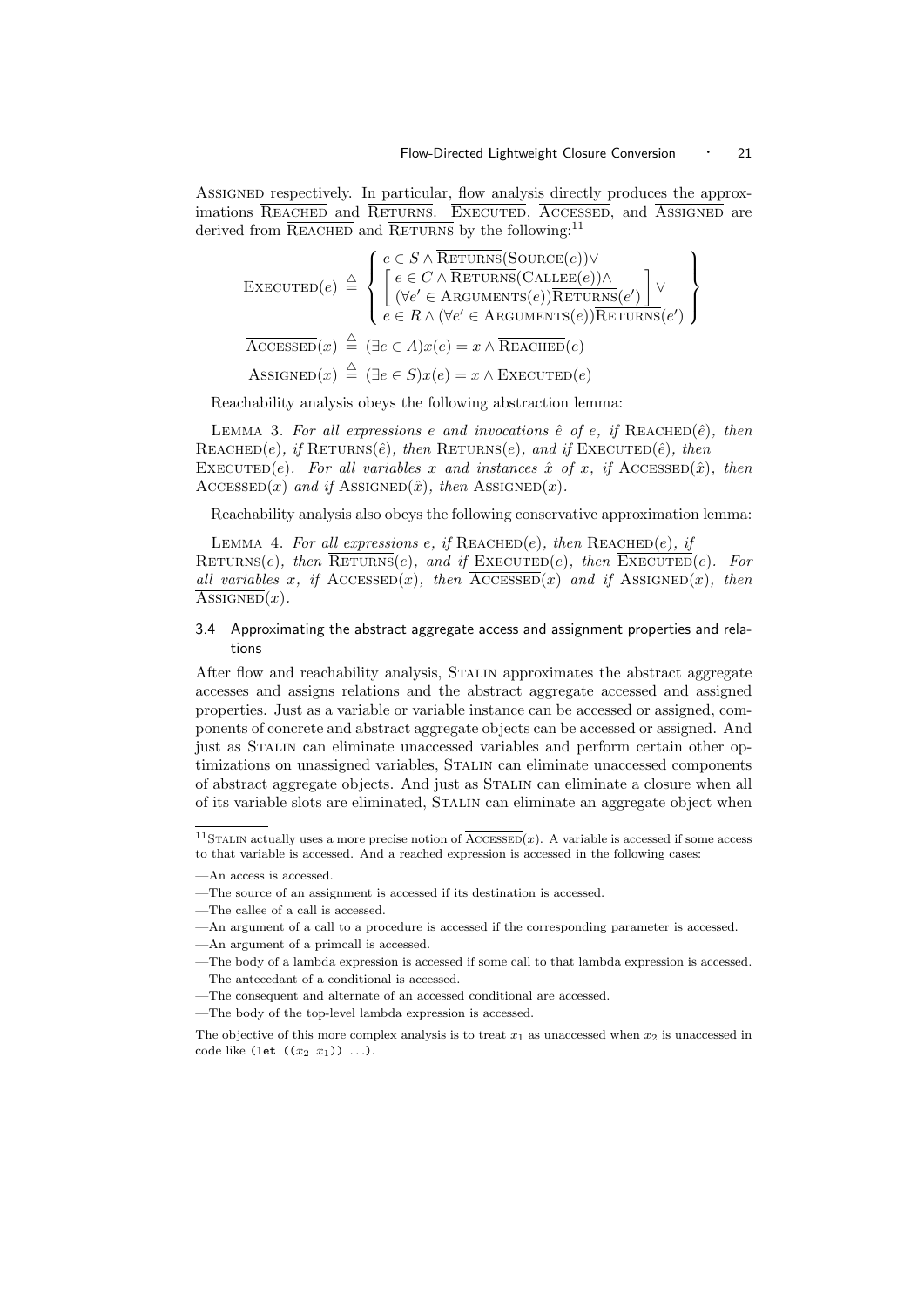ASSIGNED respectively. In particular, flow analysis directly produces the approximations $\overline{\text{REACHED}}$ and $\overline{\text{RETURNS}}$. EXECUTED, ACCESSED, and ASSIGNED are derived from $\overline{\text{REACHED}}$ and $\overline{\text{RETURNS}}$ by the following:[11]

$$\overline{\text{EXECUTED}}(e) \triangleq \left\{ \begin{array}{l} e \in S \wedge \overline{\text{RETURNS}}(\text{SOURCE}(e)) \vee \\ \left[ \begin{array}{l} e \in C \wedge \overline{\text{RETURNS}}(\text{CALLEE}(e)) \wedge \\ (\forall e' \in \text{ARGUMENTS}(e)) \overline{\text{RETURNS}}(e') \end{array} \right] \vee \\ e \in R \wedge (\forall e' \in \text{ARGUMENTS}(e)) \overline{\text{RETURNS}}(e') \end{array} \right\}$$

$$\overline{\text{ACCESSED}}(x) \triangleq (\exists e \in A) x(e) = x \wedge \overline{\text{REACHED}}(e)$$

$$\overline{\text{ASSIGNED}}(x) \triangleq (\exists e \in S) x(e) = x \wedge \overline{\text{EXECUTED}}(e)$$

Reachability analysis obeys the following abstraction lemma:

LEMMA 3. *For all expressions $e$ and invocations $\hat{e}$ of $e$, if* REACHED$(\hat{e})$*, then* REACHED$(e)$*, if* RETURNS$(\hat{e})$*, then* RETURNS$(e)$*, and if* EXECUTED$(\hat{e})$*, then* EXECUTED$(e)$*. For all variables $x$ and instances $\hat{x}$ of $x$, if* ACCESSED$(\hat{x})$*, then* ACCESSED$(x)$ *and if* ASSIGNED$(\hat{x})$*, then* ASSIGNED$(x)$.

Reachability analysis also obeys the following conservative approximation lemma:

LEMMA 4. *For all expressions $e$, if* REACHED$(e)$*, then* $\overline{\text{REACHED}}(e)$*, if* RETURNS$(e)$*, then* $\overline{\text{RETURNS}}(e)$*, and if* EXECUTED$(e)$*, then* $\overline{\text{EXECUTED}}(e)$*. For all variables $x$, if* ACCESSED$(x)$*, then* $\overline{\text{ACCESSED}}(x)$ *and if* ASSIGNED$(x)$*, then* $\overline{\text{ASSIGNED}}(x)$.

### 3.4 Approximating the abstract aggregate access and assignment properties and relations

After flow and reachability analysis, STALIN approximates the abstract aggregate accesses and assigns relations and the abstract aggregate accessed and assigned properties. Just as a variable or variable instance can be accessed or assigned, components of concrete and abstract aggregate objects can be accessed or assigned. And just as STALIN can eliminate unaccessed variables and perform certain other optimizations on unassigned variables, STALIN can eliminate unaccessed components of abstract aggregate objects. And just as STALIN can eliminate a closure when all of its variable slots are eliminated, STALIN can eliminate an aggregate object when

[11] STALIN actually uses a more precise notion of $\overline{\text{ACCESSED}}(x)$. A variable is accessed if some access to that variable is accessed. And a reached expression is accessed in the following cases:

—An access is accessed.

—The source of an assignment is accessed if its destination is accessed.

—The callee of a call is accessed.

—An argument of a call to a procedure is accessed if the corresponding parameter is accessed.

—An argument of a primcall is accessed.

—The body of a lambda expression is accessed if some call to that lambda expression is accessed.

—The antecedant of a conditional is accessed.

—The consequent and alternate of an accessed conditional are accessed.

—The body of the top-level lambda expression is accessed.

The objective of this more complex analysis is to treat $x_1$ as unaccessed when $x_2$ is unaccessed in code like `(let ((`$x_2$ $x_1$`)) ...)`.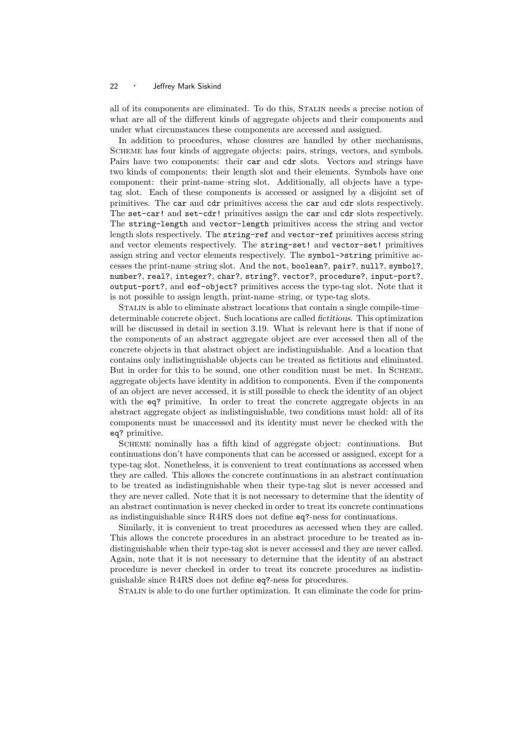all of its components are eliminated. To do this, Stalin needs a precise notion of what are all of the different kinds of aggregate objects and their components and under what circumstances these components are accessed and assigned.

In addition to procedures, whose closures are handled by other mechanisms, Scheme has four kinds of aggregate objects: pairs, strings, vectors, and symbols. Pairs have two components: their `car` and `cdr` slots. Vectors and strings have two kinds of components: their length slot and their elements. Symbols have one component: their print-name–string slot. Additionally, all objects have a type-tag slot. Each of these components is accessed or assigned by a disjoint set of primitives. The `car` and `cdr` primitives access the `car` and `cdr` slots respectively. The `set-car!` and `set-cdr!` primitives assign the `car` and `cdr` slots respectively. The `string-length` and `vector-length` primitives access the string and vector length slots respectively. The `string-ref` and `vector-ref` primitives access string and vector elements respectively. The `string-set!` and `vector-set!` primitives assign string and vector elements respectively. The `symbol->string` primitive accesses the print-name–string slot. And the `not`, `boolean?`, `pair?`, `null?`, `symbol?`, `number?`, `real?`, `integer?`, `char?`, `string?`, `vector?`, `procedure?`, `input-port?`, `output-port?`, and `eof-object?` primitives access the type-tag slot. Note that it is not possible to assign length, print-name–string, or type-tag slots.

Stalin is able to eliminate abstract locations that contain a single compile-time–determinable concrete object. Such locations are called *fictitious*. This optimization will be discussed in detail in section 3.19. What is relevant here is that if none of the components of an abstract aggregate object are ever accessed then all of the concrete objects in that abstract object are indistinguishable. And a location that contains only indistinguishable objects can be treated as fictitious and eliminated. But in order for this to be sound, one other condition must be met. In Scheme, aggregate objects have identity in addition to components. Even if the components of an object are never accessed, it is still possible to check the identity of an object with the `eq?` primitive. In order to treat the concrete aggregate objects in an abstract aggregate object as indistinguishable, two conditions must hold: all of its components must be unaccessed and its identity must never be checked with the `eq?` primitive.

Scheme nominally has a fifth kind of aggregate object: continuations. But continuations don't have components that can be accessed or assigned, except for a type-tag slot. Nonetheless, it is convenient to treat continuations as accessed when they are called. This allows the concrete continuations in an abstract continuation to be treated as indistinguishable when their type-tag slot is never accessed and they are never called. Note that it is not necessary to determine that the identity of an abstract continuation is never checked in order to treat its concrete continuations as indistinguishable since R4RS does not define `eq?`-ness for continuations.

Similarly, it is convenient to treat procedures as accessed when they are called. This allows the concrete procedures in an abstract procedure to be treated as indistinguishable when their type-tag slot is never accessed and they are never called. Again, note that it is not necessary to determine that the identity of an abstract procedure is never checked in order to treat its concrete procedures as indistinguishable since R4RS does not define `eq?`-ness for procedures.

Stalin is able to do one further optimization. It can eliminate the code for prim-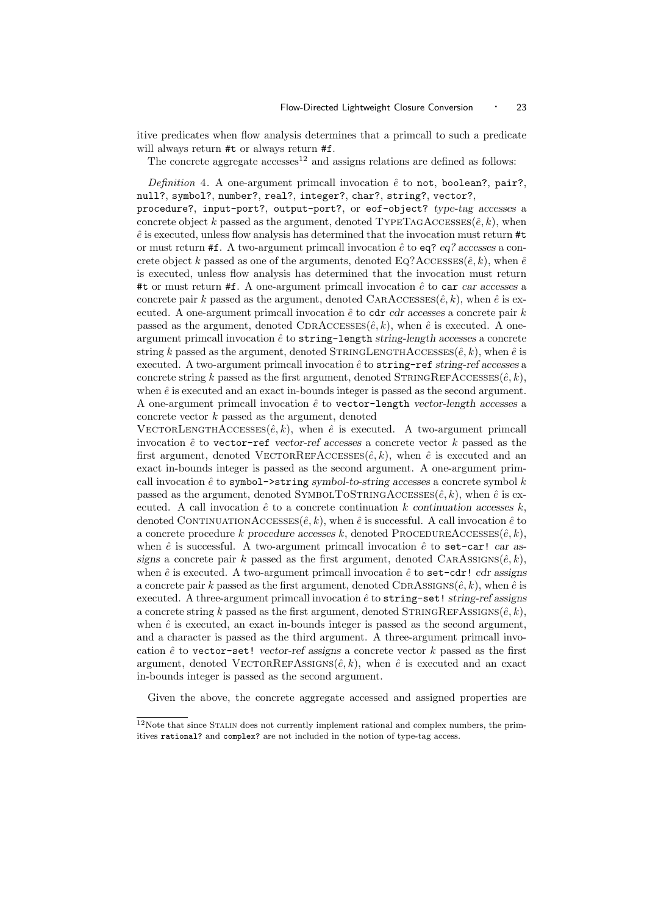itive predicates when flow analysis determines that a primcall to such a predicate will always return `#t` or always return `#f`.

The concrete aggregate accesses[12] and assigns relations are defined as follows:

*Definition* 4. A one-argument primcall invocation $\hat{e}$ to `not`, `boolean?`, `pair?`, `null?`, `symbol?`, `number?`, `real?`, `integer?`, `char?`, `string?`, `vector?`, `procedure?`, `input-port?`, `output-port?`, or `eof-object?` *type-tag accesses* a concrete object $k$ passed as the argument, denoted $\textsc{TypeTagAccesses}(\hat{e}, k)$, when $\hat{e}$ is executed, unless flow analysis has determined that the invocation must return `#t` or must return `#f`. A two-argument primcall invocation $\hat{e}$ to `eq?` *eq? accesses* a concrete object $k$ passed as one of the arguments, denoted $\textsc{Eq?Accesses}(\hat{e}, k)$, when $\hat{e}$ is executed, unless flow analysis has determined that the invocation must return `#t` or must return `#f`. A one-argument primcall invocation $\hat{e}$ to `car` *car accesses* a concrete pair $k$ passed as the argument, denoted $\textsc{CarAccesses}(\hat{e}, k)$, when $\hat{e}$ is executed. A one-argument primcall invocation $\hat{e}$ to `cdr` *cdr accesses* a concrete pair $k$ passed as the argument, denoted $\textsc{CdrAccesses}(\hat{e}, k)$, when $\hat{e}$ is executed. A one-argument primcall invocation $\hat{e}$ to `string-length` *string-length accesses* a concrete string $k$ passed as the argument, denoted $\textsc{StringLengthAccesses}(\hat{e}, k)$, when $\hat{e}$ is executed. A two-argument primcall invocation $\hat{e}$ to `string-ref` *string-ref accesses* a concrete string $k$ passed as the first argument, denoted $\textsc{StringRefAccesses}(\hat{e}, k)$, when $\hat{e}$ is executed and an exact in-bounds integer is passed as the second argument. A one-argument primcall invocation $\hat{e}$ to `vector-length` *vector-length accesses* a concrete vector $k$ passed as the argument, denoted $\textsc{VectorLengthAccesses}(\hat{e}, k)$, when $\hat{e}$ is executed. A two-argument primcall invocation $\hat{e}$ to `vector-ref` *vector-ref accesses* a concrete vector $k$ passed as the first argument, denoted $\textsc{VectorRefAccesses}(\hat{e}, k)$, when $\hat{e}$ is executed and an exact in-bounds integer is passed as the second argument. A one-argument primcall invocation $\hat{e}$ to `symbol->string` *symbol-to-string accesses* a concrete symbol $k$ passed as the argument, denoted $\textsc{SymbolToStringAccesses}(\hat{e}, k)$, when $\hat{e}$ is executed. A call invocation $\hat{e}$ to a concrete continuation $k$ *continuation accesses* $k$, denoted $\textsc{ContinuationAccesses}(\hat{e}, k)$, when $\hat{e}$ is successful. A call invocation $\hat{e}$ to a concrete procedure $k$ *procedure accesses* $k$, denoted $\textsc{ProcedureAccesses}(\hat{e}, k)$, when $\hat{e}$ is successful. A two-argument primcall invocation $\hat{e}$ to `set-car!` *car assigns* a concrete pair $k$ passed as the first argument, denoted $\textsc{CarAssigns}(\hat{e}, k)$, when $\hat{e}$ is executed. A two-argument primcall invocation $\hat{e}$ to `set-cdr!` *cdr assigns* a concrete pair $k$ passed as the first argument, denoted $\textsc{CdrAssigns}(\hat{e}, k)$, when $\hat{e}$ is executed. A three-argument primcall invocation $\hat{e}$ to `string-set!` *string-ref assigns* a concrete string $k$ passed as the first argument, denoted $\textsc{StringRefAssigns}(\hat{e}, k)$, when $\hat{e}$ is executed, an exact in-bounds integer is passed as the second argument, and a character is passed as the third argument. A three-argument primcall invocation $\hat{e}$ to `vector-set!` *vector-ref assigns* a concrete vector $k$ passed as the first argument, denoted $\textsc{VectorRefAssigns}(\hat{e}, k)$, when $\hat{e}$ is executed and an exact in-bounds integer is passed as the second argument.

Given the above, the concrete aggregate accessed and assigned properties are

[12] Note that since Stalin does not currently implement rational and complex numbers, the primitives `rational?` and `complex?` are not included in the notion of type-tag access.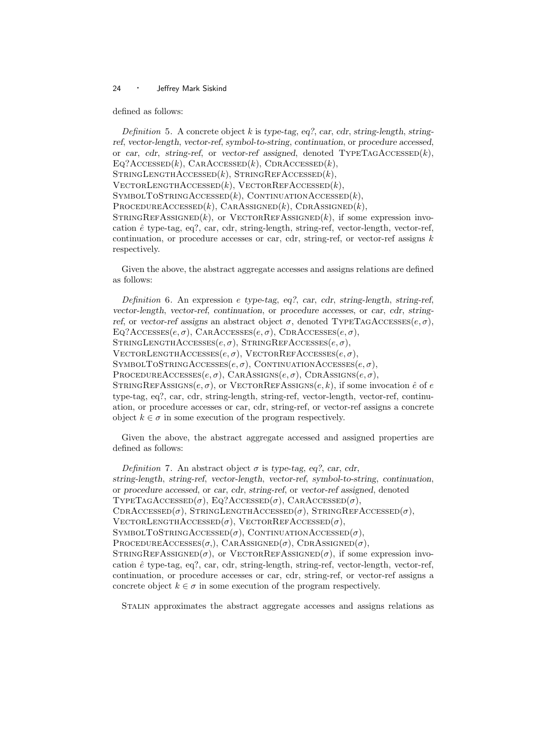defined as follows:

*Definition* 5. A concrete object $k$ is *type-tag*, *eq?*, *car*, *cdr*, *string-length*, *string-ref*, *vector-length*, *vector-ref*, *symbol-to-string*, *continuation*, or *procedure accessed*, or *car*, *cdr*, *string-ref*, or *vector-ref assigned*, denoted TypeTagAccessed($k$), Eq?Accessed($k$), CarAccessed($k$), CdrAccessed($k$), StringLengthAccessed($k$), StringRefAccessed($k$), VectorLengthAccessed($k$), VectorRefAccessed($k$), SymbolToStringAccessed($k$), ContinuationAccessed($k$), ProcedureAccessed($k$), CarAssigned($k$), CdrAssigned($k$), StringRefAssigned($k$), or VectorRefAssigned($k$), if some expression invocation $\hat{e}$ type-tag, eq?, car, cdr, string-length, string-ref, vector-length, vector-ref, continuation, or procedure accesses or car, cdr, string-ref, or vector-ref assigns $k$ respectively.

Given the above, the abstract aggregate accesses and assigns relations are defined as follows:

*Definition* 6. An expression $e$ *type-tag*, *eq?*, *car*, *cdr*, *string-length*, *string-ref*, *vector-length*, *vector-ref*, *continuation*, or *procedure accesses*, or *car*, *cdr*, *string-ref*, or *vector-ref assigns* an abstract object $\sigma$, denoted TypeTagAccesses($e, \sigma$), Eq?Accesses($e, \sigma$), CarAccesses($e, \sigma$), CdrAccesses($e, \sigma$), StringLengthAccesses($e, \sigma$), StringRefAccesses($e, \sigma$), VectorLengthAccesses($e, \sigma$), VectorRefAccesses($e, \sigma$), SymbolToStringAccesses($e, \sigma$), ContinuationAccesses($e, \sigma$), ProcedureAccesses($e, \sigma$), CarAssigns($e, \sigma$), CdrAssigns($e, \sigma$), StringRefAssigns($e, \sigma$), or VectorRefAssigns($e, k$), if some invocation $\hat{e}$ of $e$ type-tag, eq?, car, cdr, string-length, string-ref, vector-length, vector-ref, continuation, or procedure accesses or car, cdr, string-ref, or vector-ref assigns a concrete object $k \in \sigma$ in some execution of the program respectively.

Given the above, the abstract aggregate accessed and assigned properties are defined as follows:

*Definition* 7. An abstract object $\sigma$ is *type-tag*, *eq?*, *car*, *cdr*, *string-length*, *string-ref*, *vector-length*, *vector-ref*, *symbol-to-string*, *continuation*, or *procedure accessed*, or *car*, *cdr*, *string-ref*, or *vector-ref assigned*, denoted TypeTagAccessed($\sigma$), Eq?Accessed($\sigma$), CarAccessed($\sigma$), CdrAccessed($\sigma$), StringLengthAccessed($\sigma$), StringRefAccessed($\sigma$), VectorLengthAccessed($\sigma$), VectorRefAccessed($\sigma$), SymbolToStringAccessed($\sigma$), ContinuationAccessed($\sigma$), ProcedureAccesses($\sigma$,), CarAssigned($\sigma$), CdrAssigned($\sigma$), StringRefAssigned($\sigma$), or VectorRefAssigned($\sigma$), if some expression invocation $\hat{e}$ type-tag, eq?, car, cdr, string-length, string-ref, vector-length, vector-ref, continuation, or procedure accesses or car, cdr, string-ref, or vector-ref assigns a concrete object $k \in \sigma$ in some execution of the program respectively.

Stalin approximates the abstract aggregate accesses and assigns relations as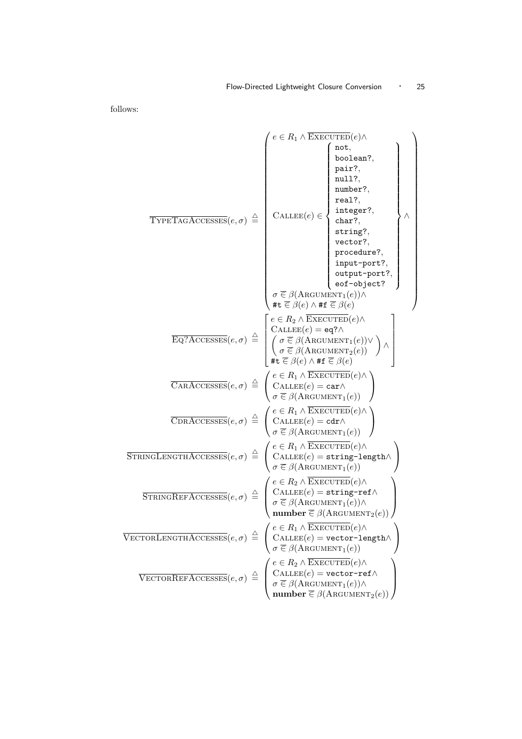follows:

$$
\overline{\textsc{TypeTagAccesses}}(e,\sigma) \triangleq \left(\begin{array}{l}
e \in R_1 \wedge \overline{\textsc{Executed}}(e) \wedge \\
\textsc{Callee}(e) \in \left\{\begin{array}{l}
\texttt{not}, \\
\texttt{boolean?}, \\
\texttt{pair?}, \\
\texttt{null?}, \\
\texttt{number?}, \\
\texttt{real?}, \\
\texttt{integer?}, \\
\texttt{char?}, \\
\texttt{string?}, \\
\texttt{vector?}, \\
\texttt{procedure?}, \\
\texttt{input-port?}, \\
\texttt{output-port?}, \\
\texttt{eof-object?}
\end{array}\right\} \wedge \\
\sigma \mathrel{\overline{\in}} \beta(\textsc{Argument}_1(e)) \wedge \\
\texttt{\#t} \mathrel{\overline{\in}} \beta(e) \wedge \texttt{\#f} \mathrel{\overline{\in}} \beta(e)
\end{array}\right)
$$

$$
\overline{\textsc{Eq?Accesses}}(e,\sigma) \triangleq \left[\begin{array}{l}
e \in R_2 \wedge \overline{\textsc{Executed}}(e) \wedge \\
\textsc{Callee}(e) = \texttt{eq?} \wedge \\
\left(\begin{array}{l}
\sigma \mathrel{\overline{\in}} \beta(\textsc{Argument}_1(e)) \vee \\
\sigma \mathrel{\overline{\in}} \beta(\textsc{Argument}_2(e))
\end{array}\right) \wedge \\
\texttt{\#t} \mathrel{\overline{\in}} \beta(e) \wedge \texttt{\#f} \mathrel{\overline{\in}} \beta(e)
\end{array}\right]
$$

$$
\overline{\textsc{CarAccesses}}(e,\sigma) \triangleq \left(\begin{array}{l}
e \in R_1 \wedge \overline{\textsc{Executed}}(e) \wedge \\
\textsc{Callee}(e) = \texttt{car} \wedge \\
\sigma \mathrel{\overline{\in}} \beta(\textsc{Argument}_1(e))
\end{array}\right)
$$

$$
\overline{\textsc{CdrAccesses}}(e,\sigma) \triangleq \left(\begin{array}{l}
e \in R_1 \wedge \overline{\textsc{Executed}}(e) \wedge \\
\textsc{Callee}(e) = \texttt{cdr} \wedge \\
\sigma \mathrel{\overline{\in}} \beta(\textsc{Argument}_1(e))
\end{array}\right)
$$

$$
\overline{\textsc{StringLengthAccesses}}(e,\sigma) \triangleq \left(\begin{array}{l}
e \in R_1 \wedge \overline{\textsc{Executed}}(e) \wedge \\
\textsc{Callee}(e) = \texttt{string-length} \wedge \\
\sigma \mathrel{\overline{\in}} \beta(\textsc{Argument}_1(e))
\end{array}\right)
$$

$$
\overline{\textsc{StringRefAccesses}}(e,\sigma) \triangleq \left(\begin{array}{l}
e \in R_2 \wedge \overline{\textsc{Executed}}(e) \wedge \\
\textsc{Callee}(e) = \texttt{string-ref} \wedge \\
\sigma \mathrel{\overline{\in}} \beta(\textsc{Argument}_1(e)) \wedge \\
\mathbf{number} \mathrel{\overline{\in}} \beta(\textsc{Argument}_2(e))
\end{array}\right)
$$

$$
\overline{\textsc{VectorLengthAccesses}}(e,\sigma) \triangleq \left(\begin{array}{l}
e \in R_1 \wedge \overline{\textsc{Executed}}(e) \wedge \\
\textsc{Callee}(e) = \texttt{vector-length} \wedge \\
\sigma \mathrel{\overline{\in}} \beta(\textsc{Argument}_1(e))
\end{array}\right)
$$

$$
\overline{\textsc{VectorRefAccesses}}(e,\sigma) \triangleq \left(\begin{array}{l}
e \in R_2 \wedge \overline{\textsc{Executed}}(e) \wedge \\
\textsc{Callee}(e) = \texttt{vector-ref} \wedge \\
\sigma \mathrel{\overline{\in}} \beta(\textsc{Argument}_1(e)) \wedge \\
\mathbf{number} \mathrel{\overline{\in}} \beta(\textsc{Argument}_2(e))
\end{array}\right)
$$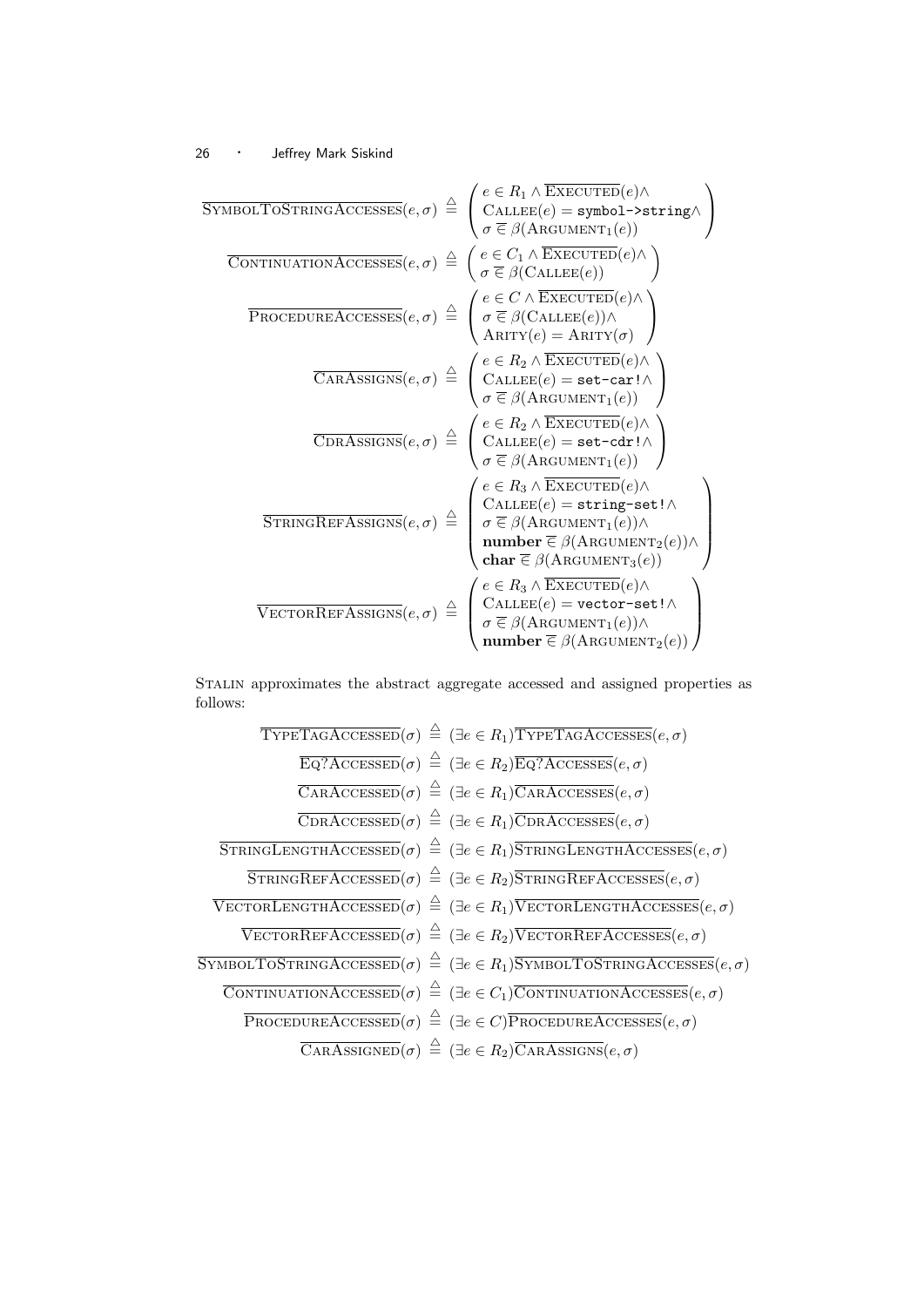$$\overline{\text{SymbolToStringAccesses}}(e,\sigma) \triangleq \left(\begin{array}{l} e \in R_1 \wedge \overline{\text{Executed}}(e) \wedge \\ \text{Callee}(e) = \texttt{symbol->string} \wedge \\ \sigma \,\overline{\in}\, \beta(\text{Argument}_1(e)) \end{array}\right)$$

$$\overline{\text{ContinuationAccesses}}(e,\sigma) \triangleq \left(\begin{array}{l} e \in C_1 \wedge \overline{\text{Executed}}(e) \wedge \\ \sigma \,\overline{\in}\, \beta(\text{Callee}(e)) \end{array}\right)$$

$$\overline{\text{ProcedureAccesses}}(e,\sigma) \triangleq \left(\begin{array}{l} e \in C \wedge \overline{\text{Executed}}(e) \wedge \\ \sigma \,\overline{\in}\, \beta(\text{Callee}(e)) \wedge \\ \text{Arity}(e) = \text{Arity}(\sigma) \end{array}\right)$$

$$\overline{\text{CarAssigns}}(e,\sigma) \triangleq \left(\begin{array}{l} e \in R_2 \wedge \overline{\text{Executed}}(e) \wedge \\ \text{Callee}(e) = \texttt{set-car!} \wedge \\ \sigma \,\overline{\in}\, \beta(\text{Argument}_1(e)) \end{array}\right)$$

$$\overline{\text{CdrAssigns}}(e,\sigma) \triangleq \left(\begin{array}{l} e \in R_2 \wedge \overline{\text{Executed}}(e) \wedge \\ \text{Callee}(e) = \texttt{set-cdr!} \wedge \\ \sigma \,\overline{\in}\, \beta(\text{Argument}_1(e)) \end{array}\right)$$

$$\overline{\text{StringRefAssigns}}(e,\sigma) \triangleq \left(\begin{array}{l} e \in R_3 \wedge \overline{\text{Executed}}(e) \wedge \\ \text{Callee}(e) = \texttt{string-set!} \wedge \\ \sigma \,\overline{\in}\, \beta(\text{Argument}_1(e)) \wedge \\ \textbf{number} \,\overline{\in}\, \beta(\text{Argument}_2(e)) \wedge \\ \textbf{char} \,\overline{\in}\, \beta(\text{Argument}_3(e)) \end{array}\right)$$

$$\overline{\text{VectorRefAssigns}}(e,\sigma) \triangleq \left(\begin{array}{l} e \in R_3 \wedge \overline{\text{Executed}}(e) \wedge \\ \text{Callee}(e) = \texttt{vector-set!} \wedge \\ \sigma \,\overline{\in}\, \beta(\text{Argument}_1(e)) \wedge \\ \textbf{number} \,\overline{\in}\, \beta(\text{Argument}_2(e)) \end{array}\right)$$

Stalin approximates the abstract aggregate accessed and assigned properties as follows:

$$\overline{\text{TypeTagAccessed}}(\sigma) \triangleq (\exists e \in R_1)\overline{\text{TypeTagAccesses}}(e,\sigma)$$

$$\overline{\text{Eq?Accessed}}(\sigma) \triangleq (\exists e \in R_2)\overline{\text{Eq?Accesses}}(e,\sigma)$$

$$\overline{\text{CarAccessed}}(\sigma) \triangleq (\exists e \in R_1)\overline{\text{CarAccesses}}(e,\sigma)$$

$$\overline{\text{CdrAccessed}}(\sigma) \triangleq (\exists e \in R_1)\overline{\text{CdrAccesses}}(e,\sigma)$$

$$\overline{\text{StringLengthAccessed}}(\sigma) \triangleq (\exists e \in R_1)\overline{\text{StringLengthAccesses}}(e,\sigma)$$

$$\overline{\text{StringRefAccessed}}(\sigma) \triangleq (\exists e \in R_2)\overline{\text{StringRefAccesses}}(e,\sigma)$$

$$\overline{\text{VectorLengthAccessed}}(\sigma) \triangleq (\exists e \in R_1)\overline{\text{VectorLengthAccesses}}(e,\sigma)$$

$$\overline{\text{VectorRefAccessed}}(\sigma) \triangleq (\exists e \in R_2)\overline{\text{VectorRefAccesses}}(e,\sigma)$$

$$\overline{\text{SymbolToStringAccessed}}(\sigma) \triangleq (\exists e \in R_1)\overline{\text{SymbolToStringAccesses}}(e,\sigma)$$

$$\overline{\text{ContinuationAccessed}}(\sigma) \triangleq (\exists e \in C_1)\overline{\text{ContinuationAccesses}}(e,\sigma)$$

$$\overline{\text{ProcedureAccessed}}(\sigma) \triangleq (\exists e \in C)\overline{\text{ProcedureAccesses}}(e,\sigma)$$

$$\overline{\text{CarAssigned}}(\sigma) \triangleq (\exists e \in R_2)\overline{\text{CarAssigns}}(e,\sigma)$$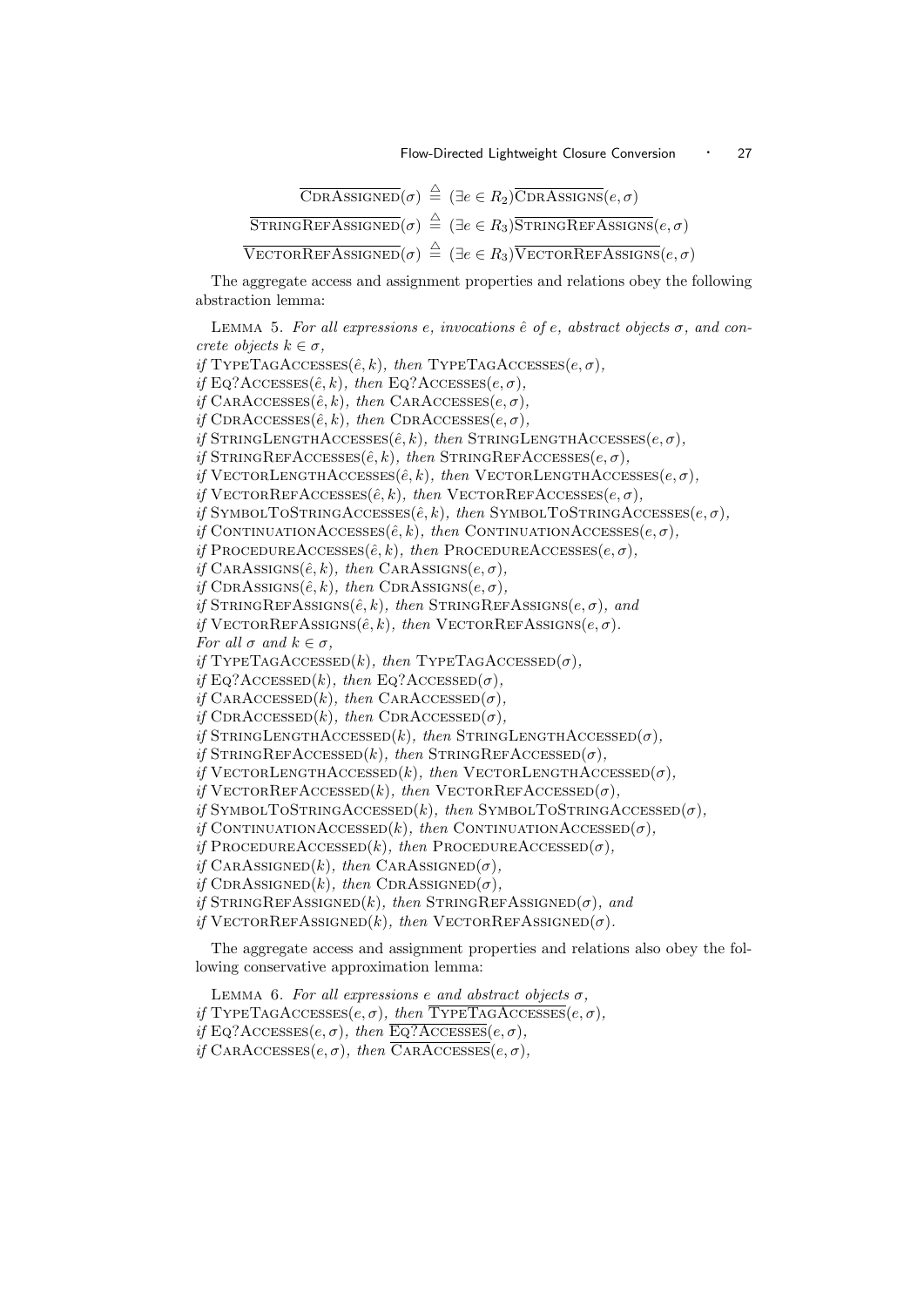$$\overline{\text{CdrAssigned}}(\sigma) \overset{\triangle}{=} (\exists e \in R_2)\overline{\text{CdrAssigns}}(e,\sigma)$$

$$\overline{\text{StringRefAssigned}}(\sigma) \overset{\triangle}{=} (\exists e \in R_3)\overline{\text{StringRefAssigns}}(e,\sigma)$$

$$\overline{\text{VectorRefAssigned}}(\sigma) \overset{\triangle}{=} (\exists e \in R_3)\overline{\text{VectorRefAssigns}}(e,\sigma)$$

The aggregate access and assignment properties and relations obey the following abstraction lemma:

Lemma 5. *For all expressions $e$, invocations $\hat{e}$ of $e$, abstract objects $\sigma$, and concrete objects $k \in \sigma$,*
*if* TypeTagAccesses$(\hat{e}, k)$*, then* TypeTagAccesses$(e, \sigma)$*,*
*if* Eq?Accesses$(\hat{e}, k)$*, then* Eq?Accesses$(e, \sigma)$*,*
*if* CarAccesses$(\hat{e}, k)$*, then* CarAccesses$(e, \sigma)$*,*
*if* CdrAccesses$(\hat{e}, k)$*, then* CdrAccesses$(e, \sigma)$*,*
*if* StringLengthAccesses$(\hat{e}, k)$*, then* StringLengthAccesses$(e, \sigma)$*,*
*if* StringRefAccesses$(\hat{e}, k)$*, then* StringRefAccesses$(e, \sigma)$*,*
*if* VectorLengthAccesses$(\hat{e}, k)$*, then* VectorLengthAccesses$(e, \sigma)$*,*
*if* VectorRefAccesses$(\hat{e}, k)$*, then* VectorRefAccesses$(e, \sigma)$*,*
*if* SymbolToStringAccesses$(\hat{e}, k)$*, then* SymbolToStringAccesses$(e, \sigma)$*,*
*if* ContinuationAccesses$(\hat{e}, k)$*, then* ContinuationAccesses$(e, \sigma)$*,*
*if* ProcedureAccesses$(\hat{e}, k)$*, then* ProcedureAccesses$(e, \sigma)$*,*
*if* CarAssigns$(\hat{e}, k)$*, then* CarAssigns$(e, \sigma)$*,*
*if* CdrAssigns$(\hat{e}, k)$*, then* CdrAssigns$(e, \sigma)$*,*
*if* StringRefAssigns$(\hat{e}, k)$*, then* StringRefAssigns$(e, \sigma)$*, and*
*if* VectorRefAssigns$(\hat{e}, k)$*, then* VectorRefAssigns$(e, \sigma)$*.*
*For all $\sigma$ and $k \in \sigma$,*
*if* TypeTagAccessed$(k)$*, then* TypeTagAccessed$(\sigma)$*,*
*if* Eq?Accessed$(k)$*, then* Eq?Accessed$(\sigma)$*,*
*if* CarAccessed$(k)$*, then* CarAccessed$(\sigma)$*,*
*if* CdrAccessed$(k)$*, then* CdrAccessed$(\sigma)$*,*
*if* StringLengthAccessed$(k)$*, then* StringLengthAccessed$(\sigma)$*,*
*if* StringRefAccessed$(k)$*, then* StringRefAccessed$(\sigma)$*,*
*if* VectorLengthAccessed$(k)$*, then* VectorLengthAccessed$(\sigma)$*,*
*if* VectorRefAccessed$(k)$*, then* VectorRefAccessed$(\sigma)$*,*
*if* SymbolToStringAccessed$(k)$*, then* SymbolToStringAccessed$(\sigma)$*,*
*if* ContinuationAccessed$(k)$*, then* ContinuationAccessed$(\sigma)$*,*
*if* ProcedureAccessed$(k)$*, then* ProcedureAccessed$(\sigma)$*,*
*if* CarAssigned$(k)$*, then* CarAssigned$(\sigma)$*,*
*if* CdrAssigned$(k)$*, then* CdrAssigned$(\sigma)$*,*
*if* StringRefAssigned$(k)$*, then* StringRefAssigned$(\sigma)$*, and*
*if* VectorRefAssigned$(k)$*, then* VectorRefAssigned$(\sigma)$*.*

The aggregate access and assignment properties and relations also obey the following conservative approximation lemma:

Lemma 6. *For all expressions $e$ and abstract objects $\sigma$,*
*if* TypeTagAccesses$(e, \sigma)$*, then* $\overline{\text{TypeTagAccesses}}(e, \sigma)$*,*
*if* Eq?Accesses$(e, \sigma)$*, then* $\overline{\text{Eq?Accesses}}(e, \sigma)$*,*
*if* CarAccesses$(e, \sigma)$*, then* $\overline{\text{CarAccesses}}(e, \sigma)$*,*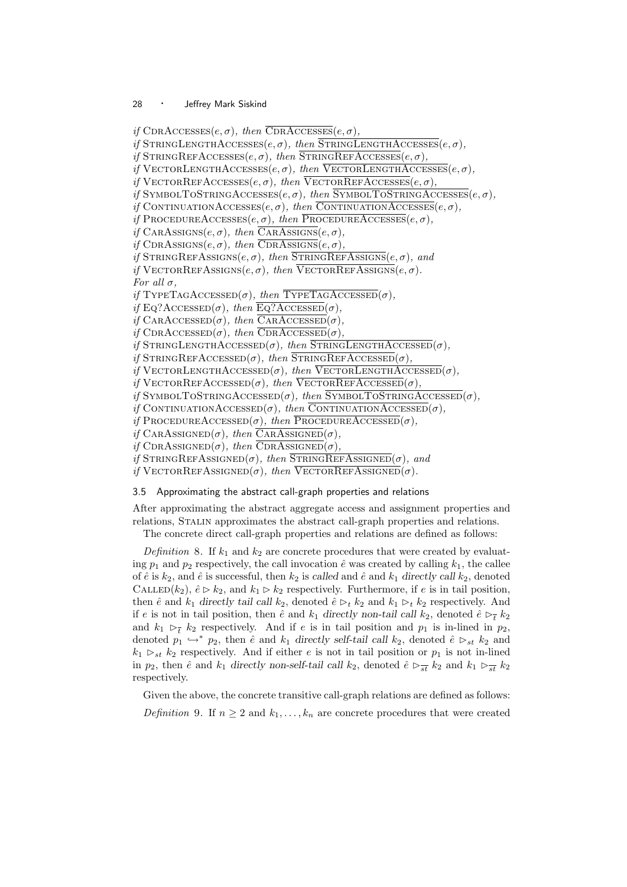*if* $\textsc{CdrAccesses}(e, \sigma)$, *then* $\overline{\textsc{CdrAccesses}}(e, \sigma)$,
*if* $\textsc{StringLengthAccesses}(e, \sigma)$, *then* $\overline{\textsc{StringLengthAccesses}}(e, \sigma)$,
*if* $\textsc{StringRefAccesses}(e, \sigma)$, *then* $\overline{\textsc{StringRefAccesses}}(e, \sigma)$,
*if* $\textsc{VectorLengthAccesses}(e, \sigma)$, *then* $\overline{\textsc{VectorLengthAccesses}}(e, \sigma)$,
*if* $\textsc{VectorRefAccesses}(e, \sigma)$, *then* $\overline{\textsc{VectorRefAccesses}}(e, \sigma)$,
*if* $\textsc{SymbolToStringAccesses}(e, \sigma)$, *then* $\overline{\textsc{SymbolToStringAccesses}}(e, \sigma)$,
*if* $\textsc{ContinuationAccesses}(e, \sigma)$, *then* $\overline{\textsc{ContinuationAccesses}}(e, \sigma)$,
*if* $\textsc{ProcedureAccesses}(e, \sigma)$, *then* $\overline{\textsc{ProcedureAccesses}}(e, \sigma)$,
*if* $\textsc{CarAssigns}(e, \sigma)$, *then* $\overline{\textsc{CarAssigns}}(e, \sigma)$,
*if* $\textsc{CdrAssigns}(e, \sigma)$, *then* $\overline{\textsc{CdrAssigns}}(e, \sigma)$,
*if* $\textsc{StringRefAssigns}(e, \sigma)$, *then* $\overline{\textsc{StringRefAssigns}}(e, \sigma)$, *and*
*if* $\textsc{VectorRefAssigns}(e, \sigma)$, *then* $\overline{\textsc{VectorRefAssigns}}(e, \sigma)$.
*For all* $\sigma$,
*if* $\textsc{TypeTagAccessed}(\sigma)$, *then* $\overline{\textsc{TypeTagAccessed}}(\sigma)$,
*if* $\textsc{Eq?Accessed}(\sigma)$, *then* $\overline{\textsc{Eq?Accessed}}(\sigma)$,
*if* $\textsc{CarAccessed}(\sigma)$, *then* $\overline{\textsc{CarAccessed}}(\sigma)$,
*if* $\textsc{CdrAccessed}(\sigma)$, *then* $\overline{\textsc{CdrAccessed}}(\sigma)$,
*if* $\textsc{StringLengthAccessed}(\sigma)$, *then* $\overline{\textsc{StringLengthAccessed}}(\sigma)$,
*if* $\textsc{StringRefAccessed}(\sigma)$, *then* $\overline{\textsc{StringRefAccessed}}(\sigma)$,
*if* $\textsc{VectorLengthAccessed}(\sigma)$, *then* $\overline{\textsc{VectorLengthAccessed}}(\sigma)$,
*if* $\textsc{VectorRefAccessed}(\sigma)$, *then* $\overline{\textsc{VectorRefAccessed}}(\sigma)$,
*if* $\textsc{SymbolToStringAccessed}(\sigma)$, *then* $\overline{\textsc{SymbolToStringAccessed}}(\sigma)$,
*if* $\textsc{ContinuationAccessed}(\sigma)$, *then* $\overline{\textsc{ContinuationAccessed}}(\sigma)$,
*if* $\textsc{ProcedureAccessed}(\sigma)$, *then* $\overline{\textsc{ProcedureAccessed}}(\sigma)$,
*if* $\textsc{CarAssigned}(\sigma)$, *then* $\overline{\textsc{CarAssigned}}(\sigma)$,
*if* $\textsc{CdrAssigned}(\sigma)$, *then* $\overline{\textsc{CdrAssigned}}(\sigma)$,
*if* $\textsc{StringRefAssigned}(\sigma)$, *then* $\overline{\textsc{StringRefAssigned}}(\sigma)$, *and*
*if* $\textsc{VectorRefAssigned}(\sigma)$, *then* $\overline{\textsc{VectorRefAssigned}}(\sigma)$.

### 3.5 Approximating the abstract call-graph properties and relations

After approximating the abstract aggregate access and assignment properties and relations, Stalin approximates the abstract call-graph properties and relations.

The concrete direct call-graph properties and relations are defined as follows:

*Definition* 8. If $k_1$ and $k_2$ are concrete procedures that were created by evaluating $p_1$ and $p_2$ respectively, the call invocation $\hat{e}$ was created by calling $k_1$, the callee of $\hat{e}$ is $k_2$, and $\hat{e}$ is successful, then $k_2$ is *called* and $\hat{e}$ and $k_1$ *directly call* $k_2$, denoted $\textsc{Called}(k_2)$, $\hat{e} \rhd k_2$, and $k_1 \rhd k_2$ respectively. Furthermore, if $e$ is in tail position, then $\hat{e}$ and $k_1$ *directly tail call* $k_2$, denoted $\hat{e} \rhd_t k_2$ and $k_1 \rhd_t k_2$ respectively. And if $e$ is not in tail position, then $\hat{e}$ and $k_1$ *directly non-tail call* $k_2$, denoted $\hat{e} \rhd_{\overline{t}} k_2$ and $k_1 \rhd_{\overline{t}} k_2$ respectively. And if $e$ is in tail position and $p_1$ is in-lined in $p_2$, denoted $p_1 \hookrightarrow^* p_2$, then $\hat{e}$ and $k_1$ *directly self-tail call* $k_2$, denoted $\hat{e} \rhd_{st} k_2$ and $k_1 \rhd_{st} k_2$ respectively. And if either $e$ is not in tail position or $p_1$ is not in-lined in $p_2$, then $\hat{e}$ and $k_1$ *directly non-self-tail call* $k_2$, denoted $\hat{e} \rhd_{\overline{st}} k_2$ and $k_1 \rhd_{\overline{st}} k_2$ respectively.

Given the above, the concrete transitive call-graph relations are defined as follows:

*Definition* 9. If $n \geq 2$ and $k_1, \ldots, k_n$ are concrete procedures that were created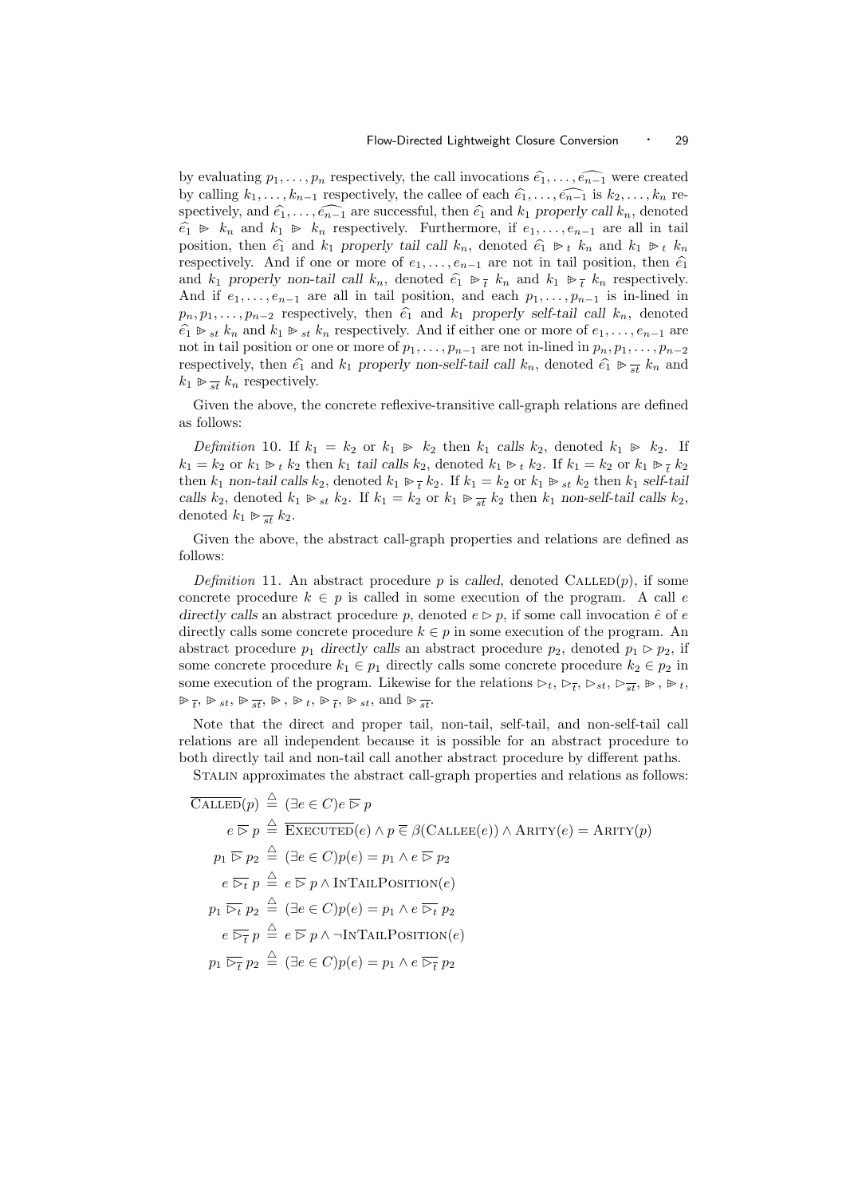by evaluating $p_1, \ldots, p_n$ respectively, the call invocations $\widehat{e_1}, \ldots, \widehat{e_{n-1}}$ were created by calling $k_1, \ldots, k_{n-1}$ respectively, the callee of each $\widehat{e_1}, \ldots, \widehat{e_{n-1}}$ is $k_2, \ldots, k_n$ respectively, and $\widehat{e_1}, \ldots, \widehat{e_{n-1}}$ are successful, then $\widehat{e_1}$ and $k_1$ *properly call* $k_n$, denoted $\widehat{e_1} \mathrel{\unrhd} k_n$ and $k_1 \mathrel{\unrhd} k_n$ respectively. Furthermore, if $e_1, \ldots, e_{n-1}$ are all in tail position, then $\widehat{e_1}$ and $k_1$ *properly tail call* $k_n$, denoted $\widehat{e_1} \mathrel{\unrhd}_t k_n$ and $k_1 \mathrel{\unrhd}_t k_n$ respectively. And if one or more of $e_1, \ldots, e_{n-1}$ are not in tail position, then $\widehat{e_1}$ and $k_1$ *properly non-tail call* $k_n$, denoted $\widehat{e_1} \mathrel{\unrhd}_{\overline{t}} k_n$ and $k_1 \mathrel{\unrhd}_{\overline{t}} k_n$ respectively. And if $e_1, \ldots, e_{n-1}$ are all in tail position, and each $p_1, \ldots, p_{n-1}$ is in-lined in $p_n, p_1, \ldots, p_{n-2}$ respectively, then $\widehat{e_1}$ and $k_1$ *properly self-tail call* $k_n$, denoted $\widehat{e_1} \mathrel{\unrhd}_{st} k_n$ and $k_1 \mathrel{\unrhd}_{st} k_n$ respectively. And if either one or more of $e_1, \ldots, e_{n-1}$ are not in tail position or one or more of $p_1, \ldots, p_{n-1}$ are not in-lined in $p_n, p_1, \ldots, p_{n-2}$ respectively, then $\widehat{e_1}$ and $k_1$ *properly non-self-tail call* $k_n$, denoted $\widehat{e_1} \mathrel{\unrhd}_{\overline{st}} k_n$ and $k_1 \mathrel{\unrhd}_{\overline{st}} k_n$ respectively.

Given the above, the concrete reflexive-transitive call-graph relations are defined as follows:

*Definition* 10. If $k_1 = k_2$ or $k_1 \mathrel{\unrhd} k_2$ then $k_1$ *calls* $k_2$, denoted $k_1 \mathrel{\unrhd} k_2$. If $k_1 = k_2$ or $k_1 \mathrel{\unrhd}_t k_2$ then $k_1$ *tail calls* $k_2$, denoted $k_1 \mathrel{\unrhd}_t k_2$. If $k_1 = k_2$ or $k_1 \mathrel{\unrhd}_{\overline{t}} k_2$ then $k_1$ *non-tail calls* $k_2$, denoted $k_1 \mathrel{\unrhd}_{\overline{t}} k_2$. If $k_1 = k_2$ or $k_1 \mathrel{\unrhd}_{st} k_2$ then $k_1$ *self-tail calls* $k_2$, denoted $k_1 \mathrel{\unrhd}_{st} k_2$. If $k_1 = k_2$ or $k_1 \mathrel{\unrhd}_{\overline{st}} k_2$ then $k_1$ *non-self-tail calls* $k_2$, denoted $k_1 \mathrel{\unrhd}_{\overline{st}} k_2$.

Given the above, the abstract call-graph properties and relations are defined as follows:

*Definition* 11. An abstract procedure $p$ is *called*, denoted $\textsc{Called}(p)$, if some concrete procedure $k \in p$ is called in some execution of the program. A call $e$ *directly calls* an abstract procedure $p$, denoted $e \rhd p$, if some call invocation $\hat{e}$ of $e$ directly calls some concrete procedure $k \in p$ in some execution of the program. An abstract procedure $p_1$ *directly calls* an abstract procedure $p_2$, denoted $p_1 \rhd p_2$, if some concrete procedure $k_1 \in p_1$ directly calls some concrete procedure $k_2 \in p_2$ in some execution of the program. Likewise for the relations $\rhd_t$, $\rhd_{\overline{t}}$, $\rhd_{st}$, $\rhd_{\overline{st}}$, $\unrhd$, $\unrhd_t$, $\unrhd_{\overline{t}}$, $\unrhd_{st}$, $\unrhd_{\overline{st}}$, $\unrhd$, $\unrhd_t$, $\unrhd_{\overline{t}}$, $\unrhd_{st}$, and $\unrhd_{\overline{st}}$.

Note that the direct and proper tail, non-tail, self-tail, and non-self-tail call relations are all independent because it is possible for an abstract procedure to both directly tail and non-tail call another abstract procedure by different paths.

Stalin approximates the abstract call-graph properties and relations as follows:

$$\overline{\textsc{Called}}(p) \stackrel{\triangle}{=} (\exists e \in C) e \mathrel{\overline{\rhd}} p$$

$$e \mathrel{\overline{\rhd}} p \stackrel{\triangle}{=} \overline{\textsc{Executed}}(e) \wedge p \mathrel{\overline{\in}} \beta(\textsc{Callee}(e)) \wedge \textsc{Arity}(e) = \textsc{Arity}(p)$$

$$p_1 \mathrel{\overline{\rhd}} p_2 \stackrel{\triangle}{=} (\exists e \in C) p(e) = p_1 \wedge e \mathrel{\overline{\rhd}} p_2$$

$$e \mathrel{\overline{\rhd_t}} p \stackrel{\triangle}{=} e \mathrel{\overline{\rhd}} p \wedge \textsc{InTailPosition}(e)$$

$$p_1 \mathrel{\overline{\rhd_t}} p_2 \stackrel{\triangle}{=} (\exists e \in C) p(e) = p_1 \wedge e \mathrel{\overline{\rhd_t}} p_2$$

$$e \mathrel{\overline{\rhd_{\overline{t}}}} p \stackrel{\triangle}{=} e \mathrel{\overline{\rhd}} p \wedge \neg\textsc{InTailPosition}(e)$$

$$p_1 \mathrel{\overline{\rhd_{\overline{t}}}} p_2 \stackrel{\triangle}{=} (\exists e \in C) p(e) = p_1 \wedge e \mathrel{\overline{\rhd_{\overline{t}}}} p_2$$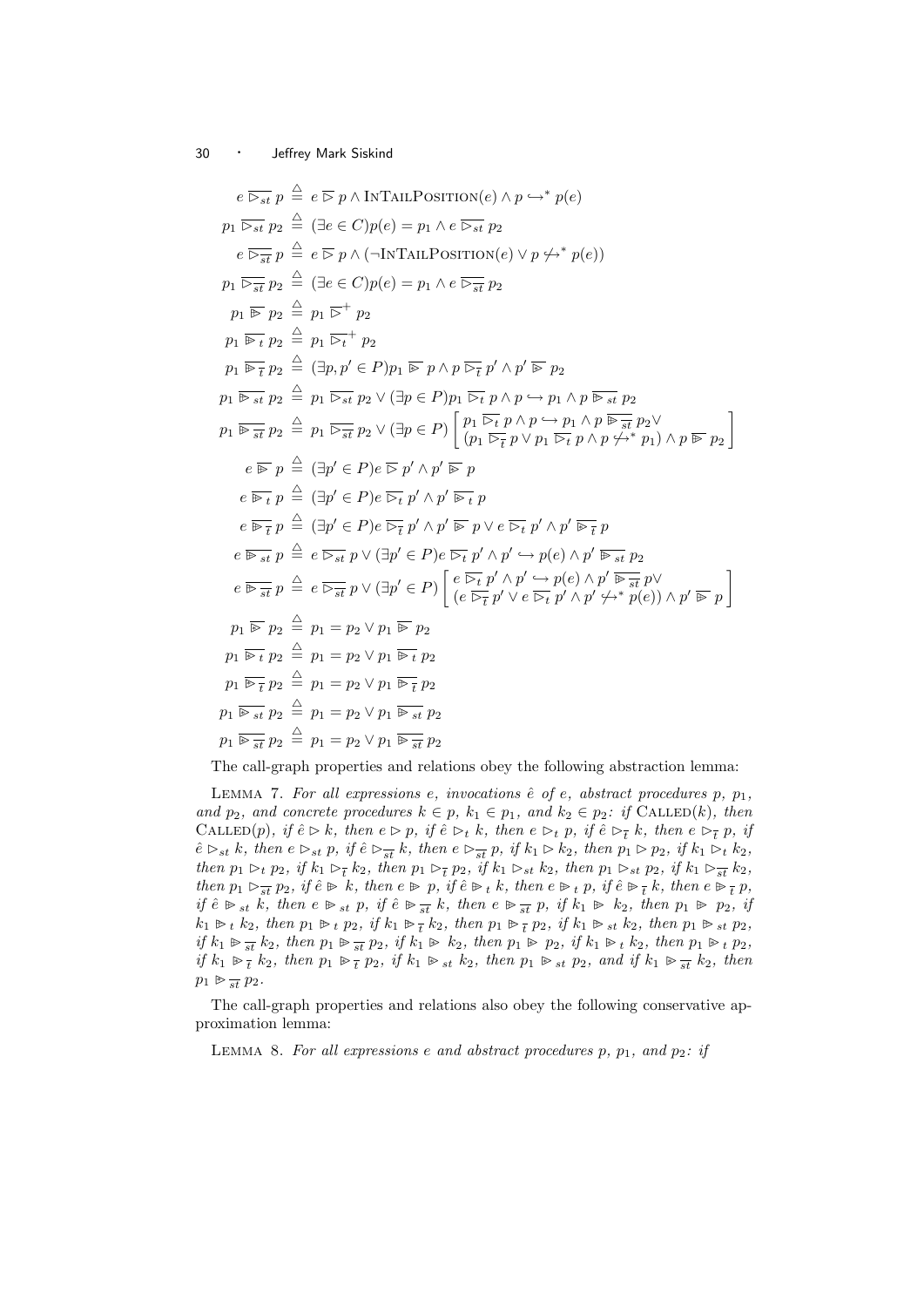$$e \;\overline{\rhd_{st}}\; p \overset{\triangle}{=} e \;\overline{\rhd}\; p \wedge \textsc{InTailPosition}(e) \wedge p \hookrightarrow^{*} p(e)$$

$$p_1 \;\overline{\rhd_{st}}\; p_2 \overset{\triangle}{=} (\exists e \in C) p(e) = p_1 \wedge e \;\overline{\rhd_{st}}\; p_2$$

$$e \;\overline{\rhd_{\overline{st}}}\; p \overset{\triangle}{=} e \;\overline{\rhd}\; p \wedge (\neg\textsc{InTailPosition}(e) \vee p \not\hookrightarrow^{*} p(e))$$

$$p_1 \;\overline{\rhd_{\overline{st}}}\; p_2 \overset{\triangle}{=} (\exists e \in C) p(e) = p_1 \wedge e \;\overline{\rhd_{\overline{st}}}\; p_2$$

$$p_1 \;\overline{\unrhd}\; p_2 \overset{\triangle}{=} p_1 \;\overline{\rhd}^{+}\; p_2$$

$$p_1 \;\overline{\unrhd_t}\; p_2 \overset{\triangle}{=} p_1 \;\overline{\rhd_t}^{+}\; p_2$$

$$p_1 \;\overline{\unrhd_{\overline{t}}}\; p_2 \overset{\triangle}{=} (\exists p, p' \in P) p_1 \;\overline{\unrhd}\; p \wedge p \;\overline{\rhd_{\overline{t}}}\; p' \wedge p' \;\overline{\unrhd}\; p_2$$

$$p_1 \;\overline{\unrhd_{st}}\; p_2 \overset{\triangle}{=} p_1 \;\overline{\rhd_{st}}\; p_2 \vee (\exists p \in P) p_1 \;\overline{\rhd_t}\; p \wedge p \hookrightarrow p_1 \wedge p \;\overline{\unrhd_{st}}\; p_2$$

$$p_1 \;\overline{\unrhd_{\overline{st}}}\; p_2 \overset{\triangle}{=} p_1 \;\overline{\rhd_{\overline{st}}}\; p_2 \vee (\exists p \in P) \left[\begin{array}{l} p_1 \;\overline{\rhd_t}\; p \wedge p \hookrightarrow p_1 \wedge p \;\overline{\unrhd_{\overline{st}}}\; p_2 \vee \\ (p_1 \;\overline{\rhd_{\overline{t}}}\; p \vee p_1 \;\overline{\rhd_t}\; p \wedge p \not\hookrightarrow^{*} p_1) \wedge p \;\overline{\unrhd}\; p_2 \end{array}\right]$$

$$e \;\overline{\unrhd}\; p \overset{\triangle}{=} (\exists p' \in P) e \;\overline{\rhd}\; p' \wedge p' \;\overline{\unrhd}\; p$$

$$e \;\overline{\unrhd_t}\; p \overset{\triangle}{=} (\exists p' \in P) e \;\overline{\rhd_t}\; p' \wedge p' \;\overline{\unrhd_t}\; p$$

$$e \;\overline{\unrhd_{\overline{t}}}\; p \overset{\triangle}{=} (\exists p' \in P) e \;\overline{\rhd_{\overline{t}}}\; p' \wedge p' \;\overline{\unrhd}\; p \vee e \;\overline{\rhd_t}\; p' \wedge p' \;\overline{\unrhd_{\overline{t}}}\; p$$

$$e \;\overline{\unrhd_{st}}\; p \overset{\triangle}{=} e \;\overline{\rhd_{st}}\; p \vee (\exists p' \in P) e \;\overline{\rhd_t}\; p' \wedge p' \hookrightarrow p(e) \wedge p' \;\overline{\unrhd_{st}}\; p_2$$

$$e \;\overline{\unrhd_{\overline{st}}}\; p \overset{\triangle}{=} e \;\overline{\rhd_{\overline{st}}}\; p \vee (\exists p' \in P) \left[\begin{array}{l} e \;\overline{\rhd_t}\; p' \wedge p' \hookrightarrow p(e) \wedge p' \;\overline{\unrhd_{\overline{st}}}\; p \vee \\ (e \;\overline{\rhd_{\overline{t}}}\; p' \vee e \;\overline{\rhd_t}\; p' \wedge p' \not\hookrightarrow^{*} p(e)) \wedge p' \;\overline{\unrhd}\; p \end{array}\right]$$

$$p_1 \;\overline{\unrhd}\; p_2 \overset{\triangle}{=} p_1 = p_2 \vee p_1 \;\overline{\unrhd}\; p_2$$

$$p_1 \;\overline{\unrhd_t}\; p_2 \overset{\triangle}{=} p_1 = p_2 \vee p_1 \;\overline{\unrhd_t}\; p_2$$

$$p_1 \;\overline{\unrhd_{\overline{t}}}\; p_2 \overset{\triangle}{=} p_1 = p_2 \vee p_1 \;\overline{\unrhd_{\overline{t}}}\; p_2$$

$$p_1 \;\overline{\unrhd_{st}}\; p_2 \overset{\triangle}{=} p_1 = p_2 \vee p_1 \;\overline{\unrhd_{st}}\; p_2$$

$$p_1 \;\overline{\unrhd_{\overline{st}}}\; p_2 \overset{\triangle}{=} p_1 = p_2 \vee p_1 \;\overline{\unrhd_{\overline{st}}}\; p_2$$

The call-graph properties and relations obey the following abstraction lemma:

Lemma 7. *For all expressions $e$, invocations $\hat{e}$ of $e$, abstract procedures $p$, $p_1$, and $p_2$, and concrete procedures $k \in p$, $k_1 \in p_1$, and $k_2 \in p_2$: if* $\textsc{Called}(k)$, *then* $\textsc{Called}(p)$, *if $\hat{e} \rhd k$, then $e \rhd p$, if $\hat{e} \rhd_t k$, then $e \rhd_t p$, if $\hat{e} \rhd_{\overline{t}} k$, then $e \rhd_{\overline{t}} p$, if $\hat{e} \rhd_{st} k$, then $e \rhd_{st} p$, if $\hat{e} \rhd_{\overline{st}} k$, then $e \rhd_{\overline{st}} p$, if $k_1 \rhd k_2$, then $p_1 \rhd p_2$, if $k_1 \rhd_t k_2$, then $p_1 \rhd_t p_2$, if $k_1 \rhd_{\overline{t}} k_2$, then $p_1 \rhd_{\overline{t}} p_2$, if $k_1 \rhd_{st} k_2$, then $p_1 \rhd_{st} p_2$, if $k_1 \rhd_{\overline{st}} k_2$, then $p_1 \rhd_{\overline{st}} p_2$, if $\hat{e} \unrhd k$, then $e \unrhd p$, if $\hat{e} \unrhd_t k$, then $e \unrhd_t p$, if $\hat{e} \unrhd_{\overline{t}} k$, then $e \unrhd_{\overline{t}} p$, if $\hat{e} \unrhd_{st} k$, then $e \unrhd_{st} p$, if $\hat{e} \unrhd_{\overline{st}} k$, then $e \unrhd_{\overline{st}} p$, if $k_1 \unrhd k_2$, then $p_1 \unrhd p_2$, if $k_1 \unrhd_t k_2$, then $p_1 \unrhd_t p_2$, if $k_1 \unrhd_{\overline{t}} k_2$, then $p_1 \unrhd_{\overline{t}} p_2$, if $k_1 \unrhd_{st} k_2$, then $p_1 \unrhd_{st} p_2$, if $k_1 \unrhd_{\overline{st}} k_2$, then $p_1 \unrhd_{\overline{st}} p_2$, if $k_1 \unrhd k_2$, then $p_1 \unrhd p_2$, if $k_1 \unrhd_t k_2$, then $p_1 \unrhd_t p_2$, if $k_1 \unrhd_{\overline{t}} k_2$, then $p_1 \unrhd_{\overline{t}} p_2$, if $k_1 \unrhd_{st} k_2$, then $p_1 \unrhd_{st} p_2$, and if $k_1 \unrhd_{\overline{st}} k_2$, then $p_1 \unrhd_{\overline{st}} p_2$.*

The call-graph properties and relations also obey the following conservative approximation lemma:

Lemma 8. *For all expressions $e$ and abstract procedures $p$, $p_1$, and $p_2$: if*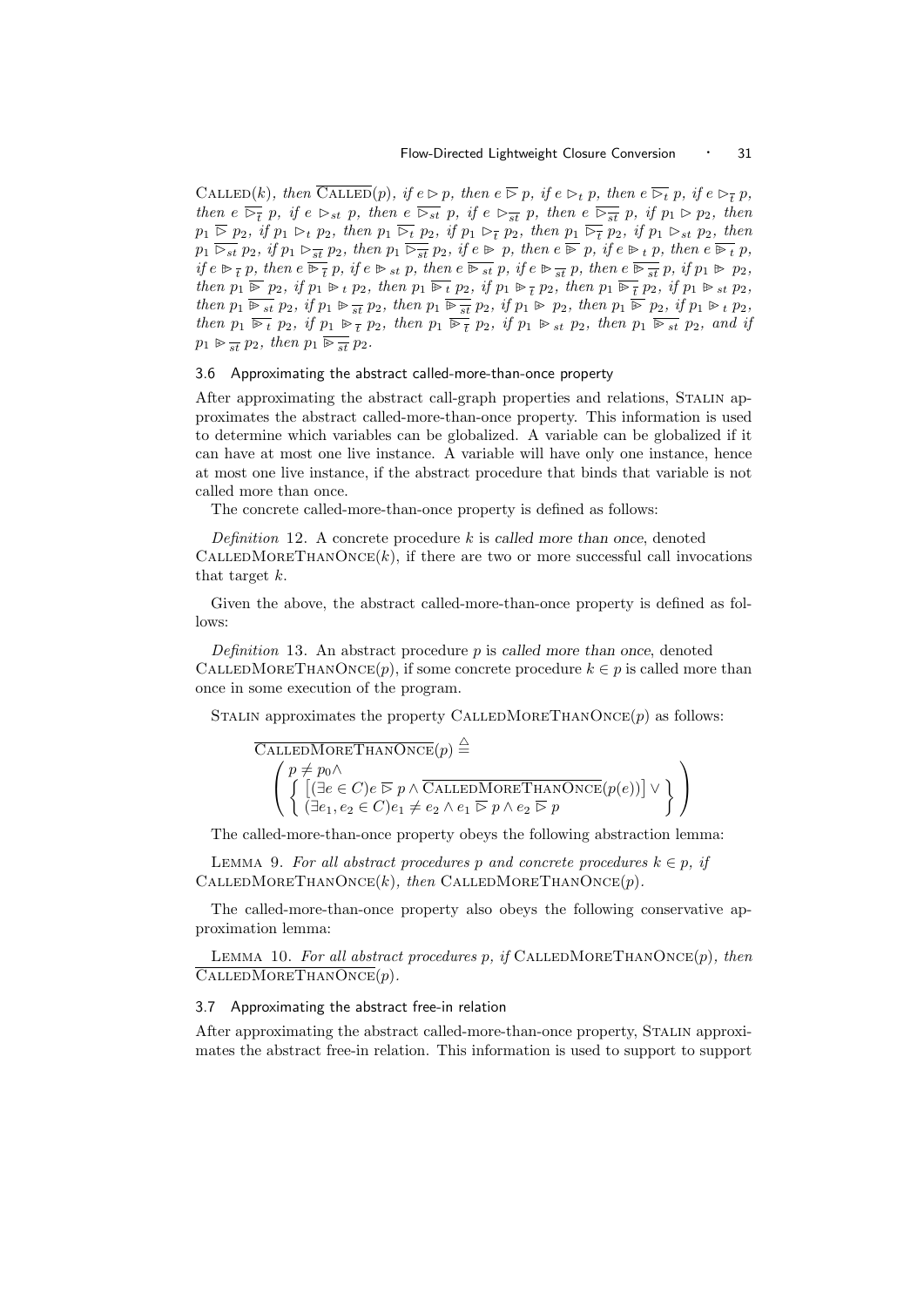*$\textsc{Called}(k)$, then $\overline{\textsc{Called}}(p)$, if $e \rhd p$, then $e\ \overline{\rhd}\ p$, if $e \rhd_t p$, then $e\ \overline{\rhd_t}\ p$, if $e \rhd_{\bar{t}} p$, then $e\ \overline{\rhd_{\bar{t}}}\ p$, if $e \rhd_{st} p$, then $e\ \overline{\rhd_{st}}\ p$, if $e \rhd_{\overline{st}} p$, then $e\ \overline{\rhd_{\overline{st}}}\ p$, if $p_1 \rhd p_2$, then $p_1\ \overline{\rhd}\ p_2$, if $p_1 \rhd_t p_2$, then $p_1\ \overline{\rhd_t}\ p_2$, if $p_1 \rhd_{\bar{t}} p_2$, then $p_1\ \overline{\rhd_{\bar{t}}}\ p_2$, if $p_1 \rhd_{st} p_2$, then $p_1\ \overline{\rhd_{st}}\ p_2$, if $p_1 \rhd_{\overline{st}} p_2$, then $p_1\ \overline{\rhd_{\overline{st}}}\ p_2$, if $e \unrhd p$, then $e\ \overline{\unrhd}\ p$, if $e \unrhd_t p$, then $e\ \overline{\unrhd_t}\ p$, if $e \unrhd_{\bar{t}} p$, then $e\ \overline{\unrhd_{\bar{t}}}\ p$, if $e \unrhd_{st} p$, then $e\ \overline{\unrhd_{st}}\ p$, if $e \unrhd_{\overline{st}} p$, then $e\ \overline{\unrhd_{\overline{st}}}\ p$, if $p_1 \unrhd p_2$, then $p_1\ \overline{\unrhd}\ p_2$, if $p_1 \unrhd_t p_2$, then $p_1\ \overline{\unrhd_t}\ p_2$, if $p_1 \unrhd_{\bar{t}} p_2$, then $p_1\ \overline{\unrhd_{\bar{t}}}\ p_2$, if $p_1 \unrhd_{st} p_2$, then $p_1\ \overline{\unrhd_{st}}\ p_2$, if $p_1 \unrhd_{\overline{st}} p_2$, then $p_1\ \overline{\unrhd_{\overline{st}}}\ p_2$, if $p_1 \unrhd p_2$, then $p_1\ \overline{\unrhd}\ p_2$, if $p_1 \unrhd_t p_2$, then $p_1\ \overline{\unrhd_t}\ p_2$, if $p_1 \unrhd_{\bar{t}} p_2$, then $p_1\ \overline{\unrhd_{\bar{t}}}\ p_2$, if $p_1 \unrhd_{st} p_2$, then $p_1\ \overline{\unrhd_{st}}\ p_2$, and if $p_1 \unrhd_{\overline{st}} p_2$, then $p_1\ \overline{\unrhd_{\overline{st}}}\ p_2$.*

### 3.6 Approximating the abstract called-more-than-once property

After approximating the abstract call-graph properties and relations, Stalin approximates the abstract called-more-than-once property. This information is used to determine which variables can be globalized. A variable can be globalized if it can have at most one live instance. A variable will have only one instance, hence at most one live instance, if the abstract procedure that binds that variable is not called more than once.

The concrete called-more-than-once property is defined as follows:

*Definition* 12. A concrete procedure $k$ is *called more than once*, denoted $\textsc{CalledMoreThanOnce}(k)$, if there are two or more successful call invocations that target $k$.

Given the above, the abstract called-more-than-once property is defined as follows:

*Definition* 13. An abstract procedure $p$ is *called more than once*, denoted $\textsc{CalledMoreThanOnce}(p)$, if some concrete procedure $k \in p$ is called more than once in some execution of the program.

Stalin approximates the property $\textsc{CalledMoreThanOnce}(p)$ as follows:

$$\overline{\textsc{CalledMoreThanOnce}}(p) \stackrel{\triangle}{=} \left( \begin{array}{l} p \neq p_0 \wedge \\ \left\{ \begin{array}{l} \left[(\exists e \in C) e\ \overline{\rhd}\ p \wedge \overline{\textsc{CalledMoreThanOnce}}(p(e))\right] \vee \\ (\exists e_1, e_2 \in C) e_1 \neq e_2 \wedge e_1\ \overline{\rhd}\ p \wedge e_2\ \overline{\rhd}\ p \end{array} \right\} \end{array} \right)$$

The called-more-than-once property obeys the following abstraction lemma:

Lemma 9. *For all abstract procedures $p$ and concrete procedures $k \in p$, if $\textsc{CalledMoreThanOnce}(k)$, then $\textsc{CalledMoreThanOnce}(p)$.*

The called-more-than-once property also obeys the following conservative approximation lemma:

Lemma 10. *For all abstract procedures $p$, if $\textsc{CalledMoreThanOnce}(p)$, then $\overline{\textsc{CalledMoreThanOnce}}(p)$.*

### 3.7 Approximating the abstract free-in relation

After approximating the abstract called-more-than-once property, Stalin approximates the abstract free-in relation. This information is used to support to support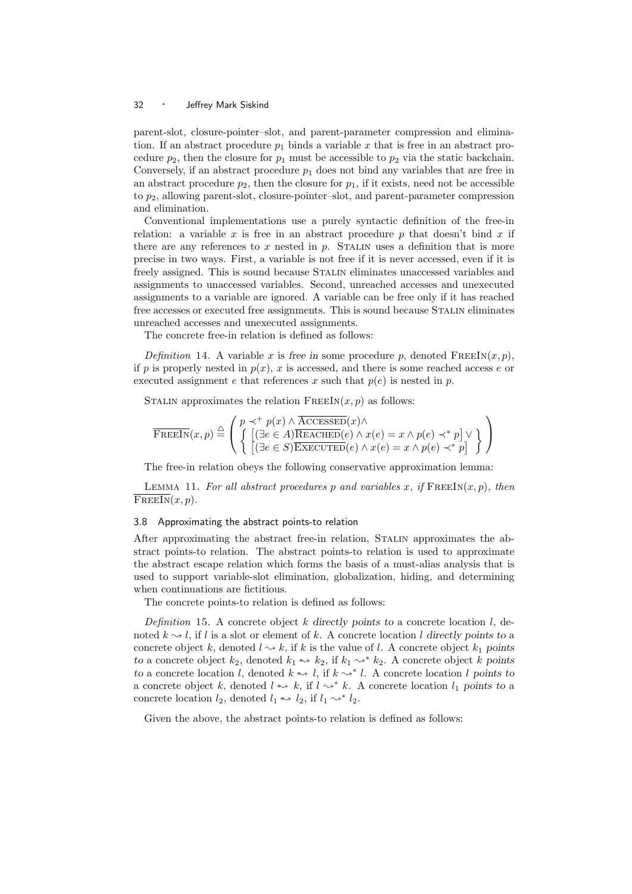parent-slot, closure-pointer–slot, and parent-parameter compression and elimination. If an abstract procedure $p_1$ binds a variable $x$ that is free in an abstract procedure $p_2$, then the closure for $p_1$ must be accessible to $p_2$ via the static backchain. Conversely, if an abstract procedure $p_1$ does not bind any variables that are free in an abstract procedure $p_2$, then the closure for $p_1$, if it exists, need not be accessible to $p_2$, allowing parent-slot, closure-pointer–slot, and parent-parameter compression and elimination.

Conventional implementations use a purely syntactic definition of the free-in relation: a variable $x$ is free in an abstract procedure $p$ that doesn't bind $x$ if there are any references to $x$ nested in $p$. STALIN uses a definition that is more precise in two ways. First, a variable is not free if it is never accessed, even if it is freely assigned. This is sound because STALIN eliminates unaccessed variables and assignments to unaccessed variables. Second, unreached accesses and unexecuted assignments to a variable are ignored. A variable can be free only if it has reached free accesses or executed free assignments. This is sound because STALIN eliminates unreached accesses and unexecuted assignments.

The concrete free-in relation is defined as follows:

*Definition* 14. A variable $x$ is *free in* some procedure $p$, denoted $\text{FREEIN}(x,p)$, if $p$ is properly nested in $p(x)$, $x$ is accessed, and there is some reached access $e$ or executed assignment $e$ that references $x$ such that $p(e)$ is nested in $p$.

STALIN approximates the relation $\text{FREEIN}(x,p)$ as follows:

$$\overline{\text{FREEIN}}(x,p) \triangleq \left( \begin{array}{l} p \prec^+ p(x) \wedge \overline{\text{ACCESSED}}(x) \wedge \\ \left\{ \begin{array}{l} \left[(\exists e \in A)\overline{\text{REACHED}}(e) \wedge x(e) = x \wedge p(e) \prec^* p\right] \vee \\ \left[(\exists e \in S)\overline{\text{EXECUTED}}(e) \wedge x(e) = x \wedge p(e) \prec^* p\right] \end{array} \right\} \end{array} \right)$$

The free-in relation obeys the following conservative approximation lemma:

LEMMA 11. *For all abstract procedures $p$ and variables $x$, if $\text{FREEIN}(x,p)$, then $\overline{\text{FREEIN}}(x,p)$.*

### 3.8 Approximating the abstract points-to relation

After approximating the abstract free-in relation, STALIN approximates the abstract points-to relation. The abstract points-to relation is used to approximate the abstract escape relation which forms the basis of a must-alias analysis that is used to support variable-slot elimination, globalization, hiding, and determining when continuations are fictitious.

The concrete points-to relation is defined as follows:

*Definition* 15. A concrete object $k$ *directly points to* a concrete location $l$, denoted $k \rightsquigarrow l$, if $l$ is a slot or element of $k$. A concrete location $l$ *directly points to* a concrete object $k$, denoted $l \rightsquigarrow k$, if $k$ is the value of $l$. A concrete object $k_1$ *points to* a concrete object $k_2$, denoted $k_1 \leadsto k_2$, if $k_1 \rightsquigarrow^* k_2$. A concrete object $k$ *points to* a concrete location $l$, denoted $k \leadsto l$, if $k \rightsquigarrow^* l$. A concrete location $l$ *points to* a concrete object $k$, denoted $l \leadsto k$, if $l \rightsquigarrow^* k$. A concrete location $l_1$ *points to* a concrete location $l_2$, denoted $l_1 \leadsto l_2$, if $l_1 \rightsquigarrow^* l_2$.

Given the above, the abstract points-to relation is defined as follows: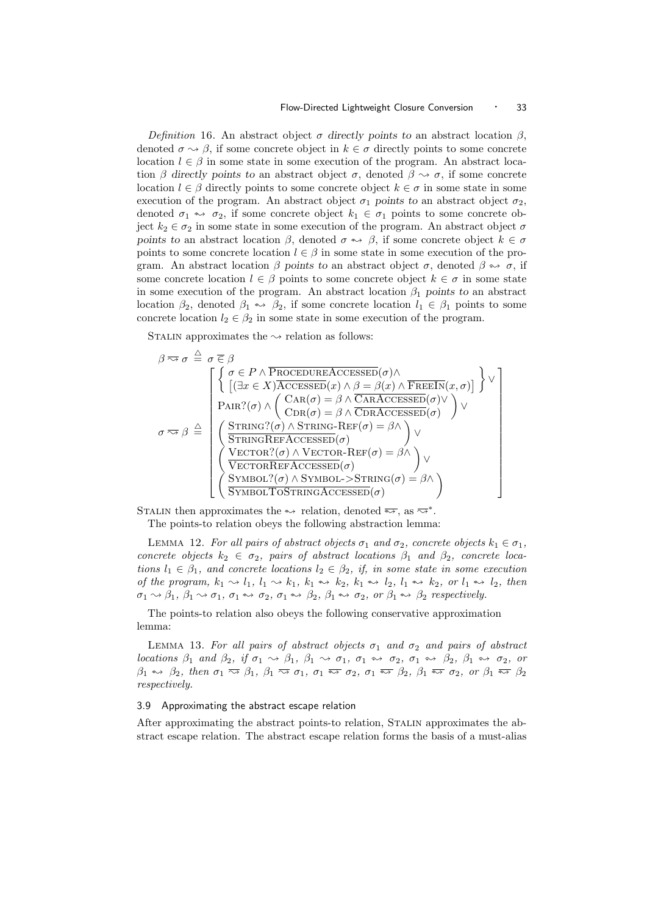*Definition* 16. An abstract object $\sigma$ *directly points to* an abstract location $\beta$, denoted $\sigma \rightsquigarrow \beta$, if some concrete object in $k \in \sigma$ directly points to some concrete location $l \in \beta$ in some state in some execution of the program. An abstract location $\beta$ *directly points to* an abstract object $\sigma$, denoted $\beta \rightsquigarrow \sigma$, if some concrete location $l \in \beta$ directly points to some concrete object $k \in \sigma$ in some state in some execution of the program. An abstract object $\sigma_1$ *points to* an abstract object $\sigma_2$, denoted $\sigma_1 \leadsto \sigma_2$, if some concrete object $k_1 \in \sigma_1$ points to some concrete object $k_2 \in \sigma_2$ in some state in some execution of the program. An abstract object $\sigma$ *points to* an abstract location $\beta$, denoted $\sigma \leadsto \beta$, if some concrete object $k \in \sigma$ points to some concrete location $l \in \beta$ in some state in some execution of the program. An abstract location $\beta$ *points to* an abstract object $\sigma$, denoted $\beta \leadsto \sigma$, if some concrete location $l \in \beta$ points to some concrete object $k \in \sigma$ in some state in some execution of the program. An abstract location $\beta_1$ *points to* an abstract location $\beta_2$, denoted $\beta_1 \leadsto \beta_2$, if some concrete location $l_1 \in \beta_1$ points to some concrete location $l_2 \in \beta_2$ in some state in some execution of the program.

Stalin approximates the $\rightsquigarrow$ relation as follows:

$$\beta \overline{\rightsquigarrow} \sigma \stackrel{\triangle}{=} \sigma \overline{\in} \beta$$

$$\sigma \overline{\rightsquigarrow} \beta \stackrel{\triangle}{=} \left[\begin{array}{l} \left\{\begin{array}{l} \sigma \in P \wedge \overline{\textsc{ProcedureAccessed}}(\sigma) \wedge \\ \left[(\exists x \in X)\overline{\textsc{Accessed}}(x) \wedge \beta = \beta(x) \wedge \overline{\textsc{FreeIn}}(x, \sigma)\right] \end{array}\right\} \vee \\ \textsc{Pair?}(\sigma) \wedge \left(\begin{array}{l} \textsc{Car}(\sigma) = \beta \wedge \overline{\textsc{CarAccessed}}(\sigma) \vee \\ \textsc{Cdr}(\sigma) = \beta \wedge \overline{\textsc{CdrAccessed}}(\sigma) \end{array}\right) \vee \\ \left(\begin{array}{l} \textsc{String?}(\sigma) \wedge \textsc{String-Ref}(\sigma) = \beta \wedge \\ \overline{\textsc{StringRefAccessed}}(\sigma) \end{array}\right) \vee \\ \left(\begin{array}{l} \textsc{Vector?}(\sigma) \wedge \textsc{Vector-Ref}(\sigma) = \beta \wedge \\ \overline{\textsc{VectorRefAccessed}}(\sigma) \end{array}\right) \vee \\ \left(\begin{array}{l} \textsc{Symbol?}(\sigma) \wedge \textsc{Symbol->String}(\sigma) = \beta \wedge \\ \overline{\textsc{SymbolToStringAccessed}}(\sigma) \end{array}\right) \end{array}\right]$$

Stalin then approximates the $\leadsto$ relation, denoted $\overline{\leadsto}$, as $\overline{\rightsquigarrow}^*$.

The points-to relation obeys the following abstraction lemma:

Lemma 12. *For all pairs of abstract objects $\sigma_1$ and $\sigma_2$, concrete objects $k_1 \in \sigma_1$, concrete objects $k_2 \in \sigma_2$, pairs of abstract locations $\beta_1$ and $\beta_2$, concrete locations $l_1 \in \beta_1$, and concrete locations $l_2 \in \beta_2$, if, in some state in some execution of the program, $k_1 \rightsquigarrow l_1$, $l_1 \rightsquigarrow k_1$, $k_1 \leadsto k_2$, $k_1 \leadsto l_2$, $l_1 \leadsto k_2$, or $l_1 \leadsto l_2$, then $\sigma_1 \rightsquigarrow \beta_1$, $\beta_1 \rightsquigarrow \sigma_1$, $\sigma_1 \leadsto \sigma_2$, $\sigma_1 \leadsto \beta_2$, $\beta_1 \leadsto \sigma_2$, or $\beta_1 \leadsto \beta_2$ respectively.*

The points-to relation also obeys the following conservative approximation lemma:

Lemma 13. *For all pairs of abstract objects $\sigma_1$ and $\sigma_2$ and pairs of abstract locations $\beta_1$ and $\beta_2$, if $\sigma_1 \rightsquigarrow \beta_1$, $\beta_1 \rightsquigarrow \sigma_1$, $\sigma_1 \leadsto \sigma_2$, $\sigma_1 \leadsto \beta_2$, $\beta_1 \leadsto \sigma_2$, or $\beta_1 \leadsto \beta_2$, then $\sigma_1 \overline{\rightsquigarrow} \beta_1$, $\beta_1 \overline{\rightsquigarrow} \sigma_1$, $\sigma_1 \overline{\leadsto} \sigma_2$, $\sigma_1 \overline{\leadsto} \beta_2$, $\beta_1 \overline{\leadsto} \sigma_2$, or $\beta_1 \overline{\leadsto} \beta_2$ respectively.*

### 3.9 Approximating the abstract escape relation

After approximating the abstract points-to relation, Stalin approximates the abstract escape relation. The abstract escape relation forms the basis of a must-alias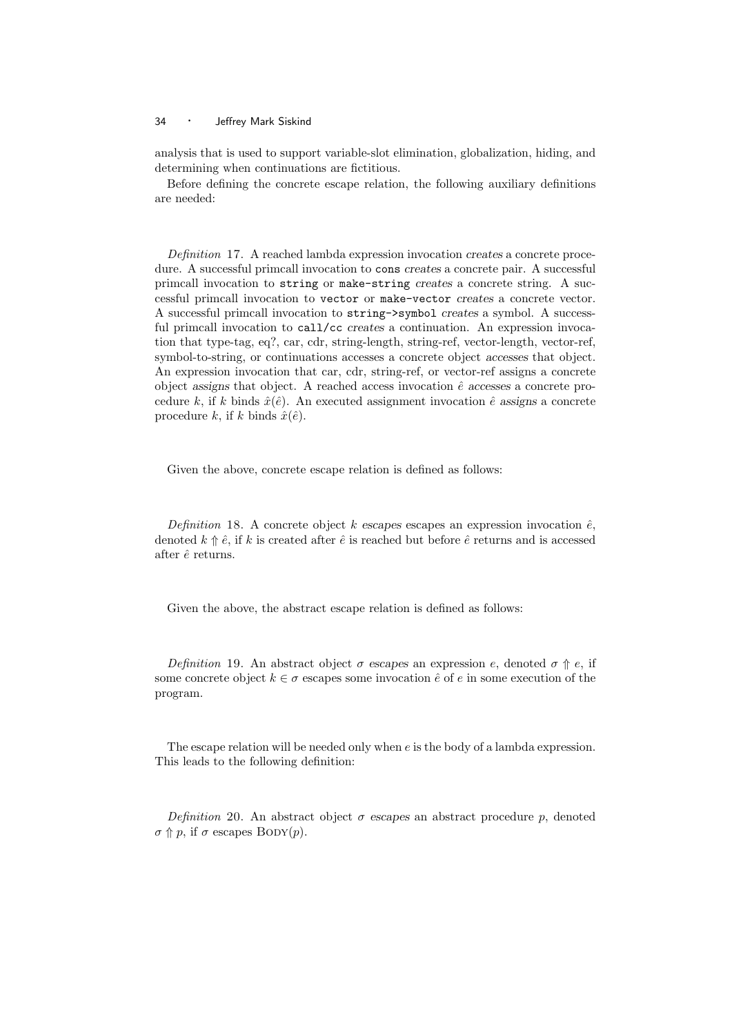analysis that is used to support variable-slot elimination, globalization, hiding, and determining when continuations are fictitious.

Before defining the concrete escape relation, the following auxiliary definitions are needed:

*Definition* 17. A reached lambda expression invocation *creates* a concrete procedure. A successful primcall invocation to `cons` *creates* a concrete pair. A successful primcall invocation to `string` or `make-string` *creates* a concrete string. A successful primcall invocation to `vector` or `make-vector` *creates* a concrete vector. A successful primcall invocation to `string->symbol` *creates* a symbol. A successful primcall invocation to `call/cc` *creates* a continuation. An expression invocation that type-tag, eq?, car, cdr, string-length, string-ref, vector-length, vector-ref, symbol-to-string, or continuations accesses a concrete object *accesses* that object. An expression invocation that car, cdr, string-ref, or vector-ref assigns a concrete object *assigns* that object. A reached access invocation $\hat{e}$ *accesses* a concrete procedure $k$, if $k$ binds $\hat{x}(\hat{e})$. An executed assignment invocation $\hat{e}$ *assigns* a concrete procedure $k$, if $k$ binds $\hat{x}(\hat{e})$.

Given the above, concrete escape relation is defined as follows:

*Definition* 18. A concrete object $k$ *escapes* escapes an expression invocation $\hat{e}$, denoted $k \Uparrow \hat{e}$, if $k$ is created after $\hat{e}$ is reached but before $\hat{e}$ returns and is accessed after $\hat{e}$ returns.

Given the above, the abstract escape relation is defined as follows:

*Definition* 19. An abstract object $\sigma$ *escapes* an expression $e$, denoted $\sigma \Uparrow e$, if some concrete object $k \in \sigma$ escapes some invocation $\hat{e}$ of $e$ in some execution of the program.

The escape relation will be needed only when $e$ is the body of a lambda expression. This leads to the following definition:

*Definition* 20. An abstract object $\sigma$ *escapes* an abstract procedure $p$, denoted $\sigma \Uparrow p$, if $\sigma$ escapes $\textsc{Body}(p)$.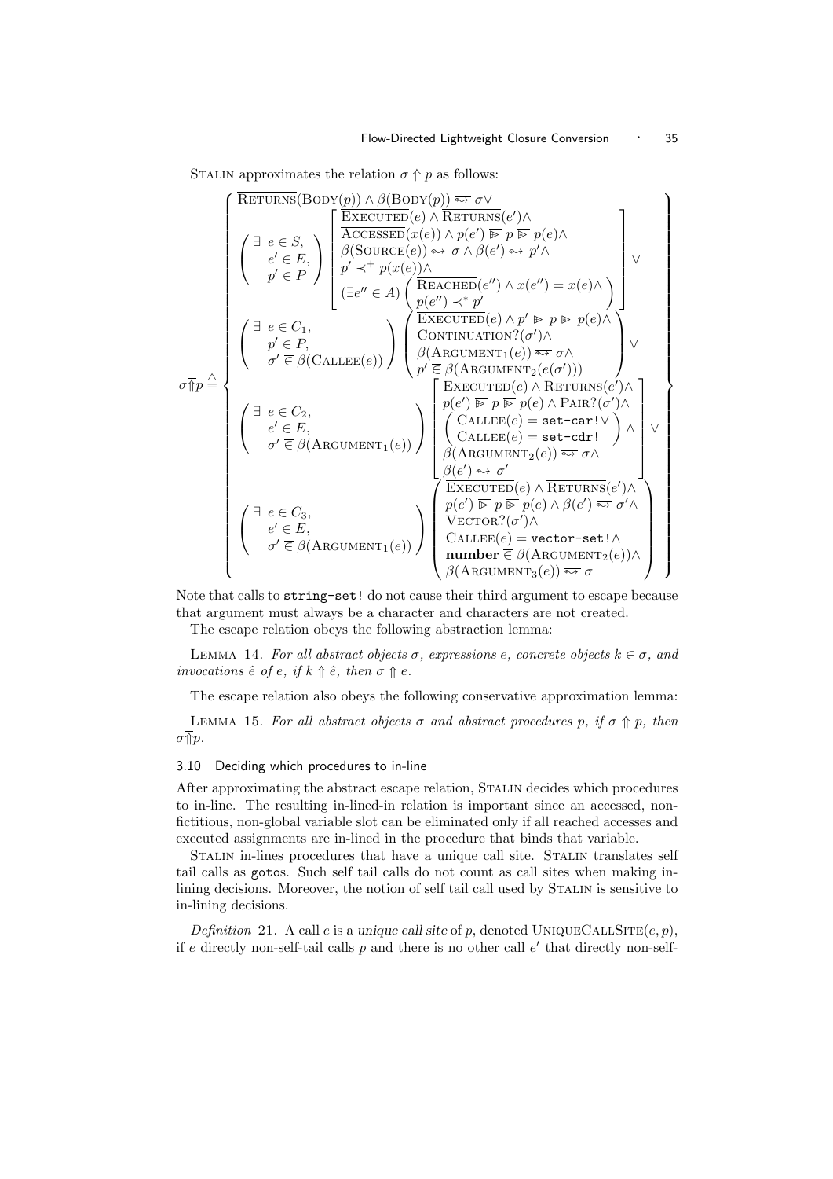Stalin approximates the relation $\sigma \Uparrow p$ as follows:

$$
\sigma \overline{\Uparrow} p \triangleq \left\{
\begin{array}{l}
\overline{\textsc{Returns}}(\textsc{Body}(p)) \wedge \beta(\textsc{Body}(p)) \leadsto \sigma \vee \\
\left(\begin{array}{l}\exists\ e \in S,\\ \quad e' \in E,\\ \quad p' \in P\end{array}\right)
\left[\begin{array}{l}
\overline{\textsc{Executed}}(e) \wedge \overline{\textsc{Returns}}(e') \wedge \\
\overline{\textsc{Accessed}}(x(e)) \wedge p(e') \mathrel{\overline{\triangleright}} p \mathrel{\overline{\triangleright}} p(e) \wedge \\
\beta(\textsc{Source}(e)) \leadsto \sigma \wedge \beta(e') \leadsto p' \wedge \\
p' \prec^{+} p(x(e)) \wedge \\
(\exists e'' \in A)\left(\begin{array}{l}\overline{\textsc{Reached}}(e'') \wedge x(e'') = x(e) \wedge \\ p(e'') \prec^{*} p'\end{array}\right)
\end{array}\right] \vee \\
\left(\begin{array}{l}\exists\ e \in C_1,\\ \quad p' \in P,\\ \quad \sigma' \mathrel{\overline{\in}} \beta(\textsc{Callee}(e))\end{array}\right)
\left(\begin{array}{l}
\overline{\textsc{Executed}}(e) \wedge p' \mathrel{\overline{\triangleright}} p \mathrel{\overline{\triangleright}} p(e) \wedge \\
\textsc{Continuation?}(\sigma') \wedge \\
\beta(\textsc{Argument}_1(e)) \leadsto \sigma \wedge \\
p' \mathrel{\overline{\in}} \beta(\textsc{Argument}_2(e(\sigma')))
\end{array}\right) \vee \\
\left(\begin{array}{l}\exists\ e \in C_2,\\ \quad e' \in E,\\ \quad \sigma' \mathrel{\overline{\in}} \beta(\textsc{Argument}_1(e))\end{array}\right)
\left[\begin{array}{l}
\overline{\textsc{Executed}}(e) \wedge \overline{\textsc{Returns}}(e') \wedge \\
p(e') \mathrel{\overline{\triangleright}} p \mathrel{\overline{\triangleright}} p(e) \wedge \textsc{Pair?}(\sigma') \wedge \\
\left(\begin{array}{l}\textsc{Callee}(e) = \texttt{set-car!} \vee \\ \textsc{Callee}(e) = \texttt{set-cdr!}\end{array}\right) \wedge \\
\beta(\textsc{Argument}_2(e)) \leadsto \sigma \wedge \\
\beta(e') \leadsto \sigma'
\end{array}\right] \vee \\
\left(\begin{array}{l}\exists\ e \in C_3,\\ \quad e' \in E,\\ \quad \sigma' \mathrel{\overline{\in}} \beta(\textsc{Argument}_1(e))\end{array}\right)
\left(\begin{array}{l}
\overline{\textsc{Executed}}(e) \wedge \overline{\textsc{Returns}}(e') \wedge \\
p(e') \mathrel{\overline{\triangleright}} p \mathrel{\overline{\triangleright}} p(e) \wedge \beta(e') \leadsto \sigma' \wedge \\
\textsc{Vector?}(\sigma') \wedge \\
\textsc{Callee}(e) = \texttt{vector-set!} \wedge \\
\textbf{number} \mathrel{\overline{\in}} \beta(\textsc{Argument}_2(e)) \wedge \\
\beta(\textsc{Argument}_3(e)) \leadsto \sigma
\end{array}\right)
\end{array}
\right\}
$$

Note that calls to `string-set!` do not cause their third argument to escape because that argument must always be a character and characters are not created.

The escape relation obeys the following abstraction lemma:

Lemma 14. *For all abstract objects $\sigma$, expressions $e$, concrete objects $k \in \sigma$, and invocations $\hat{e}$ of $e$, if $k \Uparrow \hat{e}$, then $\sigma \Uparrow e$.*

The escape relation also obeys the following conservative approximation lemma:

Lemma 15. *For all abstract objects $\sigma$ and abstract procedures $p$, if $\sigma \Uparrow p$, then $\sigma \overline{\Uparrow} p$.*

### 3.10 Deciding which procedures to in-line

After approximating the abstract escape relation, Stalin decides which procedures to in-line. The resulting in-lined-in relation is important since an accessed, non-fictitious, non-global variable slot can be eliminated only if all reached accesses and executed assignments are in-lined in the procedure that binds that variable.

Stalin in-lines procedures that have a unique call site. Stalin translates self tail calls as `goto`s. Such self tail calls do not count as call sites when making in-lining decisions. Moreover, the notion of self tail call used by Stalin is sensitive to in-lining decisions.

*Definition* 21. A call $e$ is a *unique call site* of $p$, denoted $\textsc{UniqueCallSite}(e, p)$, if $e$ directly non-self-tail calls $p$ and there is no other call $e'$ that directly non-self-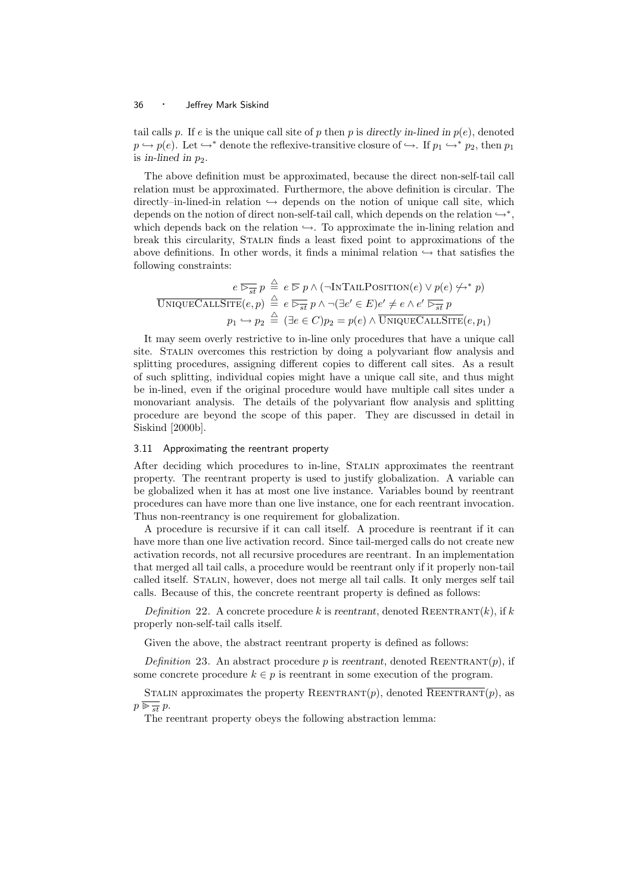tail calls $p$. If $e$ is the unique call site of $p$ then $p$ is *directly in-lined in* $p(e)$, denoted $p \hookrightarrow p(e)$. Let $\hookrightarrow^*$ denote the reflexive-transitive closure of $\hookrightarrow$. If $p_1 \hookrightarrow^* p_2$, then $p_1$ is *in-lined in* $p_2$.

The above definition must be approximated, because the direct non-self-tail call relation must be approximated. Furthermore, the above definition is circular. The directly–in-lined-in relation $\hookrightarrow$ depends on the notion of unique call site, which depends on the notion of direct non-self-tail call, which depends on the relation $\hookrightarrow^*$, which depends back on the relation $\hookrightarrow$. To approximate the in-lining relation and break this circularity, Stalin finds a least fixed point to approximations of the above definitions. In other words, it finds a minimal relation $\hookrightarrow$ that satisfies the following constraints:

$$
\begin{aligned}
e \mathrel{\overline{\triangleright_{st}}} p &\stackrel{\triangle}{=} e \mathrel{\overline{\triangleright}} p \wedge (\neg \textsc{InTailPosition}(e) \vee p(e) \not\hookrightarrow^* p) \\
\overline{\textsc{UniqueCallSite}}(e, p) &\stackrel{\triangle}{=} e \mathrel{\overline{\triangleright_{st}}} p \wedge \neg(\exists e' \in E) e' \neq e \wedge e' \mathrel{\overline{\triangleright_{st}}} p \\
p_1 \hookrightarrow p_2 &\stackrel{\triangle}{=} (\exists e \in C) p_2 = p(e) \wedge \overline{\textsc{UniqueCallSite}}(e, p_1)
\end{aligned}
$$

It may seem overly restrictive to in-line only procedures that have a unique call site. Stalin overcomes this restriction by doing a polyvariant flow analysis and splitting procedures, assigning different copies to different call sites. As a result of such splitting, individual copies might have a unique call site, and thus might be in-lined, even if the original procedure would have multiple call sites under a monovariant analysis. The details of the polyvariant flow analysis and splitting procedure are beyond the scope of this paper. They are discussed in detail in Siskind [2000b].

### 3.11 Approximating the reentrant property

After deciding which procedures to in-line, Stalin approximates the reentrant property. The reentrant property is used to justify globalization. A variable can be globalized when it has at most one live instance. Variables bound by reentrant procedures can have more than one live instance, one for each reentrant invocation. Thus non-reentrancy is one requirement for globalization.

A procedure is recursive if it can call itself. A procedure is reentrant if it can have more than one live activation record. Since tail-merged calls do not create new activation records, not all recursive procedures are reentrant. In an implementation that merged all tail calls, a procedure would be reentrant only if it properly non-tail called itself. Stalin, however, does not merge all tail calls. It only merges self tail calls. Because of this, the concrete reentrant property is defined as follows:

*Definition* 22. A concrete procedure $k$ is *reentrant*, denoted $\textsc{Reentrant}(k)$, if $k$ properly non-self-tail calls itself.

Given the above, the abstract reentrant property is defined as follows:

*Definition* 23. An abstract procedure $p$ is *reentrant*, denoted $\textsc{Reentrant}(p)$, if some concrete procedure $k \in p$ is reentrant in some execution of the program.

Stalin approximates the property $\textsc{Reentrant}(p)$, denoted $\overline{\textsc{Reentrant}}(p)$, as $p \mathrel{\overline{\trianglerighteq_{st}}} p$.

The reentrant property obeys the following abstraction lemma: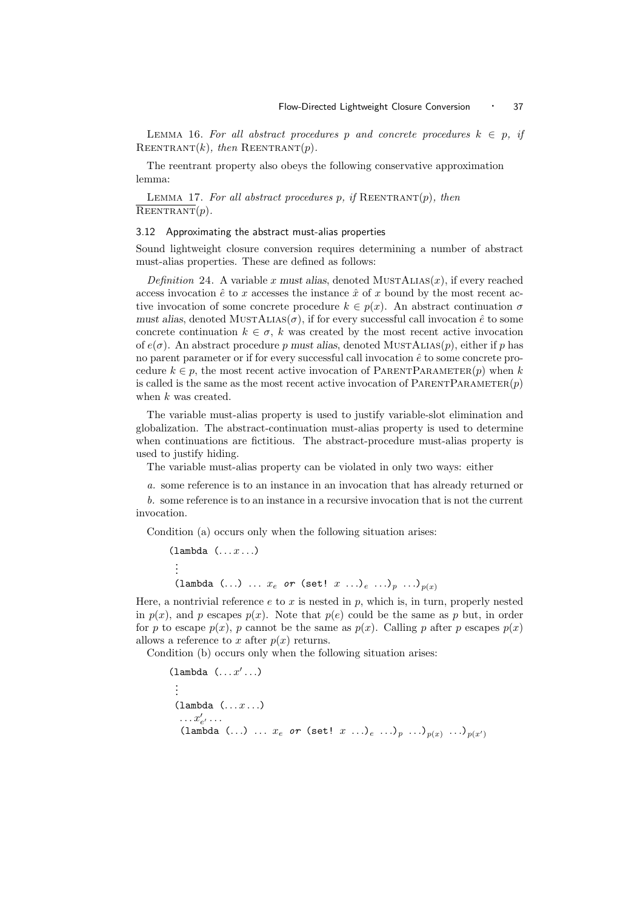LEMMA 16. *For all abstract procedures $p$ and concrete procedures $k \in p$, if* $\textsc{Reentrant}(k)$*, then* $\textsc{Reentrant}(p)$.

The reentrant property also obeys the following conservative approximation lemma:

LEMMA 17. *For all abstract procedures $p$, if* $\textsc{Reentrant}(p)$*, then* $\overline{\textsc{Reentrant}}(p)$.

### 3.12 Approximating the abstract must-alias properties

Sound lightweight closure conversion requires determining a number of abstract must-alias properties. These are defined as follows:

*Definition* 24. A variable $x$ *must alias*, denoted $\textsc{MustAlias}(x)$, if every reached access invocation $\hat{e}$ to $x$ accesses the instance $\hat{x}$ of $x$ bound by the most recent active invocation of some concrete procedure $k \in p(x)$. An abstract continuation $\sigma$ *must alias*, denoted $\textsc{MustAlias}(\sigma)$, if for every successful call invocation $\hat{e}$ to some concrete continuation $k \in \sigma$, $k$ was created by the most recent active invocation of $e(\sigma)$. An abstract procedure $p$ *must alias*, denoted $\textsc{MustAlias}(p)$, either if $p$ has no parent parameter or if for every successful call invocation $\hat{e}$ to some concrete procedure $k \in p$, the most recent active invocation of $\textsc{ParentParameter}(p)$ when $k$ is called is the same as the most recent active invocation of $\textsc{ParentParameter}(p)$ when $k$ was created.

The variable must-alias property is used to justify variable-slot elimination and globalization. The abstract-continuation must-alias property is used to determine when continuations are fictitious. The abstract-procedure must-alias property is used to justify hiding.

The variable must-alias property can be violated in only two ways: either

*a.* some reference is to an instance in an invocation that has already returned or

*b.* some reference is to an instance in a recursive invocation that is not the current invocation.

Condition (a) occurs only when the following situation arises:

$$
\begin{array}{l}
\texttt{(lambda (}\ldots x \ldots\texttt{)} \\
\;\vdots \\
\;\texttt{(lambda (}\ldots\texttt{)}\ \ldots\ x_e\ \textit{or}\ \texttt{(set!}\ x\ \ldots\texttt{)}_e\ \ldots\texttt{)}_p\ \ldots\texttt{)}_{p(x)}
\end{array}
$$

Here, a nontrivial reference $e$ to $x$ is nested in $p$, which is, in turn, properly nested in $p(x)$, and $p$ escapes $p(x)$. Note that $p(e)$ could be the same as $p$ but, in order for $p$ to escape $p(x)$, $p$ cannot be the same as $p(x)$. Calling $p$ after $p$ escapes $p(x)$ allows a reference to $x$ after $p(x)$ returns.

Condition (b) occurs only when the following situation arises:

$$
\begin{array}{l}
\texttt{(lambda (}\ldots x' \ldots\texttt{)} \\
\;\vdots \\
\;\texttt{(lambda (}\ldots x \ldots\texttt{)} \\
\;\;\ldots x'_{e'} \ldots \\
\;\;\texttt{(lambda (}\ldots\texttt{)}\ \ldots\ x_e\ \textit{or}\ \texttt{(set!}\ x\ \ldots\texttt{)}_e\ \ldots\texttt{)}_p\ \ldots\texttt{)}_{p(x)}\ \ldots\texttt{)}_{p(x')}
\end{array}
$$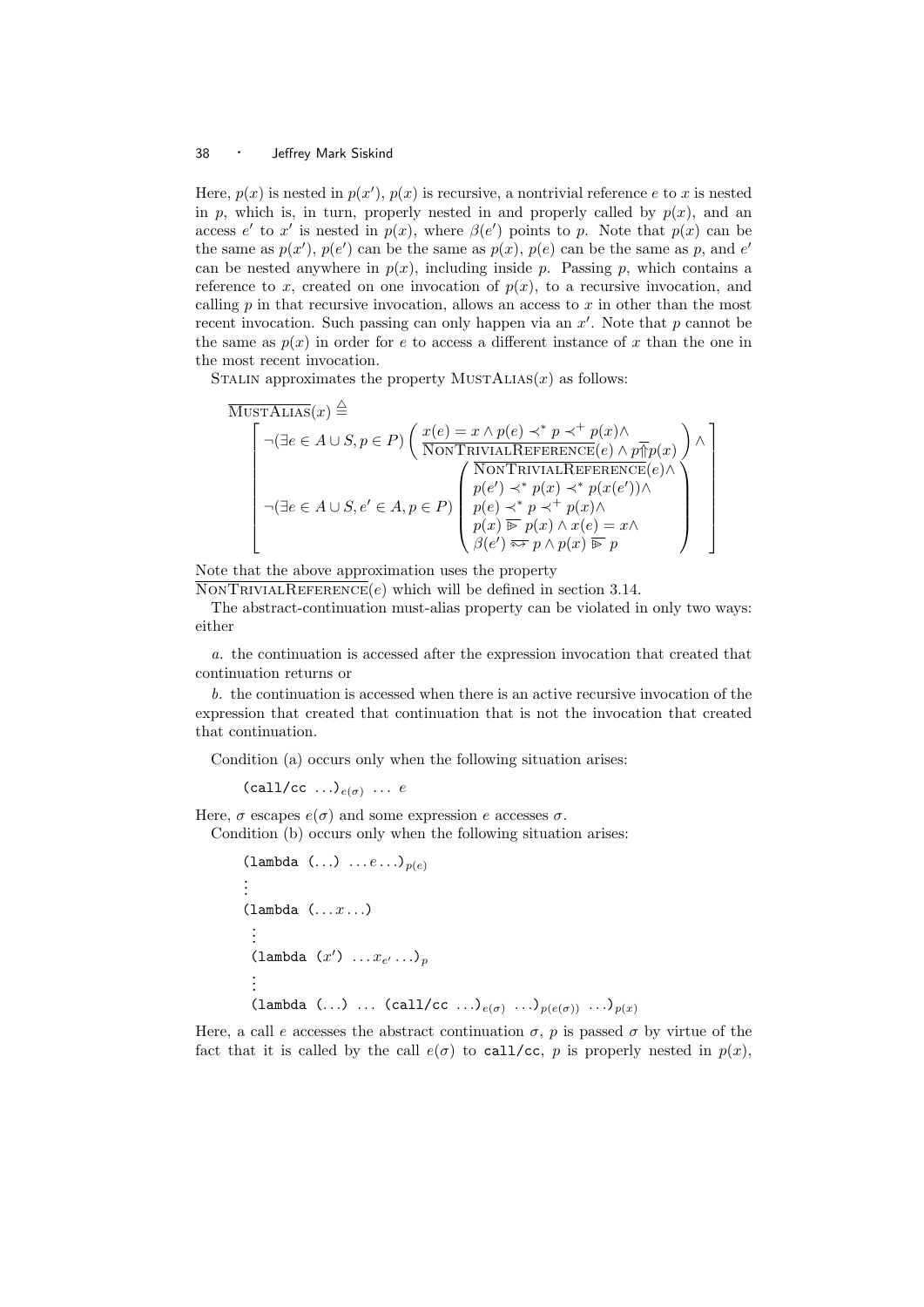Here, $p(x)$ is nested in $p(x')$, $p(x)$ is recursive, a nontrivial reference $e$ to $x$ is nested in $p$, which is, in turn, properly nested in and properly called by $p(x)$, and an access $e'$ to $x'$ is nested in $p(x)$, where $\beta(e')$ points to $p$. Note that $p(x)$ can be the same as $p(x')$, $p(e')$ can be the same as $p(x)$, $p(e)$ can be the same as $p$, and $e'$ can be nested anywhere in $p(x)$, including inside $p$. Passing $p$, which contains a reference to $x$, created on one invocation of $p(x)$, to a recursive invocation, and calling $p$ in that recursive invocation, allows an access to $x$ in other than the most recent invocation. Such passing can only happen via an $x'$. Note that $p$ cannot be the same as $p(x)$ in order for $e$ to access a different instance of $x$ than the one in the most recent invocation.

STALIN approximates the property $\text{MUSTALIAS}(x)$ as follows:

$$
\overline{\text{MUSTALIAS}}(x) \triangleq
\left[\begin{array}{l}
\neg(\exists e \in A \cup S, p \in P)\left(\begin{array}{l} x(e) = x \wedge p(e) \prec^* p \prec^+ p(x) \wedge \\ \overline{\text{NONTRIVIALREFERENCE}}(e) \wedge p \overline{\Uparrow} p(x) \end{array}\right) \wedge \\
\neg(\exists e \in A \cup S, e' \in A, p \in P)\left(\begin{array}{l} \overline{\text{NONTRIVIALREFERENCE}}(e) \wedge \\ p(e') \prec^* p(x) \prec^* p(x(e')) \wedge \\ p(e) \prec^* p \prec^+ p(x) \wedge \\ p(x) \overline{\triangleright} p(x) \wedge x(e) = x \wedge \\ \beta(e') \overline{\leadsto} p \wedge p(x) \overline{\triangleright} p \end{array}\right)
\end{array}\right]
$$

Note that the above approximation uses the property $\overline{\text{NONTRIVIALREFERENCE}}(e)$ which will be defined in section 3.14.

The abstract-continuation must-alias property can be violated in only two ways: either

*a.* the continuation is accessed after the expression invocation that created that continuation returns or

*b.* the continuation is accessed when there is an active recursive invocation of the expression that created that continuation that is not the invocation that created that continuation.

Condition (a) occurs only when the following situation arises:

$$(\texttt{call/cc} \ \ldots)_{e(\sigma)} \ \ldots \ e$$

Here, $\sigma$ escapes $e(\sigma)$ and some expression $e$ accesses $\sigma$.

Condition (b) occurs only when the following situation arises:

$$
\begin{array}{l}
(\texttt{lambda} \ (\ldots) \ \ldots e \ldots)_{p(e)} \\
\vdots \\
(\texttt{lambda} \ (\ldots x \ldots) \\
\quad \vdots \\
\quad (\texttt{lambda} \ (x') \ \ldots x_{e'} \ldots)_p \\
\quad \vdots \\
\quad (\texttt{lambda} \ (\ldots) \ \ldots \ (\texttt{call/cc} \ \ldots)_{e(\sigma)} \ \ldots)_{p(e(\sigma))} \ \ldots)_{p(x)}
\end{array}
$$

Here, a call $e$ accesses the abstract continuation $\sigma$, $p$ is passed $\sigma$ by virtue of the fact that it is called by the call $e(\sigma)$ to `call/cc`, $p$ is properly nested in $p(x)$,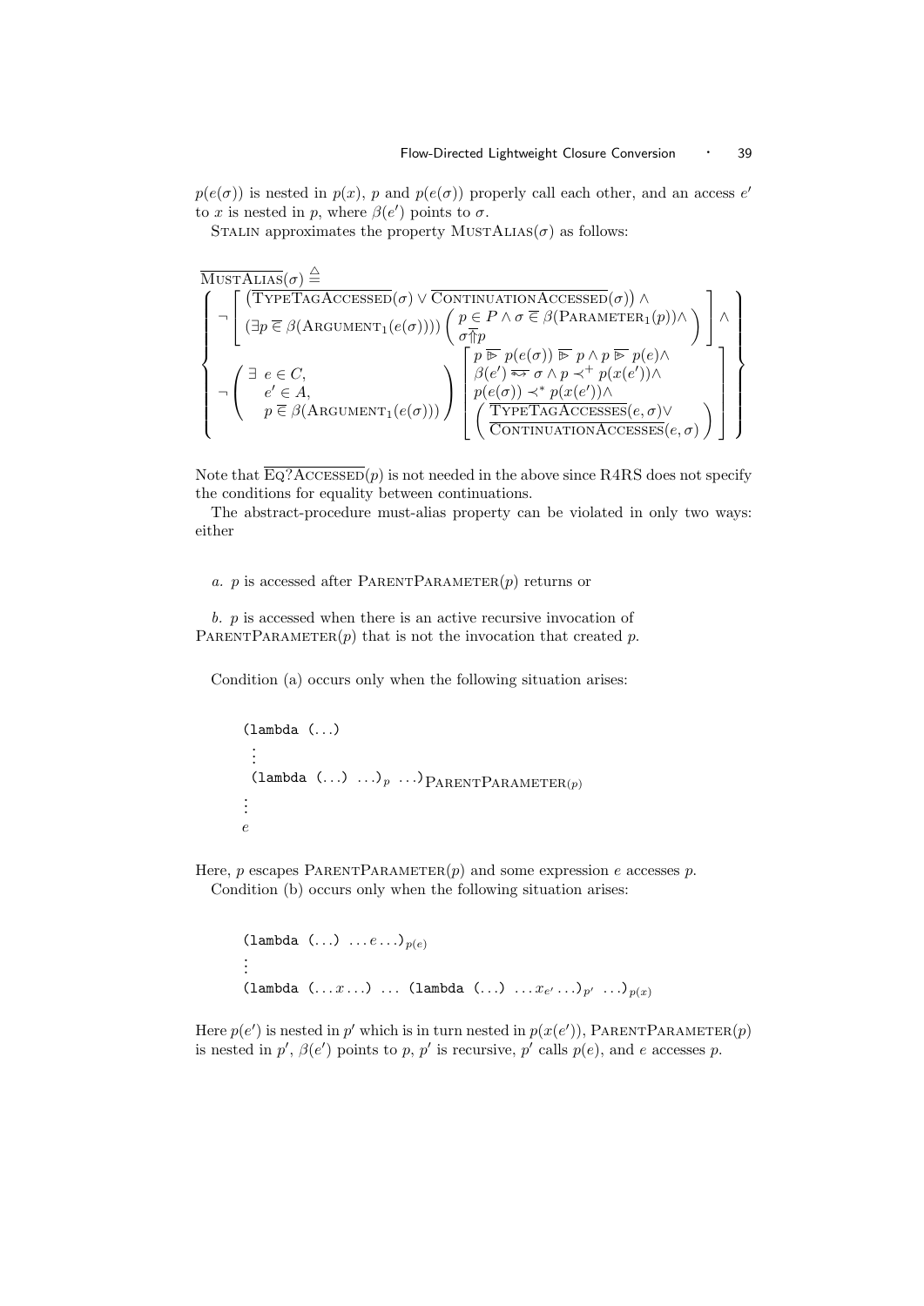$p(e(\sigma))$ is nested in $p(x)$, $p$ and $p(e(\sigma))$ properly call each other, and an access $e'$ to $x$ is nested in $p$, where $\beta(e')$ points to $\sigma$.

Stalin approximates the property $\textsc{MustAlias}(\sigma)$ as follows:

$$
\overline{\textsc{MustAlias}}(\sigma) \stackrel{\triangle}{=}
\left\{
\begin{array}{l}
\neg \left[
\begin{array}{l}
\left(\overline{\textsc{TypeTagAccessed}}(\sigma) \vee \overline{\textsc{ContinuationAccessed}}(\sigma)\right) \wedge \\
\left(\exists p \mathrel{\overline{\in}} \beta(\textsc{Argument}_1(e(\sigma)))\right) \left( \begin{array}{l} p \in P \wedge \sigma \mathrel{\overline{\in}} \beta(\textsc{Parameter}_1(p)) \wedge \\ \sigma \overline{\Uparrow} p \end{array} \right)
\end{array}
\right] \wedge \\
\neg \left(
\begin{array}{l}
\exists\ e \in C, \\
\quad e' \in A, \\
\quad p \mathrel{\overline{\in}} \beta(\textsc{Argument}_1(e(\sigma)))
\end{array}
\right)
\left[
\begin{array}{l}
p \mathrel{\overline{\triangleright}} p(e(\sigma)) \mathrel{\overline{\triangleright}} p \wedge p \mathrel{\overline{\triangleright}} p(e) \wedge \\
\beta(e') \mathrel{\overline{\leadsto}} \sigma \wedge p \prec^{+} p(x(e')) \wedge \\
p(e(\sigma)) \prec^{*} p(x(e')) \wedge \\
\left( \begin{array}{l} \overline{\textsc{TypeTagAccesses}}(e, \sigma) \vee \\ \overline{\textsc{ContinuationAccesses}}(e, \sigma) \end{array} \right)
\end{array}
\right]
\end{array}
\right\}
$$

Note that $\overline{\textsc{Eq?Accessed}}(p)$ is not needed in the above since R4RS does not specify the conditions for equality between continuations.

The abstract-procedure must-alias property can be violated in only two ways: either

*a.* $p$ is accessed after $\textsc{ParentParameter}(p)$ returns or

*b.* $p$ is accessed when there is an active recursive invocation of $\textsc{ParentParameter}(p)$ that is not the invocation that created $p$.

Condition (a) occurs only when the following situation arises:

```
(lambda (...)
 ⋮
 (lambda (...) ...)_p ...)_ParentParameter(p)
⋮
e
```

Here, $p$ escapes $\textsc{ParentParameter}(p)$ and some expression $e$ accesses $p$.

Condition (b) occurs only when the following situation arises:

```
(lambda (...) ...e...)_p(e)
⋮
(lambda (...x...) ... (lambda (...) ...x_e'...)_p' ...)_p(x)
```

Here $p(e')$ is nested in $p'$ which is in turn nested in $p(x(e'))$, $\textsc{ParentParameter}(p)$ is nested in $p'$, $\beta(e')$ points to $p$, $p'$ is recursive, $p'$ calls $p(e)$, and $e$ accesses $p$.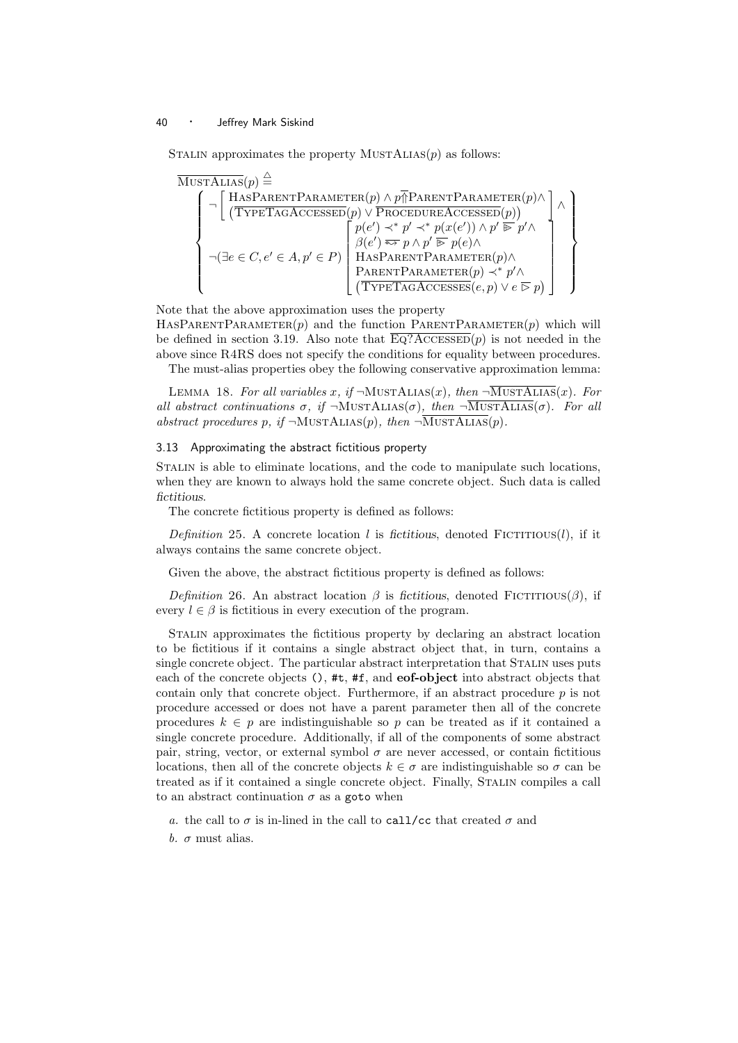Stalin approximates the property $\textsc{MustAlias}(p)$ as follows:

$$\overline{\textsc{MustAlias}}(p) \stackrel{\triangle}{=} \left\{ \begin{array}{l} \neg \left[ \begin{array}{l} \textsc{HasParentParameter}(p) \wedge p \overline{\Uparrow} \textsc{ParentParameter}(p) \wedge \\ (\overline{\textsc{TypeTagAccessed}}(p) \vee \overline{\textsc{ProcedureAccessed}}(p)) \end{array} \right] \wedge \\ \neg(\exists e \in C, e' \in A, p' \in P) \left[ \begin{array}{l} p(e') \prec^* p' \prec^* p(x(e')) \wedge p' \overline{\triangleright} p' \wedge \\ \beta(e') \overline{\leadsto} p \wedge p' \overline{\triangleright} p(e) \wedge \\ \textsc{HasParentParameter}(p) \wedge \\ \textsc{ParentParameter}(p) \prec^* p' \wedge \\ (\overline{\textsc{TypeTagAccesses}}(e, p) \vee e \overline{\triangleright} p) \end{array} \right] \end{array} \right\}$$

Note that the above approximation uses the property $\textsc{HasParentParameter}(p)$ and the function $\textsc{ParentParameter}(p)$ which will be defined in section 3.19. Also note that $\overline{\textsc{Eq?Accessed}}(p)$ is not needed in the above since R4RS does not specify the conditions for equality between procedures.

The must-alias properties obey the following conservative approximation lemma:

Lemma 18. *For all variables $x$, if $\neg\textsc{MustAlias}(x)$, then $\neg\overline{\textsc{MustAlias}}(x)$. For all abstract continuations $\sigma$, if $\neg\textsc{MustAlias}(\sigma)$, then $\neg\overline{\textsc{MustAlias}}(\sigma)$. For all abstract procedures $p$, if $\neg\textsc{MustAlias}(p)$, then $\neg\overline{\textsc{MustAlias}}(p)$.*

### 3.13 Approximating the abstract fictitious property

Stalin is able to eliminate locations, and the code to manipulate such locations, when they are known to always hold the same concrete object. Such data is called *fictitious*.

The concrete fictitious property is defined as follows:

*Definition* 25. A concrete location $l$ is *fictitious*, denoted $\textsc{Fictitious}(l)$, if it always contains the same concrete object.

Given the above, the abstract fictitious property is defined as follows:

*Definition* 26. An abstract location $\beta$ is *fictitious*, denoted $\textsc{Fictitious}(\beta)$, if every $l \in \beta$ is fictitious in every execution of the program.

Stalin approximates the fictitious property by declaring an abstract location to be fictitious if it contains a single abstract object that, in turn, contains a single concrete object. The particular abstract interpretation that Stalin uses puts each of the concrete objects `()`, `#t`, `#f`, and **eof-object** into abstract objects that contain only that concrete object. Furthermore, if an abstract procedure $p$ is not procedure accessed or does not have a parent parameter then all of the concrete procedures $k \in p$ are indistinguishable so $p$ can be treated as if it contained a single concrete procedure. Additionally, if all of the components of some abstract pair, string, vector, or external symbol $\sigma$ are never accessed, or contain fictitious locations, then all of the concrete objects $k \in \sigma$ are indistinguishable so $\sigma$ can be treated as if it contained a single concrete object. Finally, Stalin compiles a call to an abstract continuation $\sigma$ as a `goto` when

*a.* the call to $\sigma$ is in-lined in the call to `call/cc` that created $\sigma$ and

*b.* $\sigma$ must alias.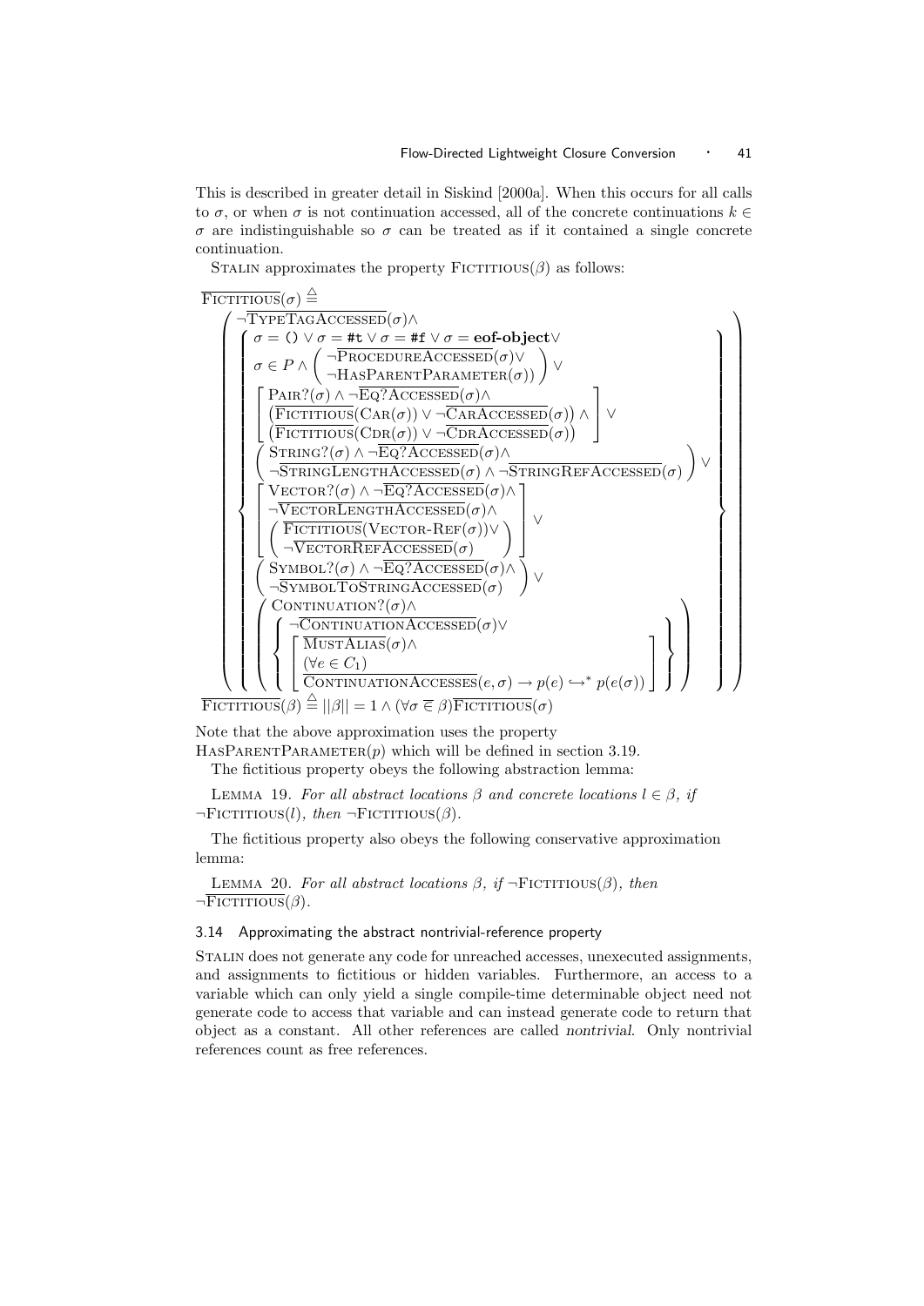This is described in greater detail in Siskind [2000a]. When this occurs for all calls to $\sigma$, or when $\sigma$ is not continuation accessed, all of the concrete continuations $k \in \sigma$ are indistinguishable so $\sigma$ can be treated as if it contained a single concrete continuation.

STALIN approximates the property $\textsc{Fictitious}(\beta)$ as follows:

$$
\overline{\textsc{Fictitious}}(\sigma) \stackrel{\triangle}{=}
\left(
\begin{array}{l}
\neg\overline{\textsc{TypeTagAccessed}}(\sigma) \wedge \\
\left\{
\begin{array}{l}
\sigma = \texttt{()} \vee \sigma = \texttt{\#t} \vee \sigma = \texttt{\#f} \vee \sigma = \textbf{eof-object} \vee \\
\sigma \in P \wedge \left( \begin{array}{l} \neg\overline{\textsc{ProcedureAccessed}}(\sigma) \vee \\ \neg\textsc{HasParentParameter}(\sigma)) \end{array} \right) \vee \\
\left[ \begin{array}{l} \textsc{Pair?}(\sigma) \wedge \neg\overline{\textsc{Eq?Accessed}}(\sigma) \wedge \\ \left(\overline{\textsc{Fictitious}}(\textsc{Car}(\sigma)) \vee \neg\overline{\textsc{CarAccessed}}(\sigma)\right) \wedge \\ \left(\overline{\textsc{Fictitious}}(\textsc{Cdr}(\sigma)) \vee \neg\overline{\textsc{CdrAccessed}}(\sigma)\right) \end{array} \right] \vee \\
\left( \begin{array}{l} \textsc{String?}(\sigma) \wedge \neg\overline{\textsc{Eq?Accessed}}(\sigma) \wedge \\ \neg\overline{\textsc{StringLengthAccessed}}(\sigma) \wedge \neg\overline{\textsc{StringRefAccessed}}(\sigma) \end{array} \right) \vee \\
\left[ \begin{array}{l} \textsc{Vector?}(\sigma) \wedge \neg\overline{\textsc{Eq?Accessed}}(\sigma) \wedge \\ \neg\overline{\textsc{VectorLengthAccessed}}(\sigma) \wedge \\ \left( \begin{array}{l} \overline{\textsc{Fictitious}}(\textsc{Vector-Ref}(\sigma)) \vee \\ \neg\overline{\textsc{VectorRefAccessed}}(\sigma) \end{array} \right) \end{array} \right] \vee \\
\left( \begin{array}{l} \textsc{Symbol?}(\sigma) \wedge \neg\overline{\textsc{Eq?Accessed}}(\sigma) \wedge \\ \neg\overline{\textsc{SymbolToStringAccessed}}(\sigma) \end{array} \right) \vee \\
\left( \begin{array}{l} \textsc{Continuation?}(\sigma) \wedge \\ \left\{ \begin{array}{l} \neg\overline{\textsc{ContinuationAccessed}}(\sigma) \vee \\ \left[ \begin{array}{l} \overline{\textsc{MustAlias}}(\sigma) \wedge \\ (\forall e \in C_1) \\ \overline{\textsc{ContinuationAccesses}}(e, \sigma) \rightarrow p(e) \hookrightarrow^* p(e(\sigma)) \end{array} \right] \end{array} \right\} \end{array} \right)
\end{array}
\right\}
\end{array}
\right)
$$

$$
\overline{\textsc{Fictitious}}(\beta) \stackrel{\triangle}{=} ||\beta|| = 1 \wedge (\forall \sigma \mathrel{\overline{\in}} \beta)\overline{\textsc{Fictitious}}(\sigma)
$$

Note that the above approximation uses the property $\textsc{HasParentParameter}(p)$ which will be defined in section 3.19.

The fictitious property obeys the following abstraction lemma:

LEMMA 19. *For all abstract locations $\beta$ and concrete locations $l \in \beta$, if $\neg\textsc{Fictitious}(l)$, then $\neg\textsc{Fictitious}(\beta)$.*

The fictitious property also obeys the following conservative approximation lemma:

LEMMA 20. *For all abstract locations $\beta$, if $\neg\textsc{Fictitious}(\beta)$, then $\neg\overline{\textsc{Fictitious}}(\beta)$.*

### 3.14 Approximating the abstract nontrivial-reference property

STALIN does not generate any code for unreached accesses, unexecuted assignments, and assignments to fictitious or hidden variables. Furthermore, an access to a variable which can only yield a single compile-time determinable object need not generate code to access that variable and can instead generate code to return that object as a constant. All other references are called *nontrivial*. Only nontrivial references count as free references.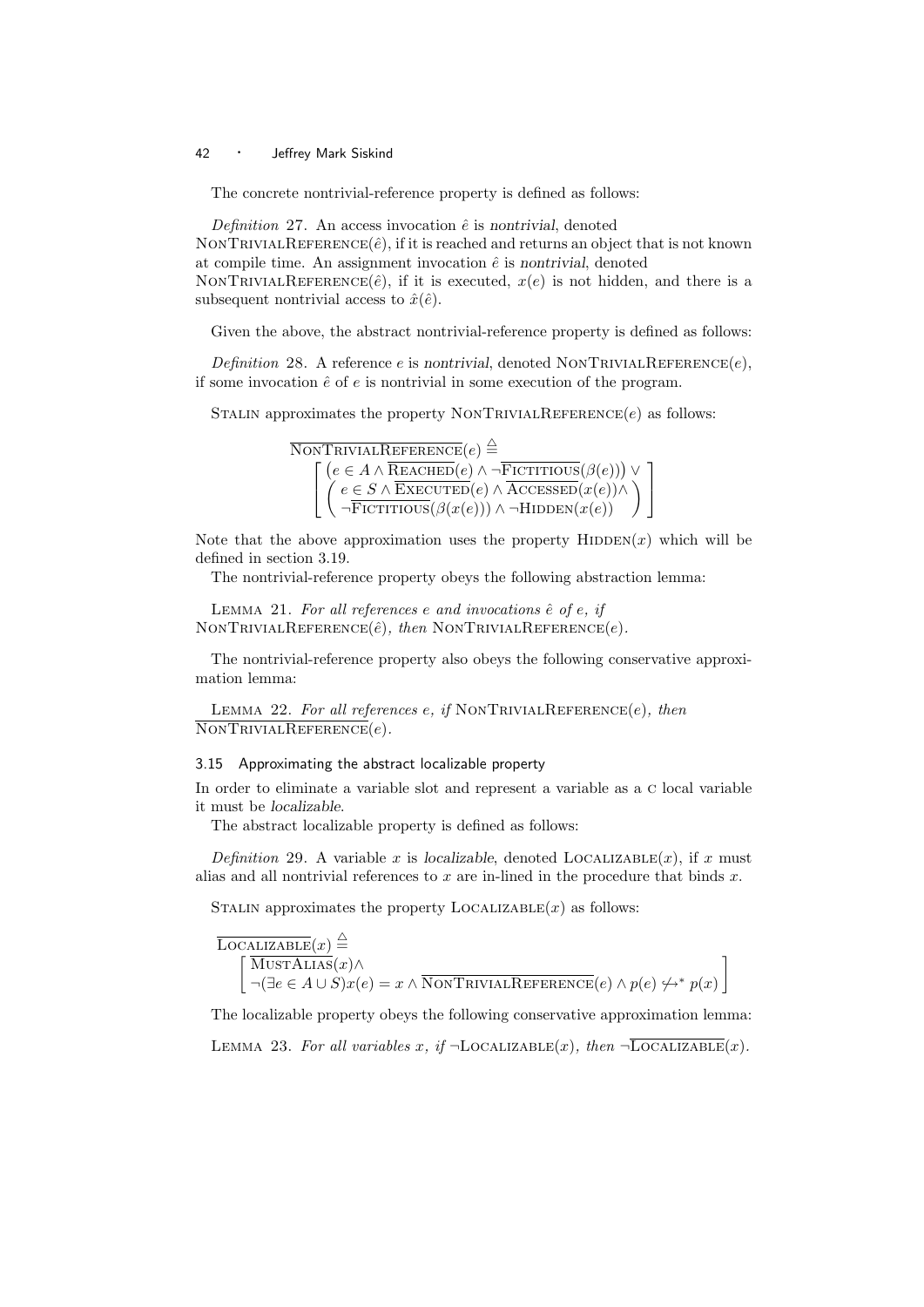The concrete nontrivial-reference property is defined as follows:

*Definition* 27. An access invocation $\hat{e}$ is *nontrivial*, denoted $\textsc{NonTrivialReference}(\hat{e})$, if it is reached and returns an object that is not known at compile time. An assignment invocation $\hat{e}$ is *nontrivial*, denoted $\textsc{NonTrivialReference}(\hat{e})$, if it is executed, $x(e)$ is not hidden, and there is a subsequent nontrivial access to $\hat{x}(\hat{e})$.

Given the above, the abstract nontrivial-reference property is defined as follows:

*Definition* 28. A reference $e$ is *nontrivial*, denoted $\textsc{NonTrivialReference}(e)$, if some invocation $\hat{e}$ of $e$ is nontrivial in some execution of the program.

Stalin approximates the property $\textsc{NonTrivialReference}(e)$ as follows:

$$\overline{\textsc{NonTrivialReference}}(e) \stackrel{\triangle}{=} \left[\begin{array}{l} \left(e \in A \wedge \overline{\textsc{Reached}}(e) \wedge \neg\overline{\textsc{Fictitious}}(\beta(e))\right) \vee \\ \left(\begin{array}{l} e \in S \wedge \overline{\textsc{Executed}}(e) \wedge \overline{\textsc{Accessed}}(x(e)) \wedge \\ \neg\overline{\textsc{Fictitious}}(\beta(x(e))) \wedge \neg\textsc{Hidden}(x(e)) \end{array}\right) \end{array}\right]$$

Note that the above approximation uses the property $\textsc{Hidden}(x)$ which will be defined in section 3.19.

The nontrivial-reference property obeys the following abstraction lemma:

Lemma 21. *For all references $e$ and invocations $\hat{e}$ of $e$, if $\textsc{NonTrivialReference}(\hat{e})$, then $\textsc{NonTrivialReference}(e)$.*

The nontrivial-reference property also obeys the following conservative approximation lemma:

Lemma 22. *For all references $e$, if $\textsc{NonTrivialReference}(e)$, then $\overline{\textsc{NonTrivialReference}}(e)$.*

### 3.15 Approximating the abstract localizable property

In order to eliminate a variable slot and represent a variable as a C local variable it must be *localizable*.

The abstract localizable property is defined as follows:

*Definition* 29. A variable $x$ is *localizable*, denoted $\textsc{Localizable}(x)$, if $x$ must alias and all nontrivial references to $x$ are in-lined in the procedure that binds $x$.

Stalin approximates the property $\textsc{Localizable}(x)$ as follows:

$$\overline{\textsc{Localizable}}(x) \stackrel{\triangle}{=} \left[\begin{array}{l} \overline{\textsc{MustAlias}}(x) \wedge \\ \neg(\exists e \in A \cup S)x(e) = x \wedge \overline{\textsc{NonTrivialReference}}(e) \wedge p(e) \not\mapsto^{*} p(x) \end{array}\right]$$

The localizable property obeys the following conservative approximation lemma:

Lemma 23. *For all variables $x$, if $\neg\textsc{Localizable}(x)$, then $\neg\overline{\textsc{Localizable}}(x)$.*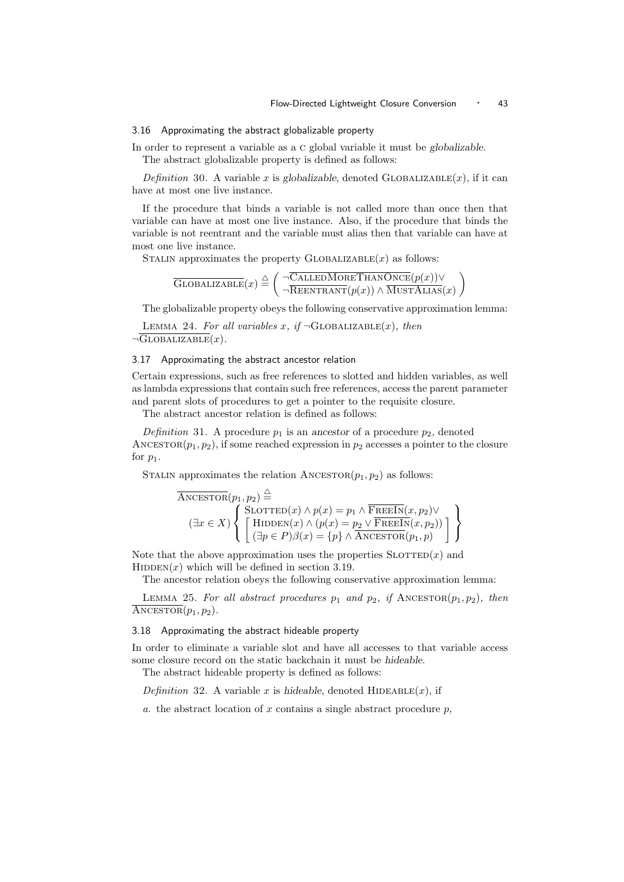### 3.16 Approximating the abstract globalizable property

In order to represent a variable as a C global variable it must be *globalizable*.

The abstract globalizable property is defined as follows:

*Definition* 30. A variable $x$ is *globalizable*, denoted $\textsc{Globalizable}(x)$, if it can have at most one live instance.

If the procedure that binds a variable is not called more than once then that variable can have at most one live instance. Also, if the procedure that binds the variable is not reentrant and the variable must alias then that variable can have at most one live instance.

Stalin approximates the property $\textsc{Globalizable}(x)$ as follows:

$$\overline{\textsc{Globalizable}}(x) \triangleq \left( \begin{array}{l} \neg\overline{\textsc{CalledMoreThanOnce}}(p(x)) \vee \\ \neg\overline{\textsc{Reentrant}}(p(x)) \wedge \overline{\textsc{MustAlias}}(x) \end{array} \right)$$

The globalizable property obeys the following conservative approximation lemma:

Lemma 24. *For all variables $x$, if $\neg\textsc{Globalizable}(x)$, then $\neg\overline{\textsc{Globalizable}}(x)$.*

### 3.17 Approximating the abstract ancestor relation

Certain expressions, such as free references to slotted and hidden variables, as well as lambda expressions that contain such free references, access the parent parameter and parent slots of procedures to get a pointer to the requisite closure.

The abstract ancestor relation is defined as follows:

*Definition* 31. A procedure $p_1$ is an *ancestor* of a procedure $p_2$, denoted $\textsc{Ancestor}(p_1, p_2)$, if some reached expression in $p_2$ accesses a pointer to the closure for $p_1$.

Stalin approximates the relation $\textsc{Ancestor}(p_1, p_2)$ as follows:

$$\overline{\textsc{Ancestor}}(p_1, p_2) \triangleq$$

$$(\exists x \in X) \left\{ \begin{array}{l} \textsc{Slotted}(x) \wedge p(x) = p_1 \wedge \overline{\textsc{FreeIn}}(x, p_2) \vee \\ \left[ \begin{array}{l} \textsc{Hidden}(x) \wedge (p(x) = p_2 \vee \overline{\textsc{FreeIn}}(x, p_2)) \\ (\exists p \in P)\beta(x) = \{p\} \wedge \overline{\textsc{Ancestor}}(p_1, p) \end{array} \right] \end{array} \right\}$$

Note that the above approximation uses the properties $\textsc{Slotted}(x)$ and $\textsc{Hidden}(x)$ which will be defined in section 3.19.

The ancestor relation obeys the following conservative approximation lemma:

Lemma 25. *For all abstract procedures $p_1$ and $p_2$, if $\textsc{Ancestor}(p_1, p_2)$, then $\overline{\textsc{Ancestor}}(p_1, p_2)$.*

### 3.18 Approximating the abstract hideable property

In order to eliminate a variable slot and have all accesses to that variable access some closure record on the static backchain it must be *hideable*.

The abstract hideable property is defined as follows:

*Definition* 32. A variable $x$ is *hideable*, denoted $\textsc{Hideable}(x)$, if

*a.* the abstract location of $x$ contains a single abstract procedure $p$,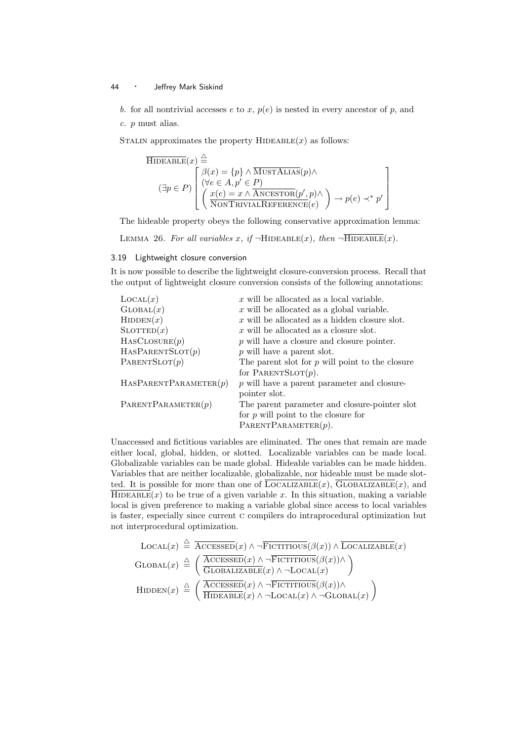*b.* for all nontrivial accesses $e$ to $x$, $p(e)$ is nested in every ancestor of $p$, and

*c.* $p$ must alias.

STALIN approximates the property $\textsc{Hideable}(x)$ as follows:

$$\overline{\textsc{Hideable}}(x) \stackrel{\triangle}{=} (\exists p \in P)\left[\begin{array}{l}\beta(x)=\{p\} \wedge \overline{\textsc{MustAlias}}(p) \wedge \\ (\forall e \in A, p' \in P) \\ \left(\begin{array}{l} x(e)=x \wedge \overline{\textsc{Ancestor}}(p',p) \wedge \\ \overline{\textsc{NonTrivialReference}}(e)\end{array}\right) \rightarrow p(e) \prec^{*} p'\end{array}\right]$$

The hideable property obeys the following conservative approximation lemma:

LEMMA 26. *For all variables $x$, if $\neg\textsc{Hideable}(x)$, then $\neg\overline{\textsc{Hideable}}(x)$.*

### 3.19 Lightweight closure conversion

It is now possible to describe the lightweight closure-conversion process. Recall that the output of lightweight closure conversion consists of the following annotations:

| | |
|---|---|
| $\textsc{Local}(x)$ | $x$ will be allocated as a local variable. |
| $\textsc{Global}(x)$ | $x$ will be allocated as a global variable. |
| $\textsc{Hidden}(x)$ | $x$ will be allocated as a hidden closure slot. |
| $\textsc{Slotted}(x)$ | $x$ will be allocated as a closure slot. |
| $\textsc{HasClosure}(p)$ | $p$ will have a closure and closure pointer. |
| $\textsc{HasParentSlot}(p)$ | $p$ will have a parent slot. |
| $\textsc{ParentSlot}(p)$ | The parent slot for $p$ will point to the closure for $\textsc{ParentSlot}(p)$. |
| $\textsc{HasParentParameter}(p)$ | $p$ will have a parent parameter and closure-pointer slot. |
| $\textsc{ParentParameter}(p)$ | The parent parameter and closure-pointer slot for $p$ will point to the closure for $\textsc{ParentParameter}(p)$. |

Unaccessed and fictitious variables are eliminated. The ones that remain are made either local, global, hidden, or slotted. Localizable variables can be made local. Globalizable variables can be made global. Hideable variables can be made hidden. Variables that are neither localizable, globalizable, nor hideable must be made slotted. It is possible for more than one of $\overline{\textsc{Localizable}}(x)$, $\overline{\textsc{Globalizable}}(x)$, and $\overline{\textsc{Hideable}}(x)$ to be true of a given variable $x$. In this situation, making a variable local is given preference to making a variable global since access to local variables is faster, especially since current C compilers do intraprocedural optimization but not interprocedural optimization.

$$\textsc{Local}(x) \stackrel{\triangle}{=} \overline{\textsc{Accessed}}(x) \wedge \neg\overline{\textsc{Fictitious}}(\beta(x)) \wedge \overline{\textsc{Localizable}}(x)$$

$$\textsc{Global}(x) \stackrel{\triangle}{=} \left(\begin{array}{l}\overline{\textsc{Accessed}}(x) \wedge \neg\overline{\textsc{Fictitious}}(\beta(x)) \wedge \\ \overline{\textsc{Globalizable}}(x) \wedge \neg\textsc{Local}(x)\end{array}\right)$$

$$\textsc{Hidden}(x) \stackrel{\triangle}{=} \left(\begin{array}{l}\overline{\textsc{Accessed}}(x) \wedge \neg\overline{\textsc{Fictitious}}(\beta(x)) \wedge \\ \overline{\textsc{Hideable}}(x) \wedge \neg\textsc{Local}(x) \wedge \neg\textsc{Global}(x)\end{array}\right)$$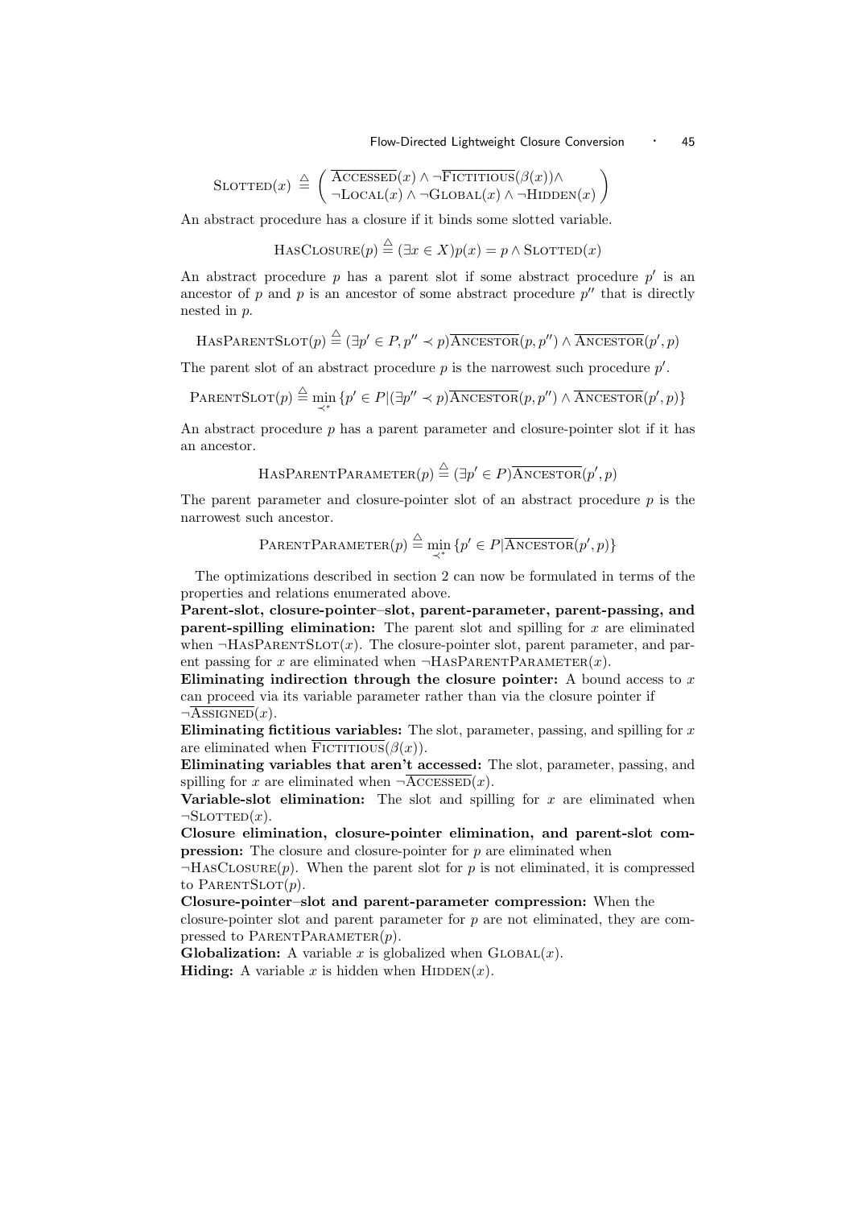$$\text{SLOTTED}(x) \stackrel{\triangle}{=} \begin{pmatrix} \overline{\text{ACCESSED}}(x) \wedge \neg\overline{\text{FICTITIOUS}}(\beta(x)) \wedge \\ \neg\text{LOCAL}(x) \wedge \neg\text{GLOBAL}(x) \wedge \neg\text{HIDDEN}(x) \end{pmatrix}$$

An abstract procedure has a closure if it binds some slotted variable.

$$\text{HASCLOSURE}(p) \stackrel{\triangle}{=} (\exists x \in X) p(x) = p \wedge \text{SLOTTED}(x)$$

An abstract procedure $p$ has a parent slot if some abstract procedure $p'$ is an ancestor of $p$ and $p$ is an ancestor of some abstract procedure $p''$ that is directly nested in $p$.

$$\text{HASPARENTSLOT}(p) \stackrel{\triangle}{=} (\exists p' \in P, p'' \prec p) \overline{\text{ANCESTOR}}(p, p'') \wedge \overline{\text{ANCESTOR}}(p', p)$$

The parent slot of an abstract procedure $p$ is the narrowest such procedure $p'$.

$$\text{PARENTSLOT}(p) \stackrel{\triangle}{=} \min_{\prec^*} \{p' \in P | (\exists p'' \prec p) \overline{\text{ANCESTOR}}(p, p'') \wedge \overline{\text{ANCESTOR}}(p', p)\}$$

An abstract procedure $p$ has a parent parameter and closure-pointer slot if it has an ancestor.

$$\text{HASPARENTPARAMETER}(p) \stackrel{\triangle}{=} (\exists p' \in P) \overline{\text{ANCESTOR}}(p', p)$$

The parent parameter and closure-pointer slot of an abstract procedure $p$ is the narrowest such ancestor.

$$\text{PARENTPARAMETER}(p) \stackrel{\triangle}{=} \min_{\prec^*} \{p' \in P | \overline{\text{ANCESTOR}}(p', p)\}$$

The optimizations described in section 2 can now be formulated in terms of the properties and relations enumerated above.

**Parent-slot, closure-pointer–slot, parent-parameter, parent-passing, and parent-spilling elimination:** The parent slot and spilling for $x$ are eliminated when $\neg\text{HASPARENTSLOT}(x)$. The closure-pointer slot, parent parameter, and parent passing for $x$ are eliminated when $\neg\text{HASPARENTPARAMETER}(x)$.

**Eliminating indirection through the closure pointer:** A bound access to $x$ can proceed via its variable parameter rather than via the closure pointer if $\neg\overline{\text{ASSIGNED}}(x)$.

**Eliminating fictitious variables:** The slot, parameter, passing, and spilling for $x$ are eliminated when $\overline{\text{FICTITIOUS}}(\beta(x))$.

**Eliminating variables that aren't accessed:** The slot, parameter, passing, and spilling for $x$ are eliminated when $\neg\overline{\text{ACCESSED}}(x)$.

**Variable-slot elimination:** The slot and spilling for $x$ are eliminated when $\neg\text{SLOTTED}(x)$.

**Closure elimination, closure-pointer elimination, and parent-slot compression:** The closure and closure-pointer for $p$ are eliminated when $\neg\text{HASCLOSURE}(p)$. When the parent slot for $p$ is not eliminated, it is compressed to $\text{PARENTSLOT}(p)$.

**Closure-pointer–slot and parent-parameter compression:** When the closure-pointer slot and parent parameter for $p$ are not eliminated, they are compressed to $\text{PARENTPARAMETER}(p)$.

**Globalization:** A variable $x$ is globalized when $\text{GLOBAL}(x)$.

**Hiding:** A variable $x$ is hidden when $\text{HIDDEN}(x)$.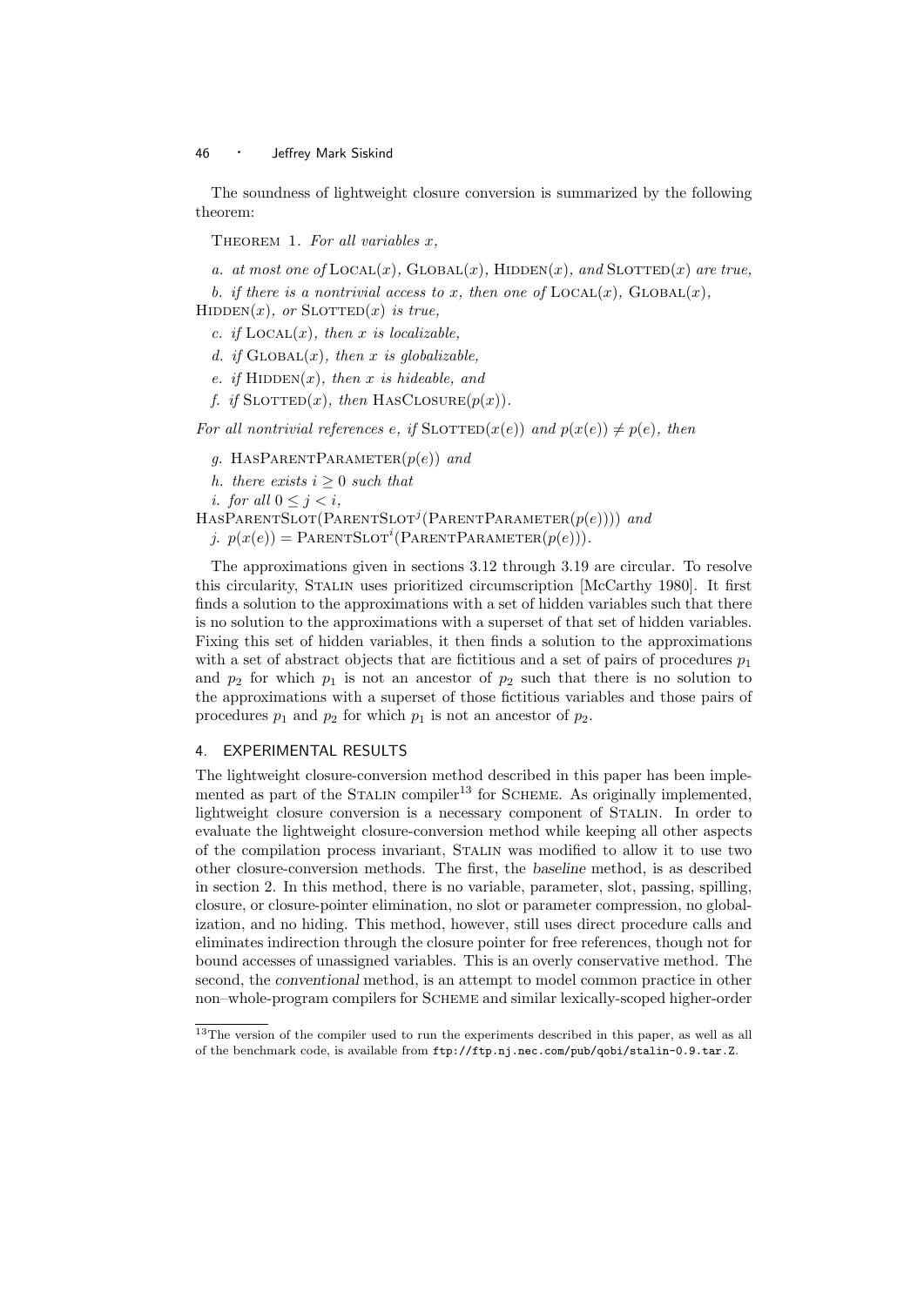The soundness of lightweight closure conversion is summarized by the following theorem:

THEOREM 1. *For all variables $x$,*

*a. at most one of* $\textsc{Local}(x)$, $\textsc{Global}(x)$, $\textsc{Hidden}(x)$, *and* $\textsc{Slotted}(x)$ *are true,*

*b. if there is a nontrivial access to $x$, then one of* $\textsc{Local}(x)$, $\textsc{Global}(x)$, $\textsc{Hidden}(x)$, *or* $\textsc{Slotted}(x)$ *is true,*

*c. if* $\textsc{Local}(x)$*, then $x$ is localizable,*

*d. if* $\textsc{Global}(x)$*, then $x$ is globalizable,*

*e. if* $\textsc{Hidden}(x)$*, then $x$ is hideable, and*

*f. if* $\textsc{Slotted}(x)$*, then* $\textsc{HasClosure}(p(x))$.

*For all nontrivial references $e$, if* $\textsc{Slotted}(x(e))$ *and* $p(x(e)) \neq p(e)$*, then*

*g.* $\textsc{HasParentParameter}(p(e))$ *and*

*h. there exists $i \geq 0$ such that*

*i. for all $0 \leq j < i$,*
$\textsc{HasParentSlot}(\textsc{ParentSlot}^j(\textsc{ParentParameter}(p(e))))$ *and*

*j.* $p(x(e)) = \textsc{ParentSlot}^i(\textsc{ParentParameter}(p(e)))$.

The approximations given in sections 3.12 through 3.19 are circular. To resolve this circularity, STALIN uses prioritized circumscription [McCarthy 1980]. It first finds a solution to the approximations with a set of hidden variables such that there is no solution to the approximations with a superset of that set of hidden variables. Fixing this set of hidden variables, it then finds a solution to the approximations with a set of abstract objects that are fictitious and a set of pairs of procedures $p_1$ and $p_2$ for which $p_1$ is not an ancestor of $p_2$ such that there is no solution to the approximations with a superset of those fictitious variables and those pairs of procedures $p_1$ and $p_2$ for which $p_1$ is not an ancestor of $p_2$.

## 4. EXPERIMENTAL RESULTS

The lightweight closure-conversion method described in this paper has been implemented as part of the STALIN compiler[13] for SCHEME. As originally implemented, lightweight closure conversion is a necessary component of STALIN. In order to evaluate the lightweight closure-conversion method while keeping all other aspects of the compilation process invariant, STALIN was modified to allow it to use two other closure-conversion methods. The first, the *baseline* method, is as described in section 2. In this method, there is no variable, parameter, slot, passing, spilling, closure, or closure-pointer elimination, no slot or parameter compression, no globalization, and no hiding. This method, however, still uses direct procedure calls and eliminates indirection through the closure pointer for free references, though not for bound accesses of unassigned variables. This is an overly conservative method. The second, the *conventional* method, is an attempt to model common practice in other non–whole-program compilers for SCHEME and similar lexically-scoped higher-order

[13] The version of the compiler used to run the experiments described in this paper, as well as all of the benchmark code, is available from `ftp://ftp.nj.nec.com/pub/qobi/stalin-0.9.tar.Z`.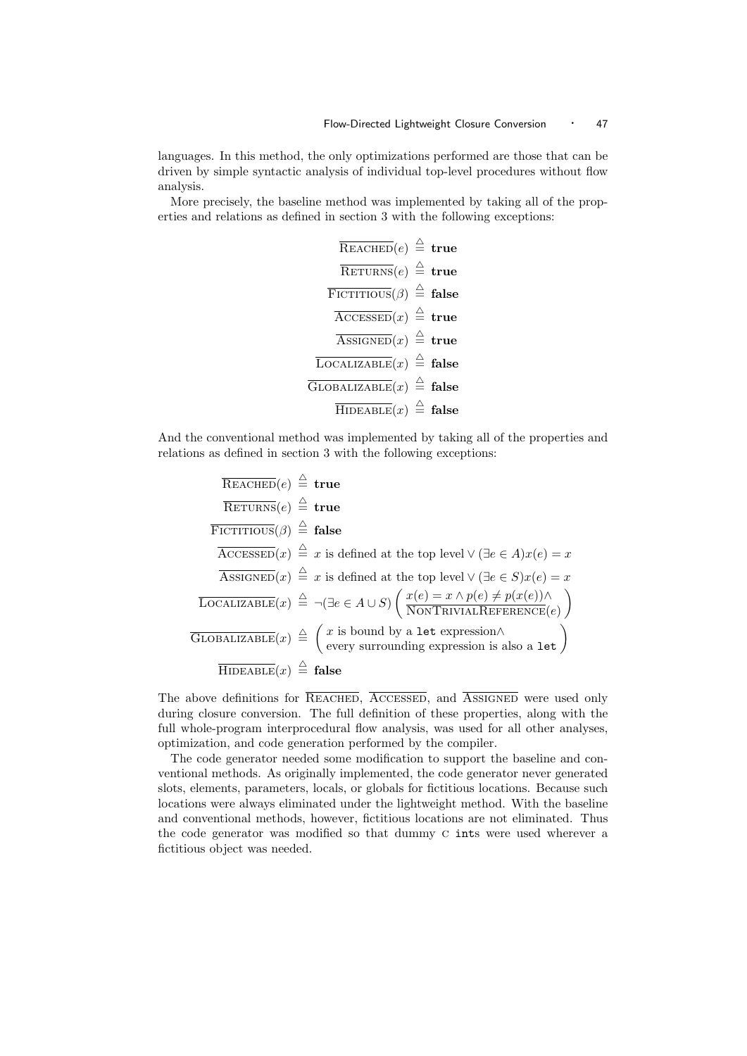languages. In this method, the only optimizations performed are those that can be driven by simple syntactic analysis of individual top-level procedures without flow analysis.

More precisely, the baseline method was implemented by taking all of the properties and relations as defined in section 3 with the following exceptions:

$$
\begin{aligned}
\overline{\textsc{Reached}}(e) &\stackrel{\triangle}{=} \textbf{true}\\
\overline{\textsc{Returns}}(e) &\stackrel{\triangle}{=} \textbf{true}\\
\overline{\textsc{Fictitious}}(\beta) &\stackrel{\triangle}{=} \textbf{false}\\
\overline{\textsc{Accessed}}(x) &\stackrel{\triangle}{=} \textbf{true}\\
\overline{\textsc{Assigned}}(x) &\stackrel{\triangle}{=} \textbf{true}\\
\overline{\textsc{Localizable}}(x) &\stackrel{\triangle}{=} \textbf{false}\\
\overline{\textsc{Globalizable}}(x) &\stackrel{\triangle}{=} \textbf{false}\\
\overline{\textsc{Hideable}}(x) &\stackrel{\triangle}{=} \textbf{false}
\end{aligned}
$$

And the conventional method was implemented by taking all of the properties and relations as defined in section 3 with the following exceptions:

$$
\begin{aligned}
\overline{\textsc{Reached}}(e) &\stackrel{\triangle}{=} \textbf{true}\\
\overline{\textsc{Returns}}(e) &\stackrel{\triangle}{=} \textbf{true}\\
\overline{\textsc{Fictitious}}(\beta) &\stackrel{\triangle}{=} \textbf{false}\\
\overline{\textsc{Accessed}}(x) &\stackrel{\triangle}{=} x \text{ is defined at the top level} \vee (\exists e \in A) x(e) = x\\
\overline{\textsc{Assigned}}(x) &\stackrel{\triangle}{=} x \text{ is defined at the top level} \vee (\exists e \in S) x(e) = x\\
\overline{\textsc{Localizable}}(x) &\stackrel{\triangle}{=} \neg(\exists e \in A \cup S) \begin{pmatrix} x(e) = x \wedge p(e) \neq p(x(e)) \wedge \\ \overline{\textsc{NonTrivialReference}}(e) \end{pmatrix}\\
\overline{\textsc{Globalizable}}(x) &\stackrel{\triangle}{=} \begin{pmatrix} x \text{ is bound by a } \texttt{let} \text{ expression} \wedge \\ \text{every surrounding expression is also a } \texttt{let} \end{pmatrix}\\
\overline{\textsc{Hideable}}(x) &\stackrel{\triangle}{=} \textbf{false}
\end{aligned}
$$

The above definitions for $\overline{\textsc{Reached}}$, $\overline{\textsc{Accessed}}$, and $\overline{\textsc{Assigned}}$ were used only during closure conversion. The full definition of these properties, along with the full whole-program interprocedural flow analysis, was used for all other analyses, optimization, and code generation performed by the compiler.

The code generator needed some modification to support the baseline and conventional methods. As originally implemented, the code generator never generated slots, elements, parameters, locals, or globals for fictitious locations. Because such locations were always eliminated under the lightweight method. With the baseline and conventional methods, however, fictitious locations are not eliminated. Thus the code generator was modified so that dummy C `int`s were used wherever a fictitious object was needed.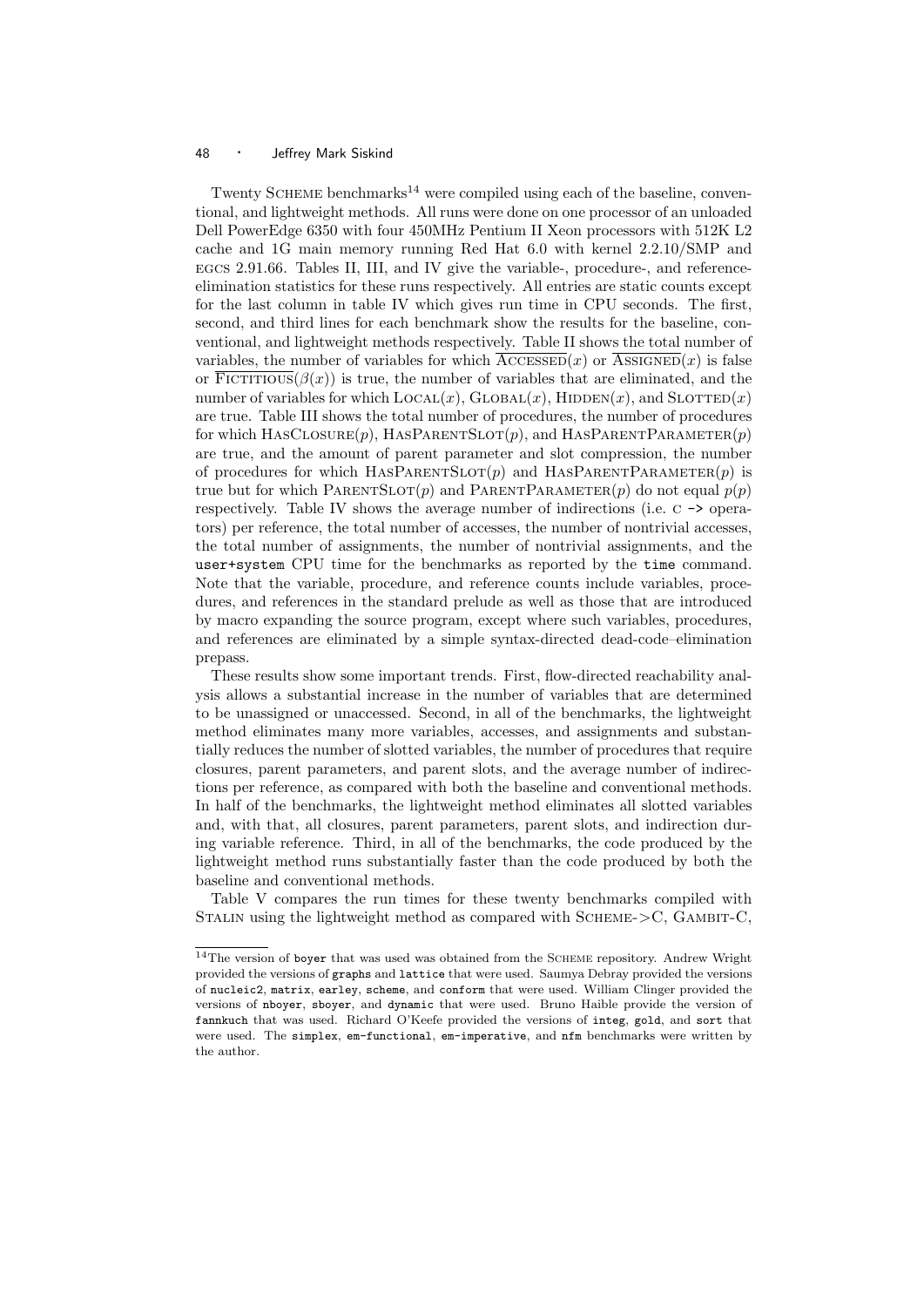Twenty SCHEME benchmarks[14] were compiled using each of the baseline, conventional, and lightweight methods. All runs were done on one processor of an unloaded Dell PowerEdge 6350 with four 450MHz Pentium II Xeon processors with 512K L2 cache and 1G main memory running Red Hat 6.0 with kernel 2.2.10/SMP and EGCS 2.91.66. Tables II, III, and IV give the variable-, procedure-, and reference-elimination statistics for these runs respectively. All entries are static counts except for the last column in table IV which gives run time in CPU seconds. The first, second, and third lines for each benchmark show the results for the baseline, conventional, and lightweight methods respectively. Table II shows the total number of variables, the number of variables for which $\overline{\text{ACCESSED}}(x)$ or $\overline{\text{ASSIGNED}}(x)$ is false or $\overline{\text{FICTITIOUS}}(\beta(x))$ is true, the number of variables that are eliminated, and the number of variables for which $\text{LOCAL}(x)$, $\text{GLOBAL}(x)$, $\text{HIDDEN}(x)$, and $\text{SLOTTED}(x)$ are true. Table III shows the total number of procedures, the number of procedures for which $\text{HASCLOSURE}(p)$, $\text{HASPARENTSLOT}(p)$, and $\text{HASPARENTPARAMETER}(p)$ are true, and the amount of parent parameter and slot compression, the number of procedures for which $\text{HASPARENTSLOT}(p)$ and $\text{HASPARENTPARAMETER}(p)$ is true but for which $\text{PARENTSLOT}(p)$ and $\text{PARENTPARAMETER}(p)$ do not equal $p(p)$ respectively. Table IV shows the average number of indirections (i.e. C `->` operators) per reference, the total number of accesses, the number of nontrivial accesses, the total number of assignments, the number of nontrivial assignments, and the `user+system` CPU time for the benchmarks as reported by the `time` command. Note that the variable, procedure, and reference counts include variables, procedures, and references in the standard prelude as well as those that are introduced by macro expanding the source program, except where such variables, procedures, and references are eliminated by a simple syntax-directed dead-code–elimination prepass.

These results show some important trends. First, flow-directed reachability analysis allows a substantial increase in the number of variables that are determined to be unassigned or unaccessed. Second, in all of the benchmarks, the lightweight method eliminates many more variables, accesses, and assignments and substantially reduces the number of slotted variables, the number of procedures that require closures, parent parameters, and parent slots, and the average number of indirections per reference, as compared with both the baseline and conventional methods. In half of the benchmarks, the lightweight method eliminates all slotted variables and, with that, all closures, parent parameters, parent slots, and indirection during variable reference. Third, in all of the benchmarks, the code produced by the lightweight method runs substantially faster than the code produced by both the baseline and conventional methods.

Table V compares the run times for these twenty benchmarks compiled with STALIN using the lightweight method as compared with SCHEME->C, GAMBIT-C,

[14] The version of `boyer` that was used was obtained from the SCHEME repository. Andrew Wright provided the versions of `graphs` and `lattice` that were used. Saumya Debray provided the versions of `nucleic2`, `matrix`, `earley`, `scheme`, and `conform` that were used. William Clinger provided the versions of `nboyer`, `sboyer`, and `dynamic` that were used. Bruno Haible provide the version of `fannkuch` that was used. Richard O'Keefe provided the versions of `integ`, `gold`, and `sort` that were used. The `simplex`, `em-functional`, `em-imperative`, and `nfm` benchmarks were written by the author.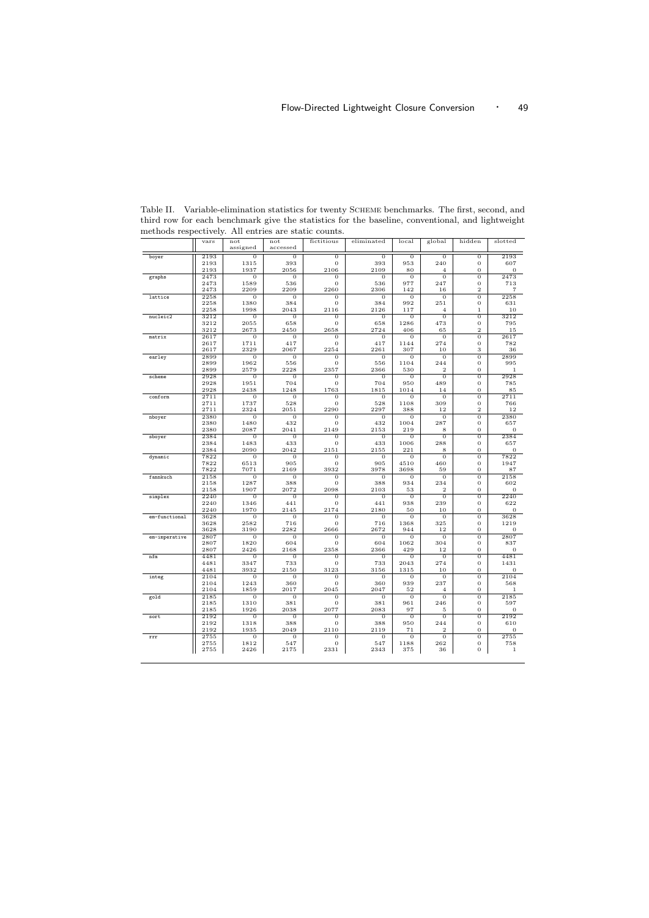Table II. Variable-elimination statistics for twenty SCHEME benchmarks. The first, second, and third row for each benchmark give the statistics for the baseline, conventional, and lightweight methods respectively. All entries are static counts.

| | vars | not assigned | not accessed | fictitious | eliminated | local | global | hidden | slotted |
|---|---|---|---|---|---|---|---|---|---|
| boyer | 2193 | 0 | 0 | 0 | 0 | 0 | 0 | 0 | 2193 |
| | 2193 | 1315 | 393 | 0 | 393 | 953 | 240 | 0 | 607 |
| | 2193 | 1937 | 2056 | 2106 | 2109 | 80 | 4 | 0 | 0 |
| graphs | 2473 | 0 | 0 | 0 | 0 | 0 | 0 | 0 | 2473 |
| | 2473 | 1589 | 536 | 0 | 536 | 977 | 247 | 0 | 713 |
| | 2473 | 2209 | 2209 | 2260 | 2306 | 142 | 16 | 2 | 7 |
| lattice | 2258 | 0 | 0 | 0 | 0 | 0 | 0 | 0 | 2258 |
| | 2258 | 1380 | 384 | 0 | 384 | 992 | 251 | 0 | 631 |
| | 2258 | 1998 | 2043 | 2116 | 2126 | 117 | 4 | 1 | 10 |
| nucleic2 | 3212 | 0 | 0 | 0 | 0 | 0 | 0 | 0 | 3212 |
| | 3212 | 2055 | 658 | 0 | 658 | 1286 | 473 | 0 | 795 |
| | 3212 | 2673 | 2450 | 2658 | 2724 | 406 | 65 | 2 | 15 |
| matrix | 2617 | 0 | 0 | 0 | 0 | 0 | 0 | 0 | 2617 |
| | 2617 | 1711 | 417 | 0 | 417 | 1144 | 274 | 0 | 782 |
| | 2617 | 2329 | 2067 | 2254 | 2261 | 307 | 10 | 3 | 36 |
| earley | 2899 | 0 | 0 | 0 | 0 | 0 | 0 | 0 | 2899 |
| | 2899 | 1962 | 556 | 0 | 556 | 1104 | 244 | 0 | 995 |
| | 2899 | 2579 | 2228 | 2357 | 2366 | 530 | 2 | 0 | 1 |
| scheme | 2928 | 0 | 0 | 0 | 0 | 0 | 0 | 0 | 2928 |
| | 2928 | 1951 | 704 | 0 | 704 | 950 | 489 | 0 | 785 |
| | 2928 | 2438 | 1248 | 1763 | 1815 | 1014 | 14 | 0 | 85 |
| conform | 2711 | 0 | 0 | 0 | 0 | 0 | 0 | 0 | 2711 |
| | 2711 | 1737 | 528 | 0 | 528 | 1108 | 309 | 0 | 766 |
| | 2711 | 2324 | 2051 | 2290 | 2297 | 388 | 12 | 2 | 12 |
| nboyer | 2380 | 0 | 0 | 0 | 0 | 0 | 0 | 0 | 2380 |
| | 2380 | 1480 | 432 | 0 | 432 | 1004 | 287 | 0 | 657 |
| | 2380 | 2087 | 2041 | 2149 | 2153 | 219 | 8 | 0 | 0 |
| sboyer | 2384 | 0 | 0 | 0 | 0 | 0 | 0 | 0 | 2384 |
| | 2384 | 1483 | 433 | 0 | 433 | 1006 | 288 | 0 | 657 |
| | 2384 | 2090 | 2042 | 2151 | 2155 | 221 | 8 | 0 | 0 |
| dynamic | 7822 | 0 | 0 | 0 | 0 | 0 | 0 | 0 | 7822 |
| | 7822 | 6513 | 905 | 0 | 905 | 4510 | 460 | 0 | 1947 |
| | 7822 | 7071 | 2169 | 3932 | 3978 | 3698 | 59 | 0 | 87 |
| fannkuch | 2158 | 0 | 0 | 0 | 0 | 0 | 0 | 0 | 2158 |
| | 2158 | 1287 | 388 | 0 | 388 | 934 | 234 | 0 | 602 |
| | 2158 | 1907 | 2072 | 2098 | 2103 | 53 | 2 | 0 | 0 |
| simplex | 2240 | 0 | 0 | 0 | 0 | 0 | 0 | 0 | 2240 |
| | 2240 | 1346 | 441 | 0 | 441 | 938 | 239 | 0 | 622 |
| | 2240 | 1970 | 2145 | 2174 | 2180 | 50 | 10 | 0 | 0 |
| em-functional | 3628 | 0 | 0 | 0 | 0 | 0 | 0 | 0 | 3628 |
| | 3628 | 2582 | 716 | 0 | 716 | 1368 | 325 | 0 | 1219 |
| | 3628 | 3190 | 2282 | 2666 | 2672 | 944 | 12 | 0 | 0 |
| em-imperative | 2807 | 0 | 0 | 0 | 0 | 0 | 0 | 0 | 2807 |
| | 2807 | 1820 | 604 | 0 | 604 | 1062 | 304 | 0 | 837 |
| | 2807 | 2426 | 2168 | 2358 | 2366 | 429 | 12 | 0 | 0 |
| nfm | 4481 | 0 | 0 | 0 | 0 | 0 | 0 | 0 | 4481 |
| | 4481 | 3347 | 733 | 0 | 733 | 2043 | 274 | 0 | 1431 |
| | 4481 | 3932 | 2150 | 3123 | 3156 | 1315 | 10 | 0 | 0 |
| integ | 2104 | 0 | 0 | 0 | 0 | 0 | 0 | 0 | 2104 |
| | 2104 | 1243 | 360 | 0 | 360 | 939 | 237 | 0 | 568 |
| | 2104 | 1859 | 2017 | 2045 | 2047 | 52 | 4 | 0 | 1 |
| gold | 2185 | 0 | 0 | 0 | 0 | 0 | 0 | 0 | 2185 |
| | 2185 | 1310 | 381 | 0 | 381 | 961 | 246 | 0 | 597 |
| | 2185 | 1926 | 2038 | 2077 | 2083 | 97 | 5 | 0 | 0 |
| sort | 2192 | 0 | 0 | 0 | 0 | 0 | 0 | 0 | 2192 |
| | 2192 | 1318 | 388 | 0 | 388 | 950 | 244 | 0 | 610 |
| | 2192 | 1935 | 2049 | 2110 | 2119 | 71 | 2 | 0 | 0 |
| rrr | 2755 | 0 | 0 | 0 | 0 | 0 | 0 | 0 | 2755 |
| | 2755 | 1812 | 547 | 0 | 547 | 1188 | 262 | 0 | 758 |
| | 2755 | 2426 | 2175 | 2331 | 2343 | 375 | 36 | 0 | 1 |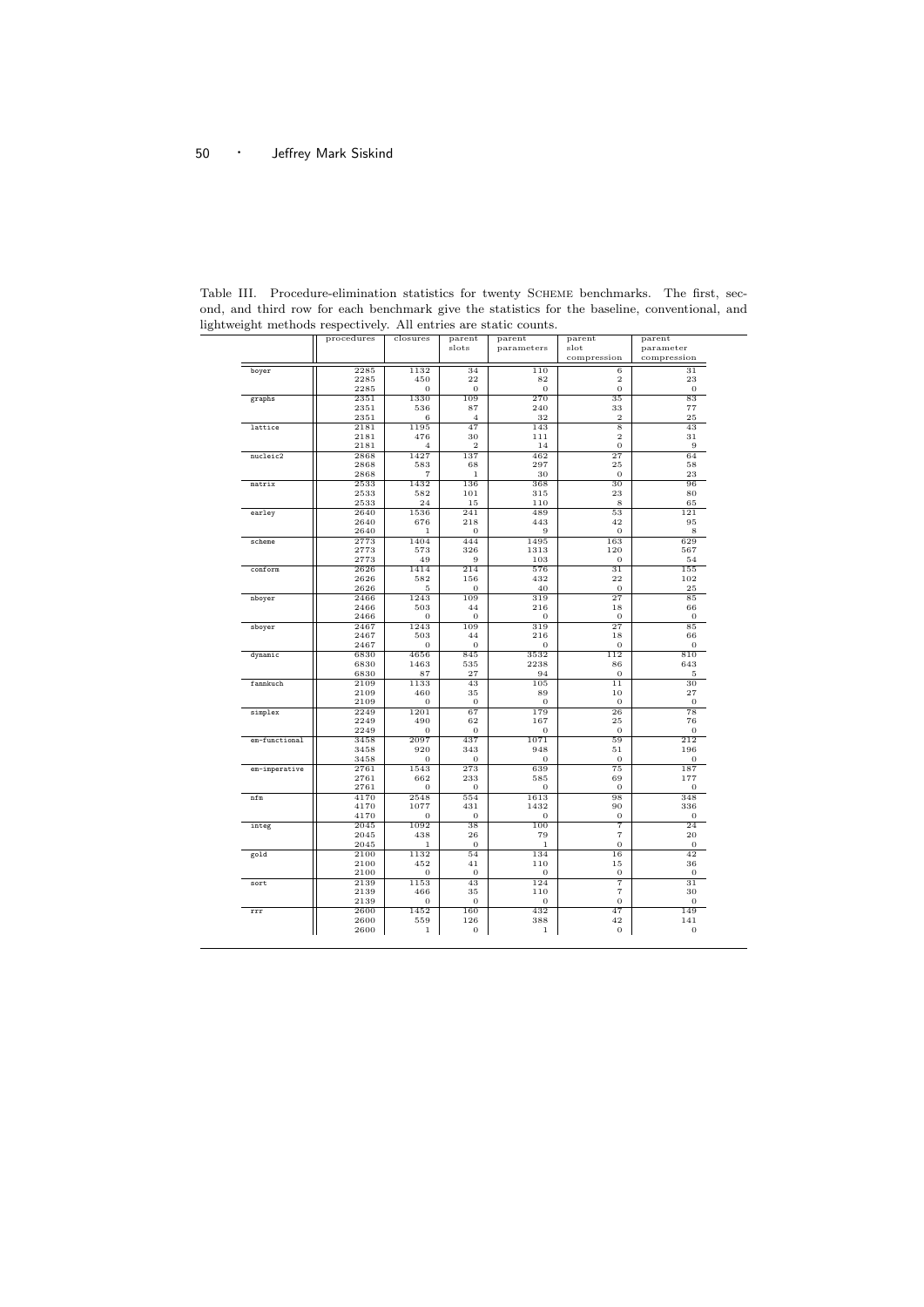Table III. Procedure-elimination statistics for twenty SCHEME benchmarks. The first, second, and third row for each benchmark give the statistics for the baseline, conventional, and lightweight methods respectively. All entries are static counts.

| | procedures | closures | parent slots | parent parameters | parent slot compression | parent parameter compression |
|---|---|---|---|---|---|---|
| boyer | 2285 | 1132 | 34 | 110 | 6 | 31 |
| | 2285 | 450 | 22 | 82 | 2 | 23 |
| | 2285 | 0 | 0 | 0 | 0 | 0 |
| graphs | 2351 | 1330 | 109 | 270 | 35 | 83 |
| | 2351 | 536 | 87 | 240 | 33 | 77 |
| | 2351 | 6 | 4 | 32 | 2 | 25 |
| lattice | 2181 | 1195 | 47 | 143 | 8 | 43 |
| | 2181 | 476 | 30 | 111 | 2 | 31 |
| | 2181 | 4 | 2 | 14 | 0 | 9 |
| nucleic2 | 2868 | 1427 | 137 | 462 | 27 | 64 |
| | 2868 | 583 | 68 | 297 | 25 | 58 |
| | 2868 | 7 | 1 | 30 | 0 | 23 |
| matrix | 2533 | 1432 | 136 | 368 | 30 | 96 |
| | 2533 | 582 | 101 | 315 | 23 | 80 |
| | 2533 | 24 | 15 | 110 | 8 | 65 |
| earley | 2640 | 1536 | 241 | 489 | 53 | 121 |
| | 2640 | 676 | 218 | 443 | 42 | 95 |
| | 2640 | 1 | 0 | 9 | 0 | 8 |
| scheme | 2773 | 1404 | 444 | 1495 | 163 | 629 |
| | 2773 | 573 | 326 | 1313 | 120 | 567 |
| | 2773 | 49 | 9 | 103 | 0 | 54 |
| conform | 2626 | 1414 | 214 | 576 | 31 | 155 |
| | 2626 | 582 | 156 | 432 | 22 | 102 |
| | 2626 | 5 | 0 | 40 | 0 | 25 |
| nboyer | 2466 | 1243 | 109 | 319 | 27 | 85 |
| | 2466 | 503 | 44 | 216 | 18 | 66 |
| | 2466 | 0 | 0 | 0 | 0 | 0 |
| sboyer | 2467 | 1243 | 109 | 319 | 27 | 85 |
| | 2467 | 503 | 44 | 216 | 18 | 66 |
| | 2467 | 0 | 0 | 0 | 0 | 0 |
| dynamic | 6830 | 4656 | 845 | 3532 | 112 | 810 |
| | 6830 | 1463 | 535 | 2238 | 86 | 643 |
| | 6830 | 87 | 27 | 94 | 0 | 5 |
| fannkuch | 2109 | 1133 | 43 | 105 | 11 | 30 |
| | 2109 | 460 | 35 | 89 | 10 | 27 |
| | 2109 | 0 | 0 | 0 | 0 | 0 |
| simplex | 2249 | 1201 | 67 | 179 | 26 | 78 |
| | 2249 | 490 | 62 | 167 | 25 | 76 |
| | 2249 | 0 | 0 | 0 | 0 | 0 |
| em-functional | 3458 | 2097 | 437 | 1071 | 59 | 212 |
| | 3458 | 920 | 343 | 948 | 51 | 196 |
| | 3458 | 0 | 0 | 0 | 0 | 0 |
| em-imperative | 2761 | 1543 | 273 | 639 | 75 | 187 |
| | 2761 | 662 | 233 | 585 | 69 | 177 |
| | 2761 | 0 | 0 | 0 | 0 | 0 |
| nfm | 4170 | 2548 | 554 | 1613 | 98 | 348 |
| | 4170 | 1077 | 431 | 1432 | 90 | 336 |
| | 4170 | 0 | 0 | 0 | 0 | 0 |
| integ | 2045 | 1092 | 38 | 100 | 7 | 24 |
| | 2045 | 438 | 26 | 79 | 7 | 20 |
| | 2045 | 1 | 0 | 1 | 0 | 0 |
| gold | 2100 | 1132 | 54 | 134 | 16 | 42 |
| | 2100 | 452 | 41 | 110 | 15 | 36 |
| | 2100 | 0 | 0 | 0 | 0 | 0 |
| sort | 2139 | 1153 | 43 | 124 | 7 | 31 |
| | 2139 | 466 | 35 | 110 | 7 | 30 |
| | 2139 | 0 | 0 | 0 | 0 | 0 |
| rrr | 2600 | 1452 | 160 | 432 | 47 | 149 |
| | 2600 | 559 | 126 | 388 | 42 | 141 |
| | 2600 | 1 | 0 | 1 | 0 | 0 |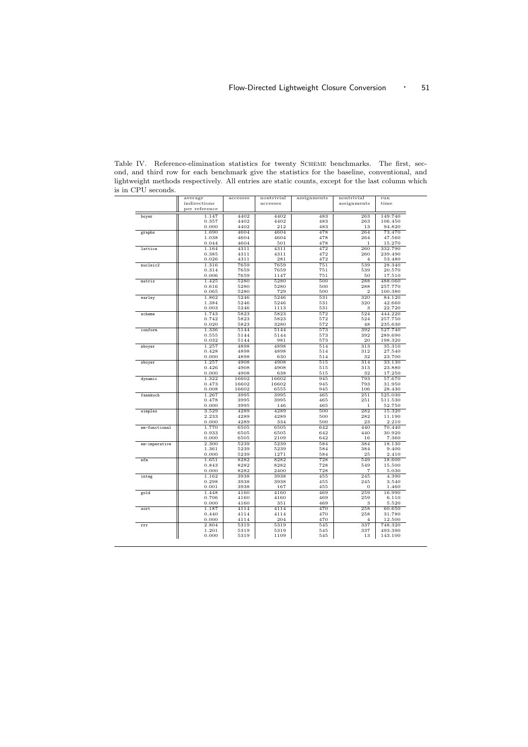Table IV. Reference-elimination statistics for twenty SCHEME benchmarks. The first, second, and third row for each benchmark give the statistics for the baseline, conventional, and lightweight methods respectively. All entries are static counts, except for the last column which is in CPU seconds.

| | average indirections per reference | accesses | nontrivial accesses | assignments | nontrivial assignments | run time |
|---|---|---|---|---|---|---|
| boyer | 1.147 | 4402 | 4402 | 483 | 263 | 149.740 |
| | 0.357 | 4402 | 4402 | 483 | 263 | 106.450 |
| | 0.000 | 4402 | 212 | 483 | 13 | 94.820 |
| graphs | 1.690 | 4604 | 4604 | 478 | 264 | 73.470 |
| | 1.038 | 4604 | 4604 | 478 | 264 | 47.560 |
| | 0.044 | 4604 | 501 | 478 | 1 | 15.270 |
| lattice | 1.164 | 4311 | 4311 | 472 | 260 | 332.790 |
| | 0.385 | 4311 | 4311 | 472 | 260 | 239.490 |
| | 0.026 | 4311 | 281 | 472 | 4 | 53.480 |
| nucleic2 | 1.316 | 7659 | 7659 | 751 | 539 | 28.340 |
| | 0.314 | 7659 | 7659 | 751 | 539 | 20.570 |
| | 0.006 | 7659 | 1147 | 751 | 50 | 17.510 |
| matrix | 1.425 | 5280 | 5280 | 500 | 288 | 488.060 |
| | 0.616 | 5280 | 5280 | 500 | 288 | 257.770 |
| | 0.065 | 5280 | 729 | 500 | 2 | 100.380 |
| earley | 1.862 | 5246 | 5246 | 531 | 320 | 84.120 |
| | 1.384 | 5246 | 5246 | 531 | 320 | 42.660 |
| | 0.003 | 5246 | 1113 | 531 | 3 | 22.720 |
| scheme | 1.743 | 5823 | 5823 | 572 | 524 | 444.220 |
| | 0.742 | 5823 | 5823 | 572 | 524 | 257.750 |
| | 0.020 | 5823 | 3280 | 572 | 48 | 235.630 |
| conform | 1.336 | 5144 | 5144 | 573 | 392 | 527.740 |
| | 0.555 | 5144 | 5144 | 573 | 392 | 289.690 |
| | 0.032 | 5144 | 981 | 573 | 20 | 198.320 |
| nboyer | 1.257 | 4898 | 4898 | 514 | 313 | 35.310 |
| | 0.428 | 4898 | 4898 | 514 | 312 | 27.540 |
| | 0.000 | 4898 | 630 | 514 | 32 | 23.700 |
| sboyer | 1.257 | 4908 | 4908 | 515 | 314 | 33.130 |
| | 0.426 | 4908 | 4908 | 515 | 313 | 23.880 |
| | 0.000 | 4908 | 638 | 515 | 32 | 17.250 |
| dynamic | 1.322 | 16602 | 16602 | 945 | 793 | 57.670 |
| | 0.473 | 16602 | 16602 | 945 | 793 | 31.950 |
| | 0.008 | 16602 | 6555 | 945 | 106 | 28.430 |
| fannkuch | 1.267 | 3995 | 3995 | 465 | 251 | 525.030 |
| | 0.478 | 3995 | 3995 | 465 | 251 | 511.530 |
| | 0.000 | 3995 | 146 | 465 | 1 | 52.750 |
| simplex | 3.529 | 4289 | 4289 | 500 | 282 | 15.320 |
| | 2.233 | 4289 | 4289 | 500 | 282 | 11.190 |
| | 0.000 | 4289 | 334 | 500 | 23 | 2.210 |
| em-functional | 1.770 | 6505 | 6505 | 642 | 440 | 70.440 |
| | 0.933 | 6505 | 6505 | 642 | 440 | 30.920 |
| | 0.000 | 6505 | 2109 | 642 | 16 | 7.360 |
| em-imperative | 2.300 | 5239 | 5239 | 584 | 384 | 18.130 |
| | 1.361 | 5239 | 5239 | 584 | 384 | 9.400 |
| | 0.000 | 5239 | 1271 | 584 | 25 | 2.410 |
| nfm | 1.651 | 8282 | 8282 | 728 | 549 | 18.600 |
| | 0.843 | 8282 | 8282 | 728 | 549 | 15.500 |
| | 0.000 | 8282 | 2400 | 728 | 7 | 5.030 |
| integ | 1.162 | 3938 | 3938 | 455 | 245 | 4.390 |
| | 0.298 | 3938 | 3938 | 455 | 245 | 3.540 |
| | 0.001 | 3938 | 167 | 455 | 0 | 1.460 |
| gold | 1.448 | 4160 | 4160 | 469 | 259 | 16.990 |
| | 0.706 | 4160 | 4160 | 469 | 259 | 6.110 |
| | 0.000 | 4160 | 351 | 469 | 3 | 5.520 |
| sort | 1.187 | 4114 | 4114 | 470 | 258 | 60.650 |
| | 0.440 | 4114 | 4114 | 470 | 258 | 31.780 |
| | 0.000 | 4114 | 204 | 470 | 4 | 12.500 |
| rrr | 2.804 | 5319 | 5319 | 545 | 337 | 748.320 |
| | 1.201 | 5319 | 5319 | 545 | 337 | 493.390 |
| | 0.000 | 5319 | 1109 | 545 | 13 | 143.100 |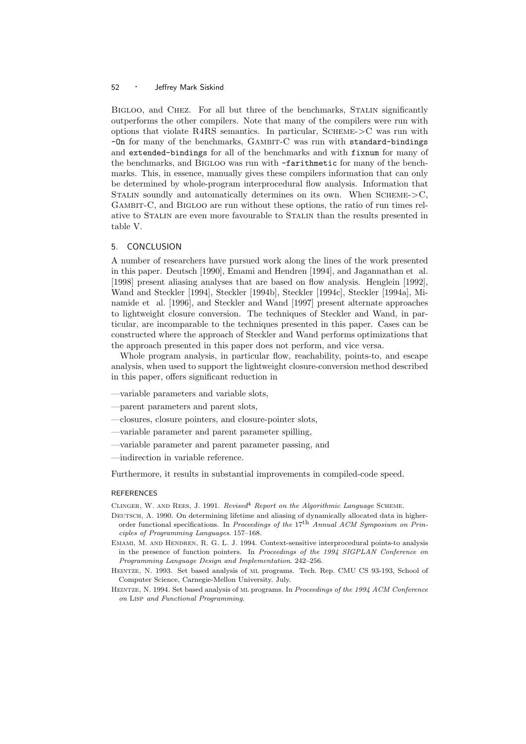BIGLOO, and CHEZ. For all but three of the benchmarks, STALIN significantly outperforms the other compilers. Note that many of the compilers were run with options that violate R4RS semantics. In particular, SCHEME->C was run with `-On` for many of the benchmarks, GAMBIT-C was run with `standard-bindings` and `extended-bindings` for all of the benchmarks and with `fixnum` for many of the benchmarks, and BIGLOO was run with `-farithmetic` for many of the benchmarks. This, in essence, manually gives these compilers information that can only be determined by whole-program interprocedural flow analysis. Information that STALIN soundly and automatically determines on its own. When SCHEME->C, GAMBIT-C, and BIGLOO are run without these options, the ratio of run times relative to STALIN are even more favourable to STALIN than the results presented in table V.

## 5. CONCLUSION

A number of researchers have pursued work along the lines of the work presented in this paper. Deutsch [1990], Emami and Hendren [1994], and Jagannathan et al. [1998] present aliasing analyses that are based on flow analysis. Henglein [1992], Wand and Steckler [1994], Steckler [1994b], Steckler [1994c], Steckler [1994a], Minamide et al. [1996], and Steckler and Wand [1997] present alternate approaches to lightweight closure conversion. The techniques of Steckler and Wand, in particular, are incomparable to the techniques presented in this paper. Cases can be constructed where the approach of Steckler and Wand performs optimizations that the approach presented in this paper does not perform, and vice versa.

Whole program analysis, in particular flow, reachability, points-to, and escape analysis, when used to support the lightweight closure-conversion method described in this paper, offers significant reduction in

- —variable parameters and variable slots,
- —parent parameters and parent slots,
- —closures, closure pointers, and closure-pointer slots,
- —variable parameter and parent parameter spilling,
- —variable parameter and parent parameter passing, and
- —indirection in variable reference.

Furthermore, it results in substantial improvements in compiled-code speed.

### REFERENCES

CLINGER, W. AND REES, J. 1991. *Revised[4] Report on the Algorithmic Language* SCHEME.

DEUTSCH, A. 1990. On determining lifetime and aliasing of dynamically allocated data in higher-order functional specifications. In *Proceedings of the 17th Annual ACM Symposium on Principles of Programming Languages*. 157–168.

EMAMI, M. AND HENDREN, R. G. L. J. 1994. Context-sensitive interprocedural points-to analysis in the presence of function pointers. In *Proceedings of the 1994 SIGPLAN Conference on Programming Language Design and Implementation*. 242–256.

HEINTZE, N. 1993. Set based analysis of ML programs. Tech. Rep. CMU CS 93-193, School of Computer Science, Carnegie-Mellon University. July.

HEINTZE, N. 1994. Set based analysis of ML programs. In *Proceedings of the 1994 ACM Conference on* LISP *and Functional Programming*.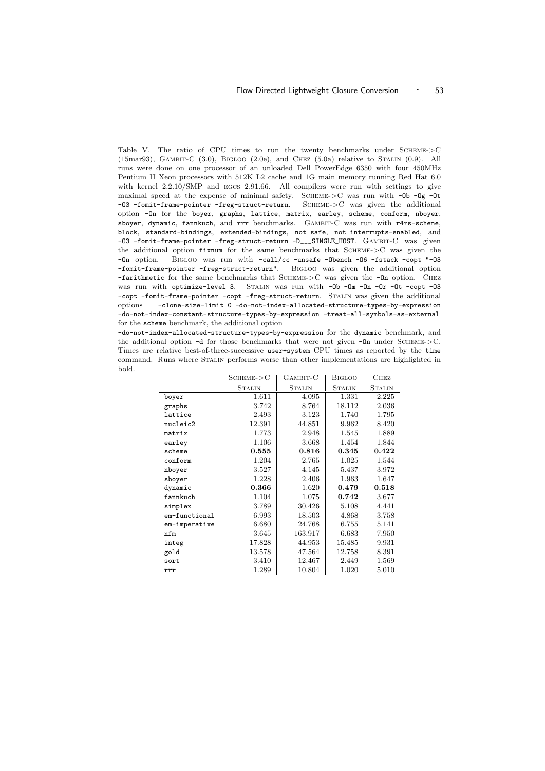Table V. The ratio of CPU times to run the twenty benchmarks under SCHEME->C (15mar93), GAMBIT-C (3.0), BIGLOO (2.0e), and CHEZ (5.0a) relative to STALIN (0.9). All runs were done on one processor of an unloaded Dell PowerEdge 6350 with four 450MHz Pentium II Xeon processors with 512K L2 cache and 1G main memory running Red Hat 6.0 with kernel 2.2.10/SMP and EGCS 2.91.66. All compilers were run with settings to give maximal speed at the expense of minimal safety. SCHEME->C was run with `-Ob -Og -Ot -O3 -fomit-frame-pointer -freg-struct-return`. SCHEME->C was given the additional option `-On` for the `boyer`, `graphs`, `lattice`, `matrix`, `earley`, `scheme`, `conform`, `nboyer`, `sboyer`, `dynamic`, `fannkuch`, and `rrr` benchmarks. GAMBIT-C was run with `r4rs-scheme`, `block`, `standard-bindings`, `extended-bindings`, `not safe`, `not interrupts-enabled`, and `-O3 -fomit-frame-pointer -freg-struct-return -D___SINGLE_HOST`. GAMBIT-C was given the additional option `fixnum` for the same benchmarks that SCHEME->C was given the `-On` option. BIGLOO was run with `-call/cc -unsafe -Obench -O6 -fstack -copt "-O3 -fomit-frame-pointer -freg-struct-return"`. BIGLOO was given the additional option `-farithmetic` for the same benchmarks that SCHEME->C was given the `-On` option. CHEZ was run with `optimize-level 3`. STALIN was run with `-Ob -Om -On -Or -Ot -copt -O3 -copt -fomit-frame-pointer -copt -freg-struct-return`. STALIN was given the additional options `-clone-size-limit 0 -do-not-index-allocated-structure-types-by-expression -do-not-index-constant-structure-types-by-expression -treat-all-symbols-as-external` for the `scheme` benchmark, the additional option `-do-not-index-allocated-structure-types-by-expression` for the `dynamic` benchmark, and the additional option `-d` for those benchmarks that were not given `-On` under SCHEME->C. Times are relative best-of-three-successive `user+system` CPU times as reported by the `time` command. Runs where STALIN performs worse than other implementations are highlighted in bold.

| | SCHEME->C / STALIN | GAMBIT-C / STALIN | BIGLOO / STALIN | CHEZ / STALIN |
|---|---|---|---|---|
| boyer | 1.611 | 4.095 | 1.331 | 2.225 |
| graphs | 3.742 | 8.764 | 18.112 | 2.036 |
| lattice | 2.493 | 3.123 | 1.740 | 1.795 |
| nucleic2 | 12.391 | 44.851 | 9.962 | 8.420 |
| matrix | 1.773 | 2.948 | 1.545 | 1.889 |
| earley | 1.106 | 3.668 | 1.454 | 1.844 |
| scheme | **0.555** | **0.816** | **0.345** | **0.422** |
| conform | 1.204 | 2.765 | 1.025 | 1.544 |
| nboyer | 3.527 | 4.145 | 5.437 | 3.972 |
| sboyer | 1.228 | 2.406 | 1.963 | 1.647 |
| dynamic | **0.366** | 1.620 | **0.479** | **0.518** |
| fannkuch | 1.104 | 1.075 | **0.742** | 3.677 |
| simplex | 3.789 | 30.426 | 5.108 | 4.441 |
| em-functional | 6.993 | 18.503 | 4.868 | 3.758 |
| em-imperative | 6.680 | 24.768 | 6.755 | 5.141 |
| nfm | 3.645 | 163.917 | 6.683 | 7.950 |
| integ | 17.828 | 44.953 | 15.485 | 9.931 |
| gold | 13.578 | 47.564 | 12.758 | 8.391 |
| sort | 3.410 | 12.467 | 2.449 | 1.569 |
| rrr | 1.289 | 10.804 | 1.020 | 5.010 |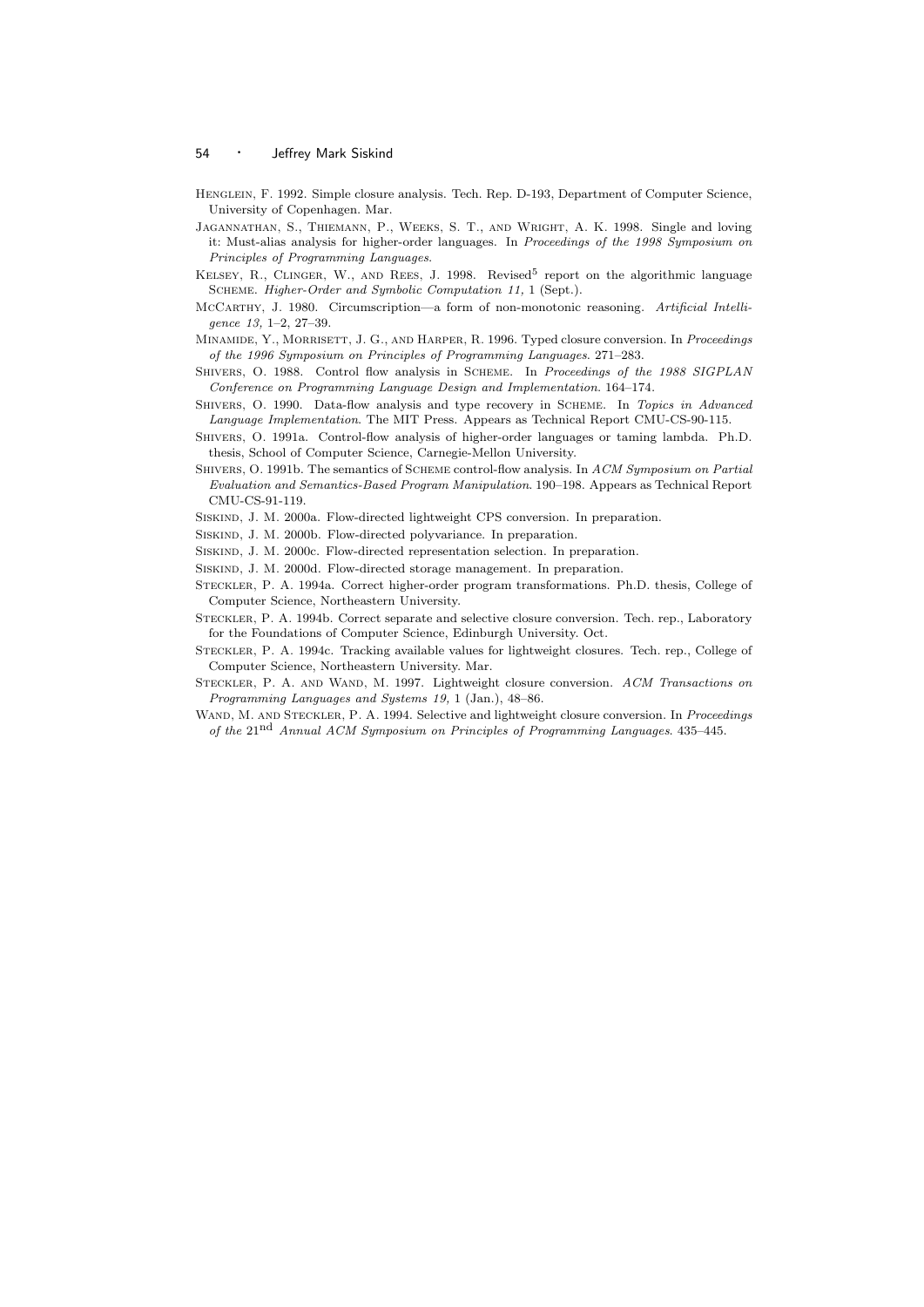Henglein, F. 1992. Simple closure analysis. Tech. Rep. D-193, Department of Computer Science, University of Copenhagen. Mar.

Jagannathan, S., Thiemann, P., Weeks, S. T., and Wright, A. K. 1998. Single and loving it: Must-alias analysis for higher-order languages. In *Proceedings of the 1998 Symposium on Principles of Programming Languages*.

Kelsey, R., Clinger, W., and Rees, J. 1998. Revised$^5$ report on the algorithmic language Scheme. *Higher-Order and Symbolic Computation 11,* 1 (Sept.).

McCarthy, J. 1980. Circumscription—a form of non-monotonic reasoning. *Artificial Intelligence 13,* 1–2, 27–39.

Minamide, Y., Morrisett, J. G., and Harper, R. 1996. Typed closure conversion. In *Proceedings of the 1996 Symposium on Principles of Programming Languages*. 271–283.

Shivers, O. 1988. Control flow analysis in Scheme. In *Proceedings of the 1988 SIGPLAN Conference on Programming Language Design and Implementation*. 164–174.

Shivers, O. 1990. Data-flow analysis and type recovery in Scheme. In *Topics in Advanced Language Implementation*. The MIT Press. Appears as Technical Report CMU-CS-90-115.

Shivers, O. 1991a. Control-flow analysis of higher-order languages or taming lambda. Ph.D. thesis, School of Computer Science, Carnegie-Mellon University.

Shivers, O. 1991b. The semantics of Scheme control-flow analysis. In *ACM Symposium on Partial Evaluation and Semantics-Based Program Manipulation*. 190–198. Appears as Technical Report CMU-CS-91-119.

Siskind, J. M. 2000a. Flow-directed lightweight CPS conversion. In preparation.

Siskind, J. M. 2000b. Flow-directed polyvariance. In preparation.

Siskind, J. M. 2000c. Flow-directed representation selection. In preparation.

Siskind, J. M. 2000d. Flow-directed storage management. In preparation.

Steckler, P. A. 1994a. Correct higher-order program transformations. Ph.D. thesis, College of Computer Science, Northeastern University.

Steckler, P. A. 1994b. Correct separate and selective closure conversion. Tech. rep., Laboratory for the Foundations of Computer Science, Edinburgh University. Oct.

Steckler, P. A. 1994c. Tracking available values for lightweight closures. Tech. rep., College of Computer Science, Northeastern University. Mar.

Steckler, P. A. and Wand, M. 1997. Lightweight closure conversion. *ACM Transactions on Programming Languages and Systems 19,* 1 (Jan.), 48–86.

Wand, M. and Steckler, P. A. 1994. Selective and lightweight closure conversion. In *Proceedings of the 21$^{\text{nd}}$ Annual ACM Symposium on Principles of Programming Languages*. 435–445.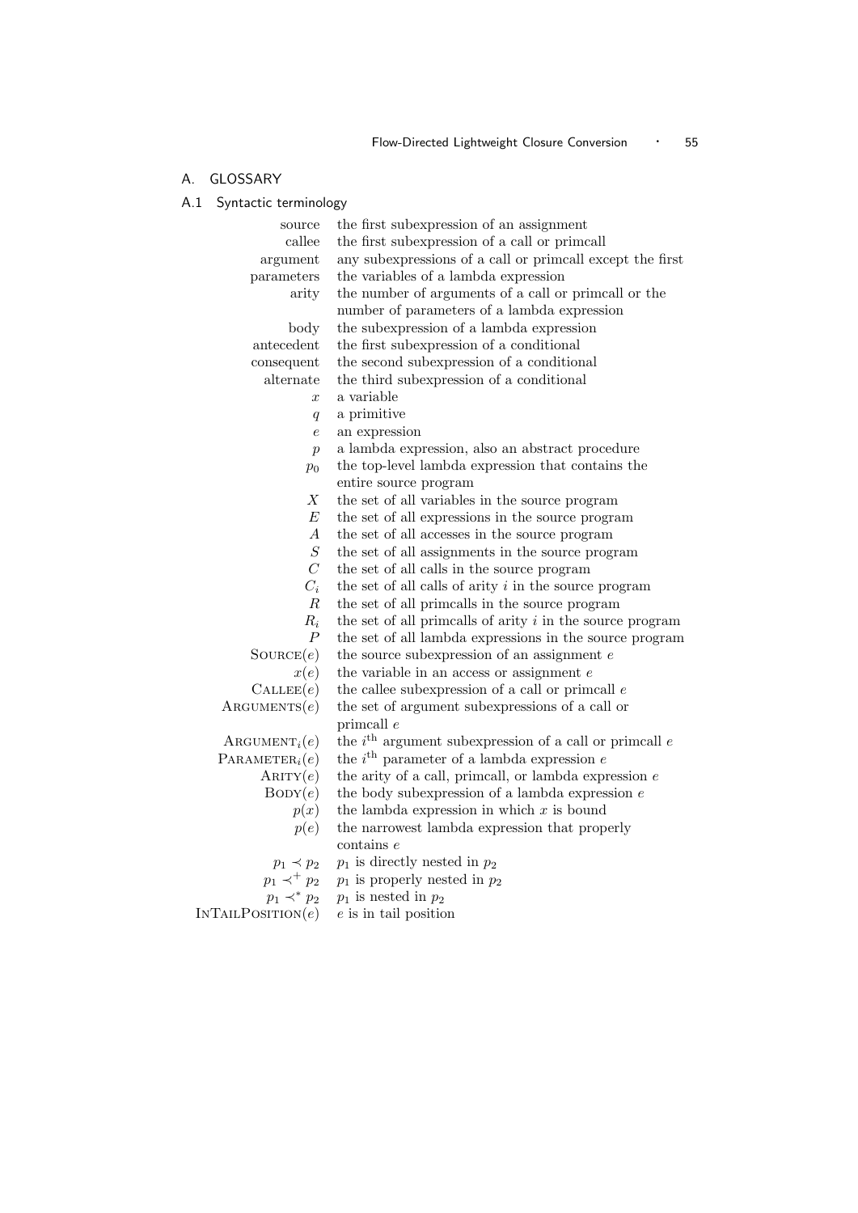## A. GLOSSARY

### A.1 Syntactic terminology

| | |
|---|---|
| source | the first subexpression of an assignment |
| callee | the first subexpression of a call or primcall |
| argument | any subexpressions of a call or primcall except the first |
| parameters | the variables of a lambda expression |
| arity | the number of arguments of a call or primcall or the number of parameters of a lambda expression |
| body | the subexpression of a lambda expression |
| antecedent | the first subexpression of a conditional |
| consequent | the second subexpression of a conditional |
| alternate | the third subexpression of a conditional |
| $x$ | a variable |
| $q$ | a primitive |
| $e$ | an expression |
| $p$ | a lambda expression, also an abstract procedure |
| $p_0$ | the top-level lambda expression that contains the entire source program |
| $X$ | the set of all variables in the source program |
| $E$ | the set of all expressions in the source program |
| $A$ | the set of all accesses in the source program |
| $S$ | the set of all assignments in the source program |
| $C$ | the set of all calls in the source program |
| $C_i$ | the set of all calls of arity $i$ in the source program |
| $R$ | the set of all primcalls in the source program |
| $R_i$ | the set of all primcalls of arity $i$ in the source program |
| $P$ | the set of all lambda expressions in the source program |
| $\textsc{Source}(e)$ | the source subexpression of an assignment $e$ |
| $x(e)$ | the variable in an access or assignment $e$ |
| $\textsc{Callee}(e)$ | the callee subexpression of a call or primcall $e$ |
| $\textsc{Arguments}(e)$ | the set of argument subexpressions of a call or primcall $e$ |
| $\textsc{Argument}_i(e)$ | the $i^{\text{th}}$ argument subexpression of a call or primcall $e$ |
| $\textsc{Parameter}_i(e)$ | the $i^{\text{th}}$ parameter of a lambda expression $e$ |
| $\textsc{Arity}(e)$ | the arity of a call, primcall, or lambda expression $e$ |
| $\textsc{Body}(e)$ | the body subexpression of a lambda expression $e$ |
| $p(x)$ | the lambda expression in which $x$ is bound |
| $p(e)$ | the narrowest lambda expression that properly contains $e$ |
| $p_1 \prec p_2$ | $p_1$ is directly nested in $p_2$ |
| $p_1 \prec^+ p_2$ | $p_1$ is properly nested in $p_2$ |
| $p_1 \prec^* p_2$ | $p_1$ is nested in $p_2$ |
| $\textsc{InTailPosition}(e)$ | $e$ is in tail position |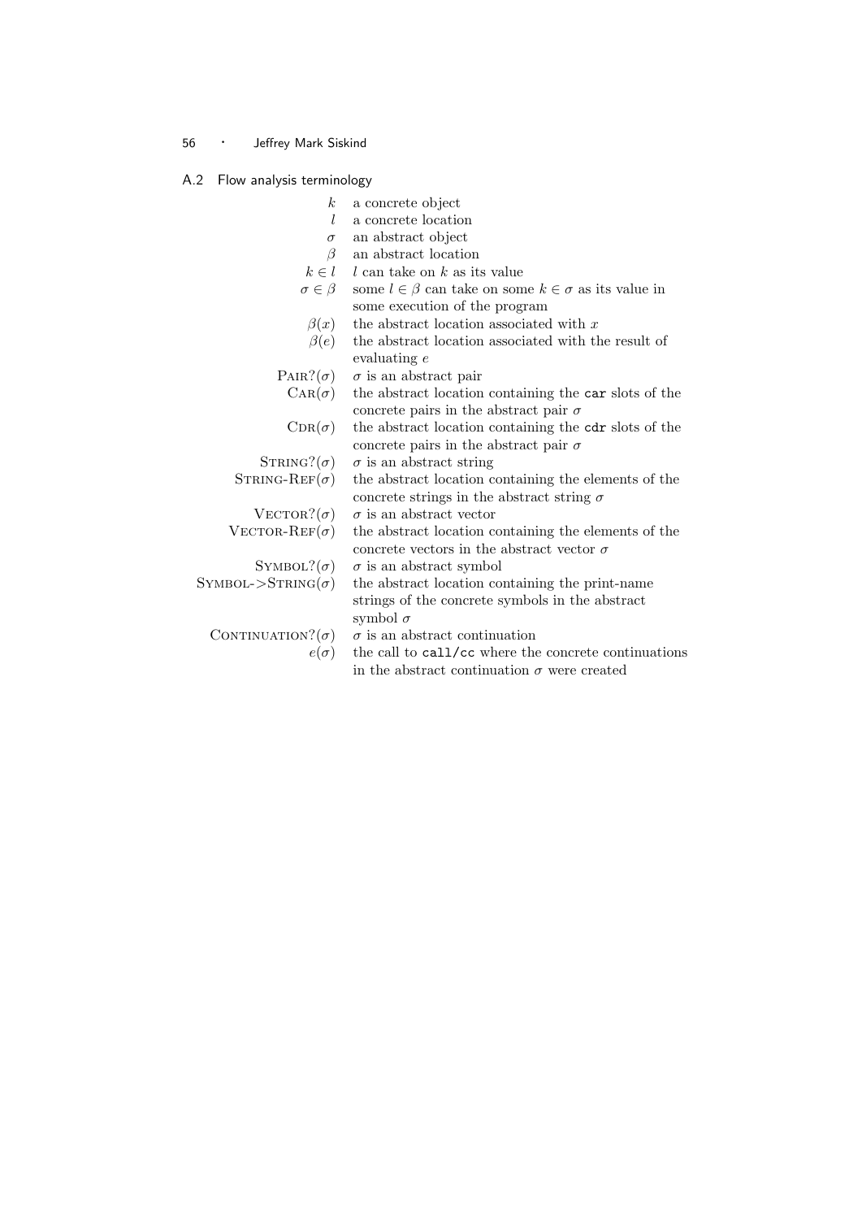### A.2 Flow analysis terminology

| | |
|---|---|
| $k$ | a concrete object |
| $l$ | a concrete location |
| $\sigma$ | an abstract object |
| $\beta$ | an abstract location |
| $k \in l$ | $l$ can take on $k$ as its value |
| $\sigma \in \beta$ | some $l \in \beta$ can take on some $k \in \sigma$ as its value in some execution of the program |
| $\beta(x)$ | the abstract location associated with $x$ |
| $\beta(e)$ | the abstract location associated with the result of evaluating $e$ |
| $\textsc{Pair?}(\sigma)$ | $\sigma$ is an abstract pair |
| $\textsc{Car}(\sigma)$ | the abstract location containing the `car` slots of the concrete pairs in the abstract pair $\sigma$ |
| $\textsc{Cdr}(\sigma)$ | the abstract location containing the `cdr` slots of the concrete pairs in the abstract pair $\sigma$ |
| $\textsc{String?}(\sigma)$ | $\sigma$ is an abstract string |
| $\textsc{String-Ref}(\sigma)$ | the abstract location containing the elements of the concrete strings in the abstract string $\sigma$ |
| $\textsc{Vector?}(\sigma)$ | $\sigma$ is an abstract vector |
| $\textsc{Vector-Ref}(\sigma)$ | the abstract location containing the elements of the concrete vectors in the abstract vector $\sigma$ |
| $\textsc{Symbol?}(\sigma)$ | $\sigma$ is an abstract symbol |
| $\textsc{Symbol->String}(\sigma)$ | the abstract location containing the print-name strings of the concrete symbols in the abstract symbol $\sigma$ |
| $\textsc{Continuation?}(\sigma)$ | $\sigma$ is an abstract continuation |
| $e(\sigma)$ | the call to `call/cc` where the concrete continuations in the abstract continuation $\sigma$ were created |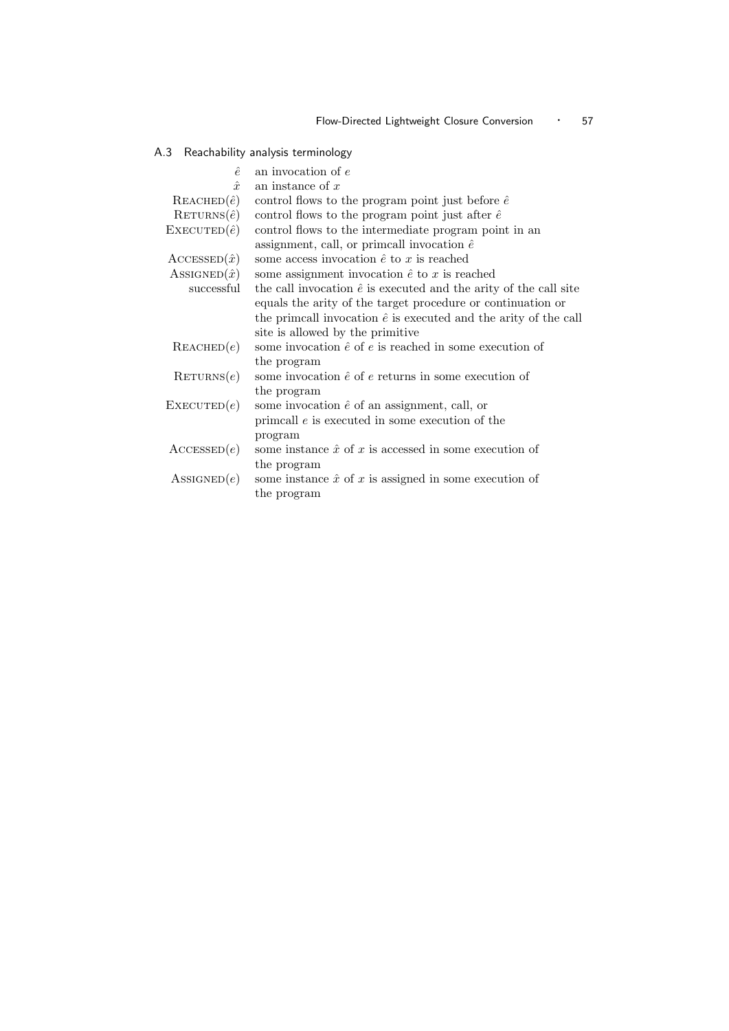### A.3 Reachability analysis terminology

| | |
|---|---|
| $\hat{e}$ | an invocation of $e$ |
| $\hat{x}$ | an instance of $x$ |
| $\textsc{Reached}(\hat{e})$ | control flows to the program point just before $\hat{e}$ |
| $\textsc{Returns}(\hat{e})$ | control flows to the program point just after $\hat{e}$ |
| $\textsc{Executed}(\hat{e})$ | control flows to the intermediate program point in an assignment, call, or primcall invocation $\hat{e}$ |
| $\textsc{Accessed}(\hat{x})$ | some access invocation $\hat{e}$ to $x$ is reached |
| $\textsc{Assigned}(\hat{x})$ | some assignment invocation $\hat{e}$ to $x$ is reached |
| successful | the call invocation $\hat{e}$ is executed and the arity of the call site equals the arity of the target procedure or continuation or the primcall invocation $\hat{e}$ is executed and the arity of the call site is allowed by the primitive |
| $\textsc{Reached}(e)$ | some invocation $\hat{e}$ of $e$ is reached in some execution of the program |
| $\textsc{Returns}(e)$ | some invocation $\hat{e}$ of $e$ returns in some execution of the program |
| $\textsc{Executed}(e)$ | some invocation $\hat{e}$ of an assignment, call, or primcall $e$ is executed in some execution of the program |
| $\textsc{Accessed}(e)$ | some instance $\hat{x}$ of $x$ is accessed in some execution of the program |
| $\textsc{Assigned}(e)$ | some instance $\hat{x}$ of $x$ is assigned in some execution of the program |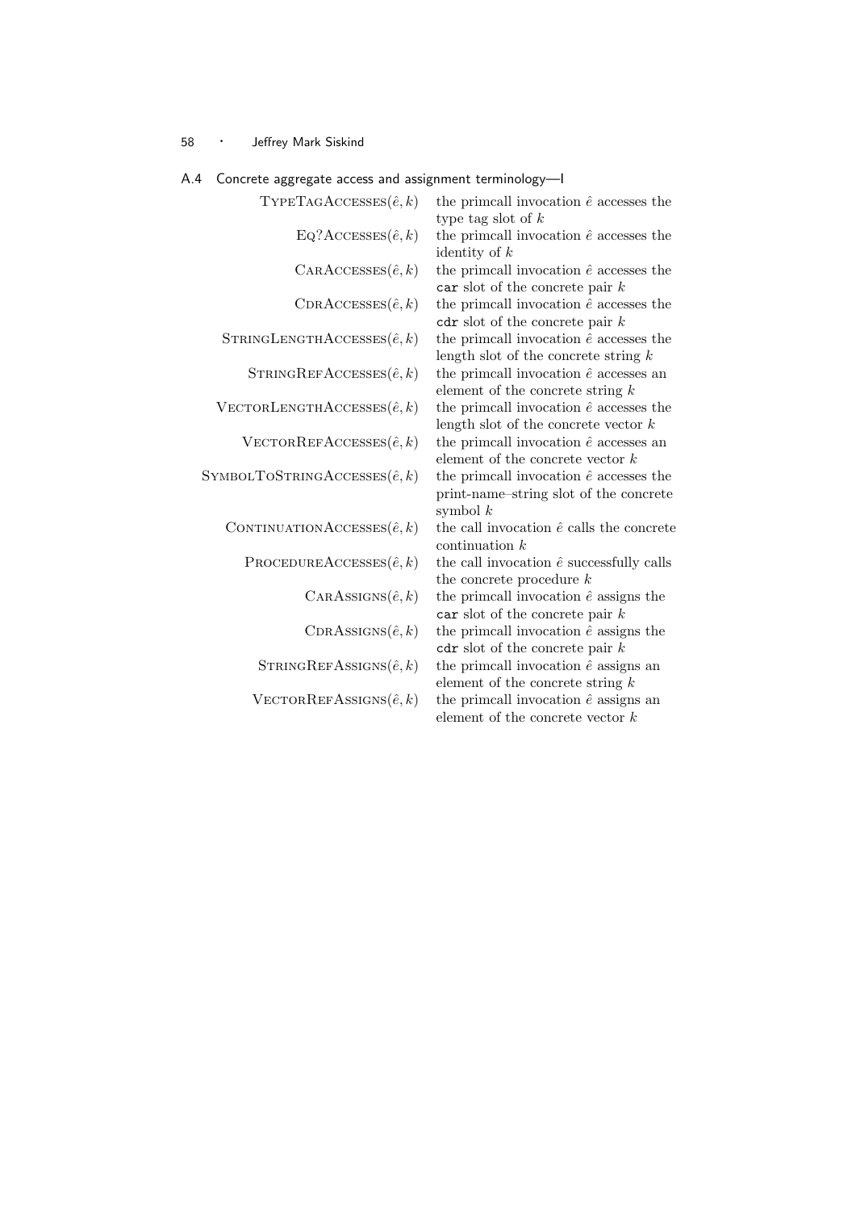## A.4 Concrete aggregate access and assignment terminology—I

| | |
|---|---|
| $\textsc{TypeTagAccesses}(\hat{e}, k)$ | the primcall invocation $\hat{e}$ accesses the type tag slot of $k$ |
| $\textsc{Eq?Accesses}(\hat{e}, k)$ | the primcall invocation $\hat{e}$ accesses the identity of $k$ |
| $\textsc{CarAccesses}(\hat{e}, k)$ | the primcall invocation $\hat{e}$ accesses the `car` slot of the concrete pair $k$ |
| $\textsc{CdrAccesses}(\hat{e}, k)$ | the primcall invocation $\hat{e}$ accesses the `cdr` slot of the concrete pair $k$ |
| $\textsc{StringLengthAccesses}(\hat{e}, k)$ | the primcall invocation $\hat{e}$ accesses the length slot of the concrete string $k$ |
| $\textsc{StringRefAccesses}(\hat{e}, k)$ | the primcall invocation $\hat{e}$ accesses an element of the concrete string $k$ |
| $\textsc{VectorLengthAccesses}(\hat{e}, k)$ | the primcall invocation $\hat{e}$ accesses the length slot of the concrete vector $k$ |
| $\textsc{VectorRefAccesses}(\hat{e}, k)$ | the primcall invocation $\hat{e}$ accesses an element of the concrete vector $k$ |
| $\textsc{SymbolToStringAccesses}(\hat{e}, k)$ | the primcall invocation $\hat{e}$ accesses the print-name–string slot of the concrete symbol $k$ |
| $\textsc{ContinuationAccesses}(\hat{e}, k)$ | the call invocation $\hat{e}$ calls the concrete continuation $k$ |
| $\textsc{ProcedureAccesses}(\hat{e}, k)$ | the call invocation $\hat{e}$ successfully calls the concrete procedure $k$ |
| $\textsc{CarAssigns}(\hat{e}, k)$ | the primcall invocation $\hat{e}$ assigns the `car` slot of the concrete pair $k$ |
| $\textsc{CdrAssigns}(\hat{e}, k)$ | the primcall invocation $\hat{e}$ assigns the `cdr` slot of the concrete pair $k$ |
| $\textsc{StringRefAssigns}(\hat{e}, k)$ | the primcall invocation $\hat{e}$ assigns an element of the concrete string $k$ |
| $\textsc{VectorRefAssigns}(\hat{e}, k)$ | the primcall invocation $\hat{e}$ assigns an element of the concrete vector $k$ |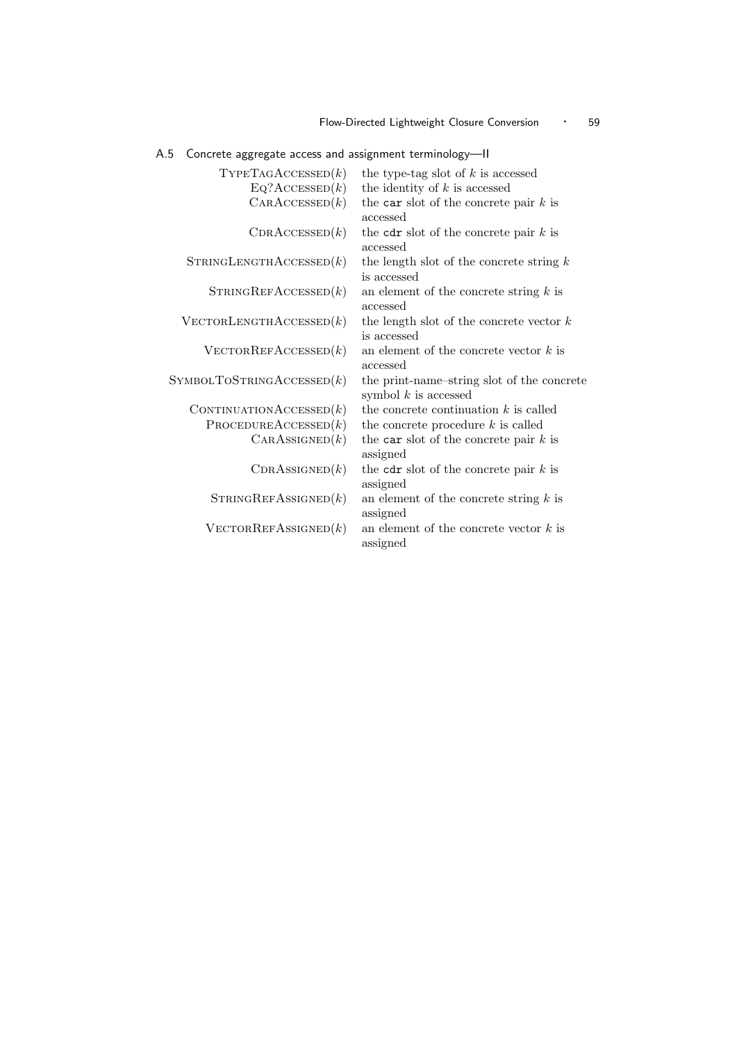## A.5 Concrete aggregate access and assignment terminology—II

| | |
|---|---|
| TypeTagAccessed($k$) | the type-tag slot of $k$ is accessed |
| Eq?Accessed($k$) | the identity of $k$ is accessed |
| CarAccessed($k$) | the `car` slot of the concrete pair $k$ is accessed |
| CdrAccessed($k$) | the `cdr` slot of the concrete pair $k$ is accessed |
| StringLengthAccessed($k$) | the length slot of the concrete string $k$ is accessed |
| StringRefAccessed($k$) | an element of the concrete string $k$ is accessed |
| VectorLengthAccessed($k$) | the length slot of the concrete vector $k$ is accessed |
| VectorRefAccessed($k$) | an element of the concrete vector $k$ is accessed |
| SymbolToStringAccessed($k$) | the print-name–string slot of the concrete symbol $k$ is accessed |
| ContinuationAccessed($k$) | the concrete continuation $k$ is called |
| ProcedureAccessed($k$) | the concrete procedure $k$ is called |
| CarAssigned($k$) | the `car` slot of the concrete pair $k$ is assigned |
| CdrAssigned($k$) | the `cdr` slot of the concrete pair $k$ is assigned |
| StringRefAssigned($k$) | an element of the concrete string $k$ is assigned |
| VectorRefAssigned($k$) | an element of the concrete vector $k$ is assigned |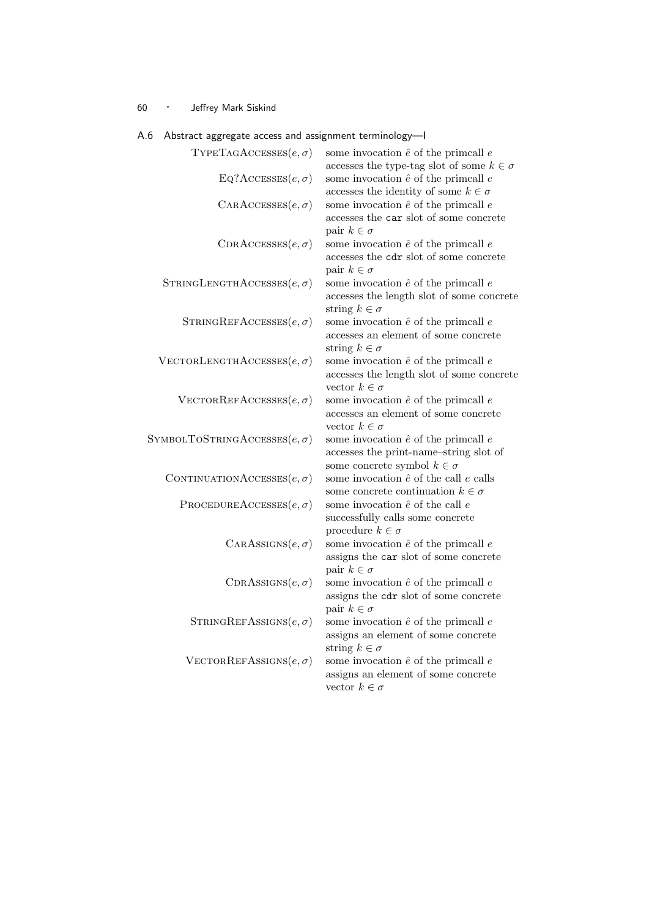## A.6 Abstract aggregate access and assignment terminology—I

| | |
|---|---|
| $\textsc{TypeTagAccesses}(e, \sigma)$ | some invocation $\hat{e}$ of the primcall $e$ accesses the type-tag slot of some $k \in \sigma$ |
| $\textsc{Eq?Accesses}(e, \sigma)$ | some invocation $\hat{e}$ of the primcall $e$ accesses the identity of some $k \in \sigma$ |
| $\textsc{CarAccesses}(e, \sigma)$ | some invocation $\hat{e}$ of the primcall $e$ accesses the `car` slot of some concrete pair $k \in \sigma$ |
| $\textsc{CdrAccesses}(e, \sigma)$ | some invocation $\hat{e}$ of the primcall $e$ accesses the `cdr` slot of some concrete pair $k \in \sigma$ |
| $\textsc{StringLengthAccesses}(e, \sigma)$ | some invocation $\hat{e}$ of the primcall $e$ accesses the length slot of some concrete string $k \in \sigma$ |
| $\textsc{StringRefAccesses}(e, \sigma)$ | some invocation $\hat{e}$ of the primcall $e$ accesses an element of some concrete string $k \in \sigma$ |
| $\textsc{VectorLengthAccesses}(e, \sigma)$ | some invocation $\hat{e}$ of the primcall $e$ accesses the length slot of some concrete vector $k \in \sigma$ |
| $\textsc{VectorRefAccesses}(e, \sigma)$ | some invocation $\hat{e}$ of the primcall $e$ accesses an element of some concrete vector $k \in \sigma$ |
| $\textsc{SymbolToStringAccesses}(e, \sigma)$ | some invocation $\hat{e}$ of the primcall $e$ accesses the print-name–string slot of some concrete symbol $k \in \sigma$ |
| $\textsc{ContinuationAccesses}(e, \sigma)$ | some invocation $\hat{e}$ of the call $e$ calls some concrete continuation $k \in \sigma$ |
| $\textsc{ProcedureAccesses}(e, \sigma)$ | some invocation $\hat{e}$ of the call $e$ successfully calls some concrete procedure $k \in \sigma$ |
| $\textsc{CarAssigns}(e, \sigma)$ | some invocation $\hat{e}$ of the primcall $e$ assigns the `car` slot of some concrete pair $k \in \sigma$ |
| $\textsc{CdrAssigns}(e, \sigma)$ | some invocation $\hat{e}$ of the primcall $e$ assigns the `cdr` slot of some concrete pair $k \in \sigma$ |
| $\textsc{StringRefAssigns}(e, \sigma)$ | some invocation $\hat{e}$ of the primcall $e$ assigns an element of some concrete string $k \in \sigma$ |
| $\textsc{VectorRefAssigns}(e, \sigma)$ | some invocation $\hat{e}$ of the primcall $e$ assigns an element of some concrete vector $k \in \sigma$ |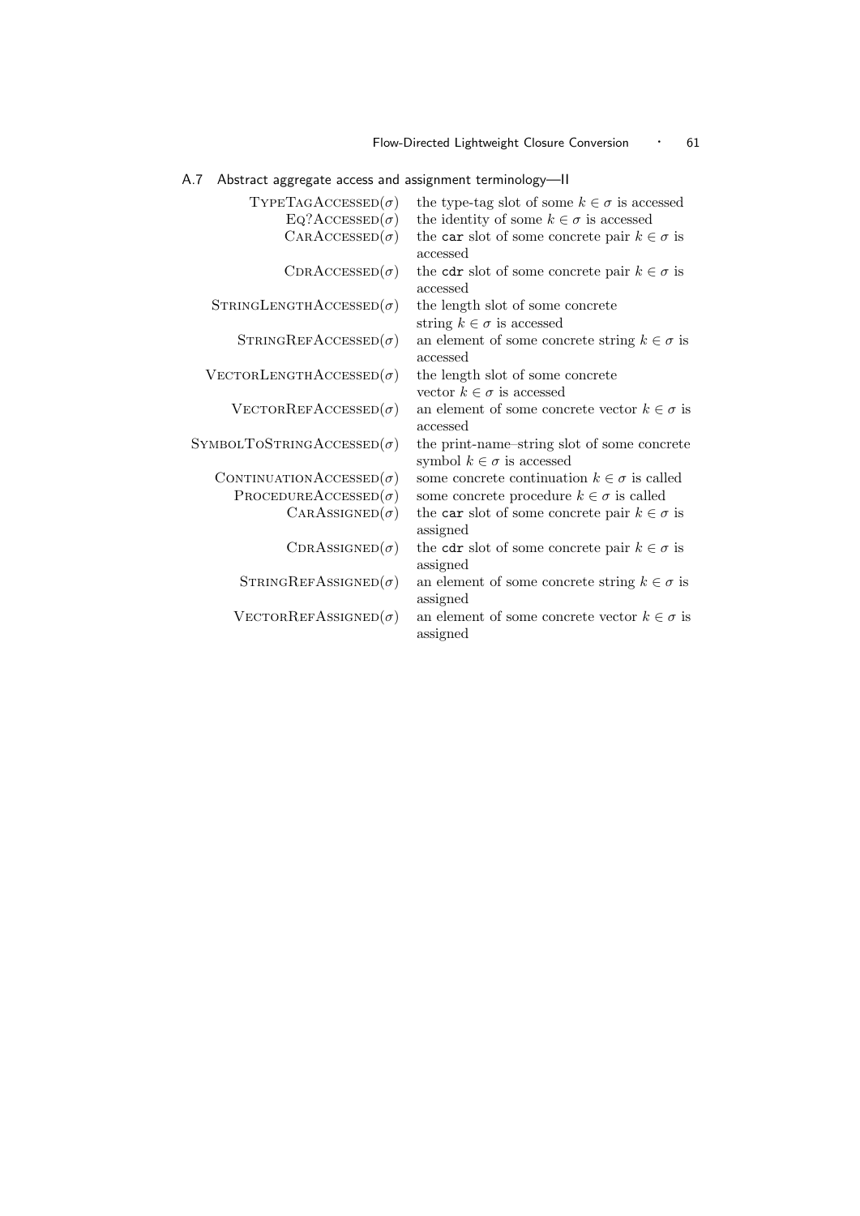## A.7 Abstract aggregate access and assignment terminology—II

| | |
|---|---|
| $\textsc{TypeTagAccessed}(\sigma)$ | the type-tag slot of some $k \in \sigma$ is accessed |
| $\textsc{Eq?Accessed}(\sigma)$ | the identity of some $k \in \sigma$ is accessed |
| $\textsc{CarAccessed}(\sigma)$ | the `car` slot of some concrete pair $k \in \sigma$ is accessed |
| $\textsc{CdrAccessed}(\sigma)$ | the `cdr` slot of some concrete pair $k \in \sigma$ is accessed |
| $\textsc{StringLengthAccessed}(\sigma)$ | the length slot of some concrete string $k \in \sigma$ is accessed |
| $\textsc{StringRefAccessed}(\sigma)$ | an element of some concrete string $k \in \sigma$ is accessed |
| $\textsc{VectorLengthAccessed}(\sigma)$ | the length slot of some concrete vector $k \in \sigma$ is accessed |
| $\textsc{VectorRefAccessed}(\sigma)$ | an element of some concrete vector $k \in \sigma$ is accessed |
| $\textsc{SymbolToStringAccessed}(\sigma)$ | the print-name–string slot of some concrete symbol $k \in \sigma$ is accessed |
| $\textsc{ContinuationAccessed}(\sigma)$ | some concrete continuation $k \in \sigma$ is called |
| $\textsc{ProcedureAccessed}(\sigma)$ | some concrete procedure $k \in \sigma$ is called |
| $\textsc{CarAssigned}(\sigma)$ | the `car` slot of some concrete pair $k \in \sigma$ is assigned |
| $\textsc{CdrAssigned}(\sigma)$ | the `cdr` slot of some concrete pair $k \in \sigma$ is assigned |
| $\textsc{StringRefAssigned}(\sigma)$ | an element of some concrete string $k \in \sigma$ is assigned |
| $\textsc{VectorRefAssigned}(\sigma)$ | an element of some concrete vector $k \in \sigma$ is assigned |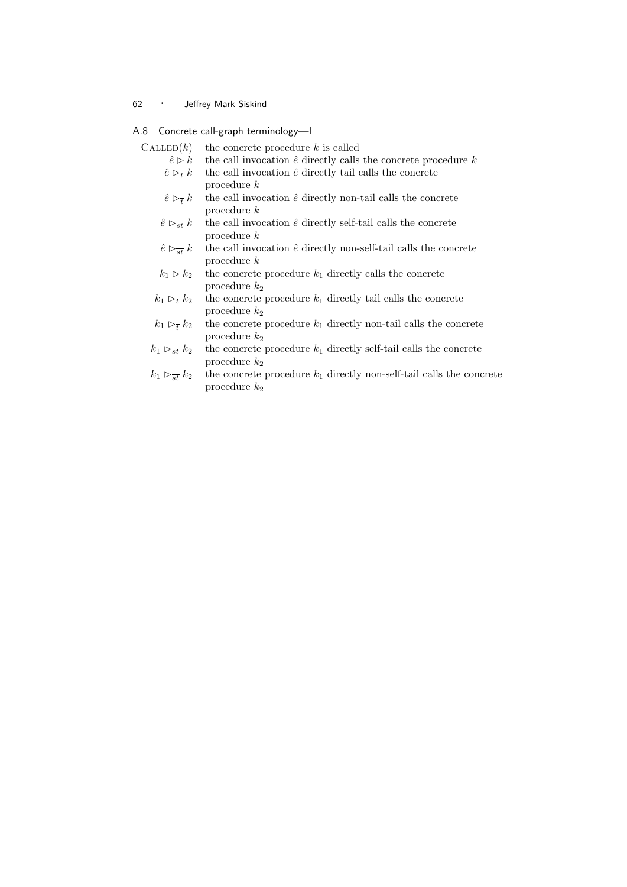### A.8 Concrete call-graph terminology—I

| | |
|---|---|
| $\textsc{Called}(k)$ | the concrete procedure $k$ is called |
| $\hat{e} \rhd k$ | the call invocation $\hat{e}$ directly calls the concrete procedure $k$ |
| $\hat{e} \rhd_t k$ | the call invocation $\hat{e}$ directly tail calls the concrete procedure $k$ |
| $\hat{e} \rhd_{\overline{t}} k$ | the call invocation $\hat{e}$ directly non-tail calls the concrete procedure $k$ |
| $\hat{e} \rhd_{st} k$ | the call invocation $\hat{e}$ directly self-tail calls the concrete procedure $k$ |
| $\hat{e} \rhd_{\overline{st}} k$ | the call invocation $\hat{e}$ directly non-self-tail calls the concrete procedure $k$ |
| $k_1 \rhd k_2$ | the concrete procedure $k_1$ directly calls the concrete procedure $k_2$ |
| $k_1 \rhd_t k_2$ | the concrete procedure $k_1$ directly tail calls the concrete procedure $k_2$ |
| $k_1 \rhd_{\overline{t}} k_2$ | the concrete procedure $k_1$ directly non-tail calls the concrete procedure $k_2$ |
| $k_1 \rhd_{st} k_2$ | the concrete procedure $k_1$ directly self-tail calls the concrete procedure $k_2$ |
| $k_1 \rhd_{\overline{st}} k_2$ | the concrete procedure $k_1$ directly non-self-tail calls the concrete procedure $k_2$ |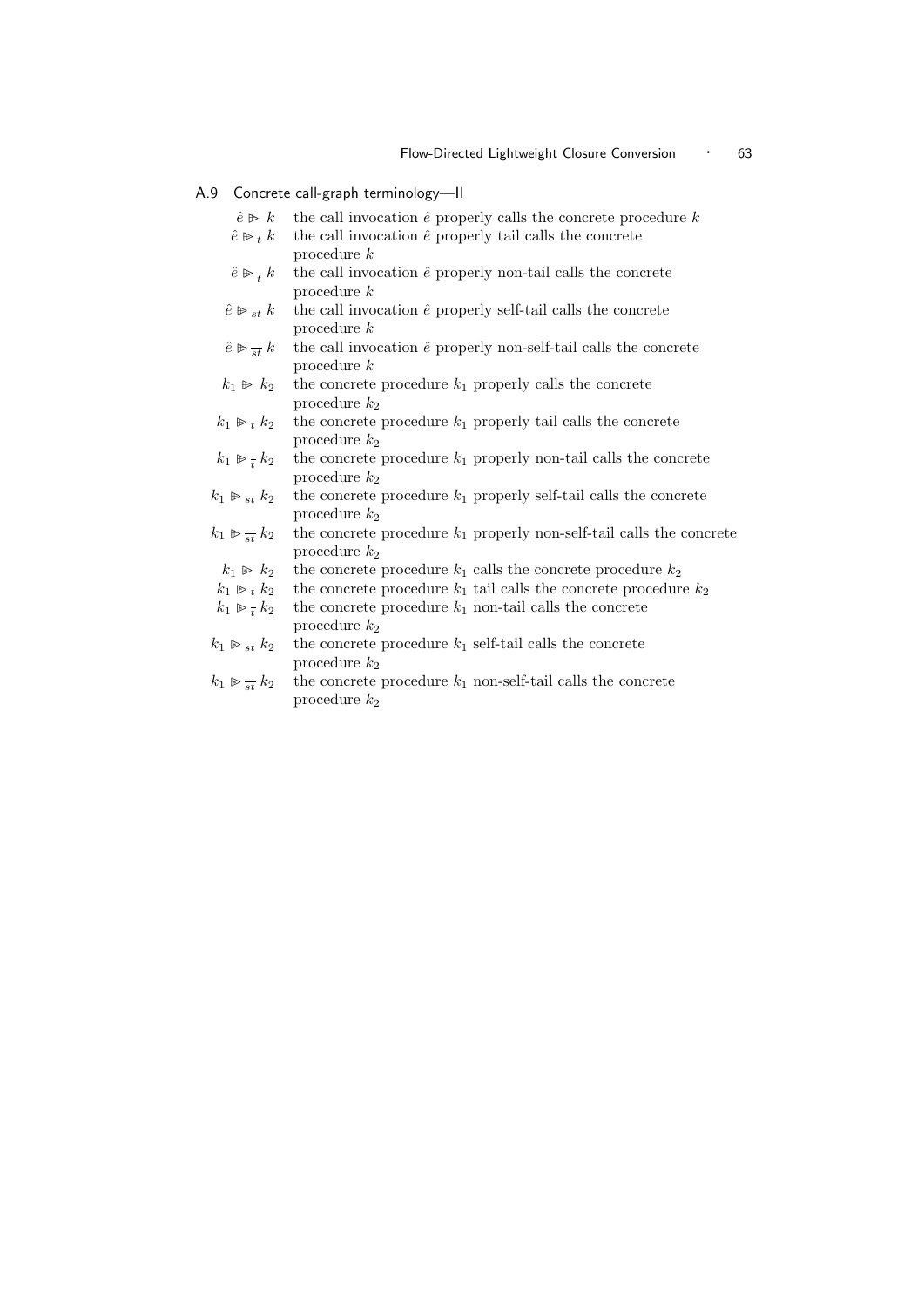## A.9 Concrete call-graph terminology—II

| | |
|---|---|
| $\hat{e} \mathrel{\ooalign{$\rhd$\cr\hidewidth$\cdot$\hidewidth}}\ k$ | the call invocation $\hat{e}$ properly calls the concrete procedure $k$ |
| $\hat{e} \rhd_t k$ | the call invocation $\hat{e}$ properly tail calls the concrete procedure $k$ |
| $\hat{e} \rhd_{\bar{t}} k$ | the call invocation $\hat{e}$ properly non-tail calls the concrete procedure $k$ |
| $\hat{e} \rhd_{st} k$ | the call invocation $\hat{e}$ properly self-tail calls the concrete procedure $k$ |
| $\hat{e} \rhd_{\overline{st}} k$ | the call invocation $\hat{e}$ properly non-self-tail calls the concrete procedure $k$ |
| $k_1 \rhd k_2$ | the concrete procedure $k_1$ properly calls the concrete procedure $k_2$ |
| $k_1 \rhd_t k_2$ | the concrete procedure $k_1$ properly tail calls the concrete procedure $k_2$ |
| $k_1 \rhd_{\bar{t}} k_2$ | the concrete procedure $k_1$ properly non-tail calls the concrete procedure $k_2$ |
| $k_1 \rhd_{st} k_2$ | the concrete procedure $k_1$ properly self-tail calls the concrete procedure $k_2$ |
| $k_1 \rhd_{\overline{st}} k_2$ | the concrete procedure $k_1$ properly non-self-tail calls the concrete procedure $k_2$ |
| $k_1 \rhd k_2$ | the concrete procedure $k_1$ calls the concrete procedure $k_2$ |
| $k_1 \rhd_t k_2$ | the concrete procedure $k_1$ tail calls the concrete procedure $k_2$ |
| $k_1 \rhd_{\bar{t}} k_2$ | the concrete procedure $k_1$ non-tail calls the concrete procedure $k_2$ |
| $k_1 \rhd_{st} k_2$ | the concrete procedure $k_1$ self-tail calls the concrete procedure $k_2$ |
| $k_1 \rhd_{\overline{st}} k_2$ | the concrete procedure $k_1$ non-self-tail calls the concrete procedure $k_2$ |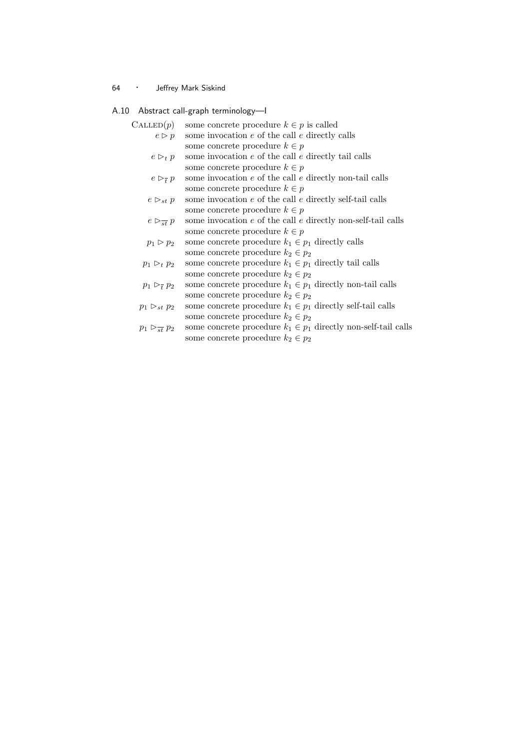### A.10 Abstract call-graph terminology—I

| | |
|---|---|
| $\text{CALLED}(p)$ | some concrete procedure $k \in p$ is called |
| $e \rhd p$ | some invocation $e$ of the call $e$ directly calls some concrete procedure $k \in p$ |
| $e \rhd_t p$ | some invocation $e$ of the call $e$ directly tail calls some concrete procedure $k \in p$ |
| $e \rhd_{\overline{t}} p$ | some invocation $e$ of the call $e$ directly non-tail calls some concrete procedure $k \in p$ |
| $e \rhd_{st} p$ | some invocation $e$ of the call $e$ directly self-tail calls some concrete procedure $k \in p$ |
| $e \rhd_{\overline{st}} p$ | some invocation $e$ of the call $e$ directly non-self-tail calls some concrete procedure $k \in p$ |
| $p_1 \rhd p_2$ | some concrete procedure $k_1 \in p_1$ directly calls some concrete procedure $k_2 \in p_2$ |
| $p_1 \rhd_t p_2$ | some concrete procedure $k_1 \in p_1$ directly tail calls some concrete procedure $k_2 \in p_2$ |
| $p_1 \rhd_{\overline{t}} p_2$ | some concrete procedure $k_1 \in p_1$ directly non-tail calls some concrete procedure $k_2 \in p_2$ |
| $p_1 \rhd_{st} p_2$ | some concrete procedure $k_1 \in p_1$ directly self-tail calls some concrete procedure $k_2 \in p_2$ |
| $p_1 \rhd_{\overline{st}} p_2$ | some concrete procedure $k_1 \in p_1$ directly non-self-tail calls some concrete procedure $k_2 \in p_2$ |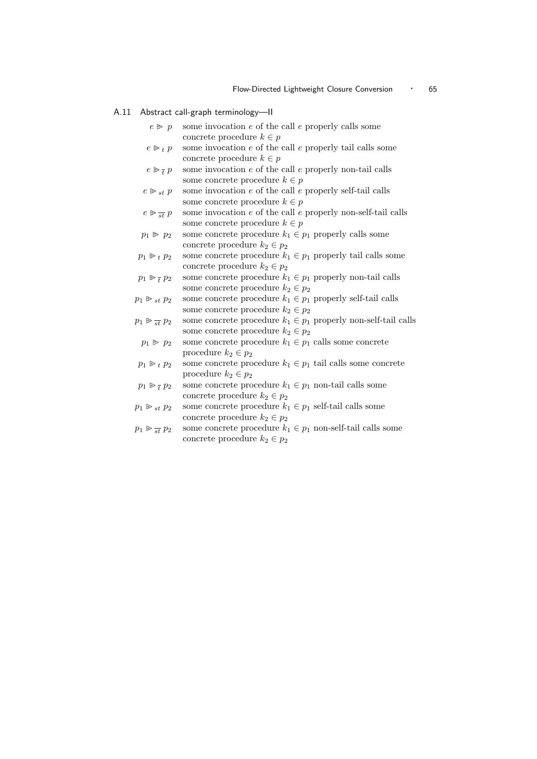## A.11 Abstract call-graph terminology—II

| | |
|---|---|
| $e \trianglerighteq p$ | some invocation $e$ of the call $e$ properly calls some concrete procedure $k \in p$ |
| $e \trianglerighteq_t p$ | some invocation $e$ of the call $e$ properly tail calls some concrete procedure $k \in p$ |
| $e \trianglerighteq_{\overline{t}} p$ | some invocation $e$ of the call $e$ properly non-tail calls some concrete procedure $k \in p$ |
| $e \trianglerighteq_{st} p$ | some invocation $e$ of the call $e$ properly self-tail calls some concrete procedure $k \in p$ |
| $e \trianglerighteq_{\overline{st}} p$ | some invocation $e$ of the call $e$ properly non-self-tail calls some concrete procedure $k \in p$ |
| $p_1 \trianglerighteq p_2$ | some concrete procedure $k_1 \in p_1$ properly calls some concrete procedure $k_2 \in p_2$ |
| $p_1 \trianglerighteq_t p_2$ | some concrete procedure $k_1 \in p_1$ properly tail calls some concrete procedure $k_2 \in p_2$ |
| $p_1 \trianglerighteq_{\overline{t}} p_2$ | some concrete procedure $k_1 \in p_1$ properly non-tail calls some concrete procedure $k_2 \in p_2$ |
| $p_1 \trianglerighteq_{st} p_2$ | some concrete procedure $k_1 \in p_1$ properly self-tail calls some concrete procedure $k_2 \in p_2$ |
| $p_1 \trianglerighteq_{\overline{st}} p_2$ | some concrete procedure $k_1 \in p_1$ properly non-self-tail calls some concrete procedure $k_2 \in p_2$ |
| $p_1 \trianglerighteq p_2$ | some concrete procedure $k_1 \in p_1$ calls some concrete procedure $k_2 \in p_2$ |
| $p_1 \trianglerighteq_t p_2$ | some concrete procedure $k_1 \in p_1$ tail calls some concrete procedure $k_2 \in p_2$ |
| $p_1 \trianglerighteq_{\overline{t}} p_2$ | some concrete procedure $k_1 \in p_1$ non-tail calls some concrete procedure $k_2 \in p_2$ |
| $p_1 \trianglerighteq_{st} p_2$ | some concrete procedure $k_1 \in p_1$ self-tail calls some concrete procedure $k_2 \in p_2$ |
| $p_1 \trianglerighteq_{\overline{st}} p_2$ | some concrete procedure $k_1 \in p_1$ non-self-tail calls some concrete procedure $k_2 \in p_2$ |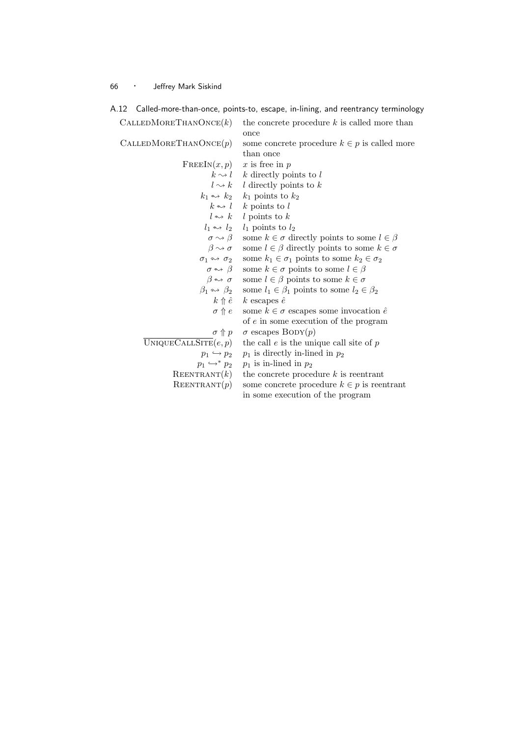## A.12 Called-more-than-once, points-to, escape, in-lining, and reentrancy terminology

| | |
|---|---|
| $\textsc{CalledMoreThanOnce}(k)$ | the concrete procedure $k$ is called more than once |
| $\textsc{CalledMoreThanOnce}(p)$ | some concrete procedure $k \in p$ is called more than once |
| $\textsc{FreeIn}(x, p)$ | $x$ is free in $p$ |
| $k \rightsquigarrow l$ | $k$ directly points to $l$ |
| $l \rightsquigarrow k$ | $l$ directly points to $k$ |
| $k_1 \leadsto k_2$ | $k_1$ points to $k_2$ |
| $k \leadsto l$ | $k$ points to $l$ |
| $l \leadsto k$ | $l$ points to $k$ |
| $l_1 \leadsto l_2$ | $l_1$ points to $l_2$ |
| $\sigma \rightsquigarrow \beta$ | some $k \in \sigma$ directly points to some $l \in \beta$ |
| $\beta \rightsquigarrow \sigma$ | some $l \in \beta$ directly points to some $k \in \sigma$ |
| $\sigma_1 \leadsto \sigma_2$ | some $k_1 \in \sigma_1$ points to some $k_2 \in \sigma_2$ |
| $\sigma \leadsto \beta$ | some $k \in \sigma$ points to some $l \in \beta$ |
| $\beta \leadsto \sigma$ | some $l \in \beta$ points to some $k \in \sigma$ |
| $\beta_1 \leadsto \beta_2$ | some $l_1 \in \beta_1$ points to some $l_2 \in \beta_2$ |
| $k \Uparrow \hat{e}$ | $k$ escapes $\hat{e}$ |
| $\sigma \Uparrow e$ | some $k \in \sigma$ escapes some invocation $\hat{e}$ of $e$ in some execution of the program |
| $\sigma \Uparrow p$ | $\sigma$ escapes $\textsc{Body}(p)$ |
| $\overline{\textsc{UniqueCallSite}(e, p)}$ | the call $e$ is the unique call site of $p$ |
| $p_1 \hookrightarrow p_2$ | $p_1$ is directly in-lined in $p_2$ |
| $p_1 \hookrightarrow^* p_2$ | $p_1$ is in-lined in $p_2$ |
| $\textsc{Reentrant}(k)$ | the concrete procedure $k$ is reentrant |
| $\textsc{Reentrant}(p)$ | some concrete procedure $k \in p$ is reentrant in some execution of the program |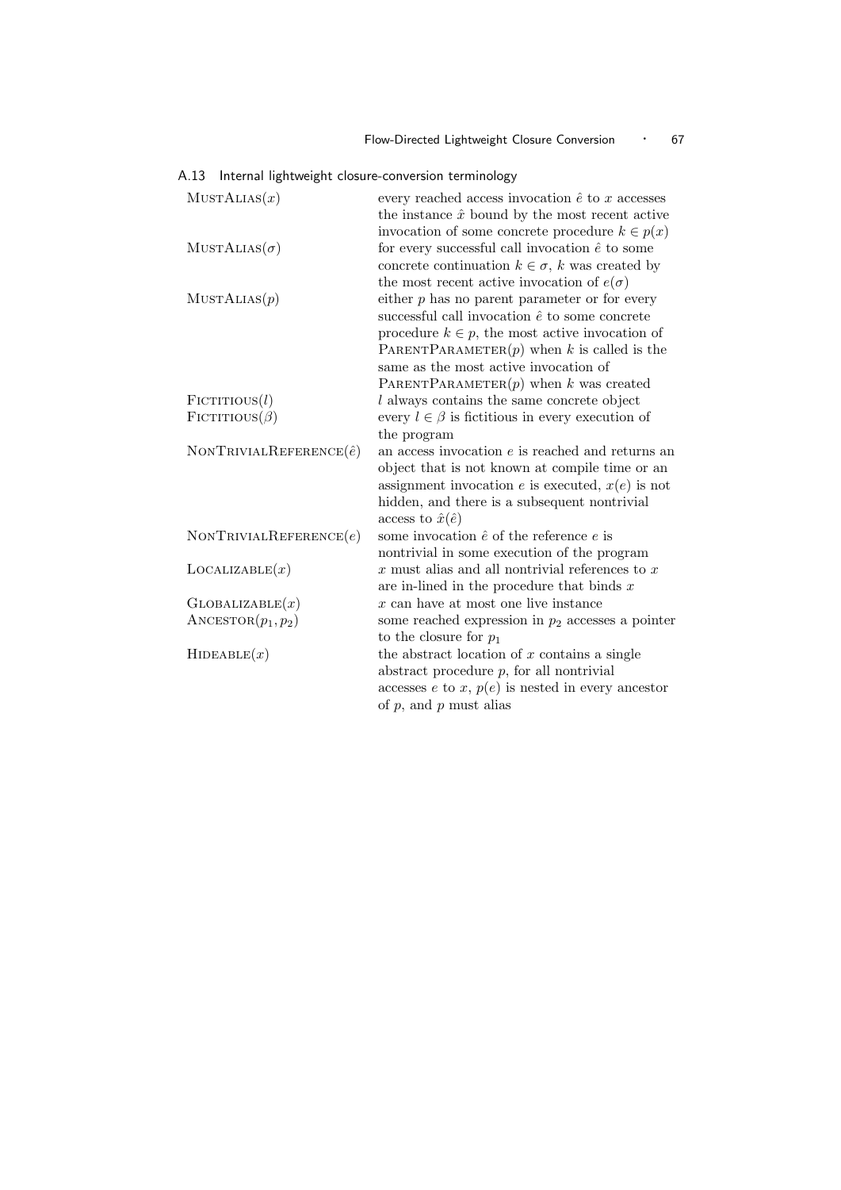## A.13 Internal lightweight closure-conversion terminology

| | |
|---|---|
| MUSTALIAS($x$) | every reached access invocation $\hat{e}$ to $x$ accesses the instance $\hat{x}$ bound by the most recent active invocation of some concrete procedure $k \in p(x)$ |
| MUSTALIAS($\sigma$) | for every successful call invocation $\hat{e}$ to some concrete continuation $k \in \sigma$, $k$ was created by the most recent active invocation of $e(\sigma)$ |
| MUSTALIAS($p$) | either $p$ has no parent parameter or for every successful call invocation $\hat{e}$ to some concrete procedure $k \in p$, the most active invocation of PARENTPARAMETER($p$) when $k$ is called is the same as the most active invocation of PARENTPARAMETER($p$) when $k$ was created |
| FICTITIOUS($l$) | $l$ always contains the same concrete object |
| FICTITIOUS($\beta$) | every $l \in \beta$ is fictitious in every execution of the program |
| NONTRIVIALREFERENCE($\hat{e}$) | an access invocation $e$ is reached and returns an object that is not known at compile time or an assignment invocation $e$ is executed, $x(e)$ is not hidden, and there is a subsequent nontrivial access to $\hat{x}(\hat{e})$ |
| NONTRIVIALREFERENCE($e$) | some invocation $\hat{e}$ of the reference $e$ is nontrivial in some execution of the program |
| LOCALIZABLE($x$) | $x$ must alias and all nontrivial references to $x$ are in-lined in the procedure that binds $x$ |
| GLOBALIZABLE($x$) | $x$ can have at most one live instance |
| ANCESTOR($p_1, p_2$) | some reached expression in $p_2$ accesses a pointer to the closure for $p_1$ |
| HIDEABLE($x$) | the abstract location of $x$ contains a single abstract procedure $p$, for all nontrivial accesses $e$ to $x$, $p(e)$ is nested in every ancestor of $p$, and $p$ must alias |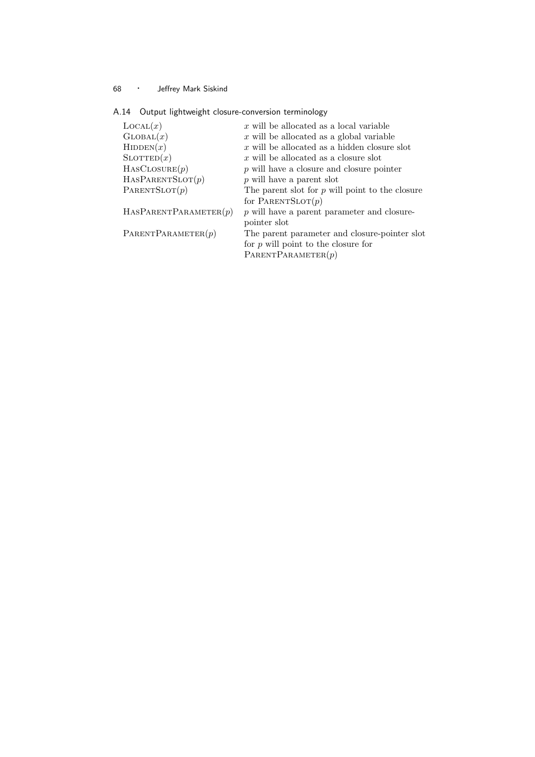## A.14 Output lightweight closure-conversion terminology

| | |
|---|---|
| LOCAL($x$) | $x$ will be allocated as a local variable |
| GLOBAL($x$) | $x$ will be allocated as a global variable |
| HIDDEN($x$) | $x$ will be allocated as a hidden closure slot |
| SLOTTED($x$) | $x$ will be allocated as a closure slot |
| HASCLOSURE($p$) | $p$ will have a closure and closure pointer |
| HASPARENTSLOT($p$) | $p$ will have a parent slot |
| PARENTSLOT($p$) | The parent slot for $p$ will point to the closure for PARENTSLOT($p$) |
| HASPARENTPARAMETER($p$) | $p$ will have a parent parameter and closure-pointer slot |
| PARENTPARAMETER($p$) | The parent parameter and closure-pointer slot for $p$ will point to the closure for PARENTPARAMETER($p$) |